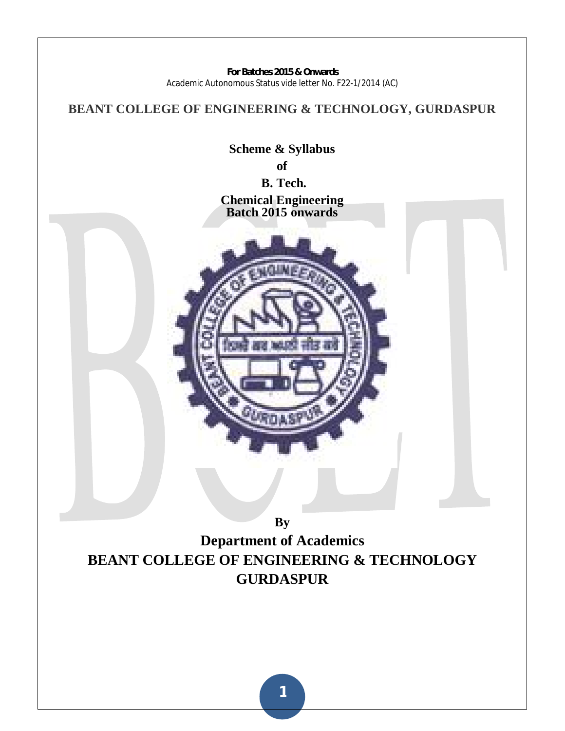**For Batches 2015 & Onwards**

Academic Autonomous Status vide letter No. F22-1/2014 (AC)

# BEANT COLLEGE OF ENGINEERING & TECHNOLOGY, GURDASPUR

## Scheme & Syllabus

## of

## B. Tech.

## Chemical Engineering

## Batch 2015 onwards

**By**

## Department of Academics

## BEANT COLLEGE OF ENGINEERING & TECHNOLOGY

## GURDASPUR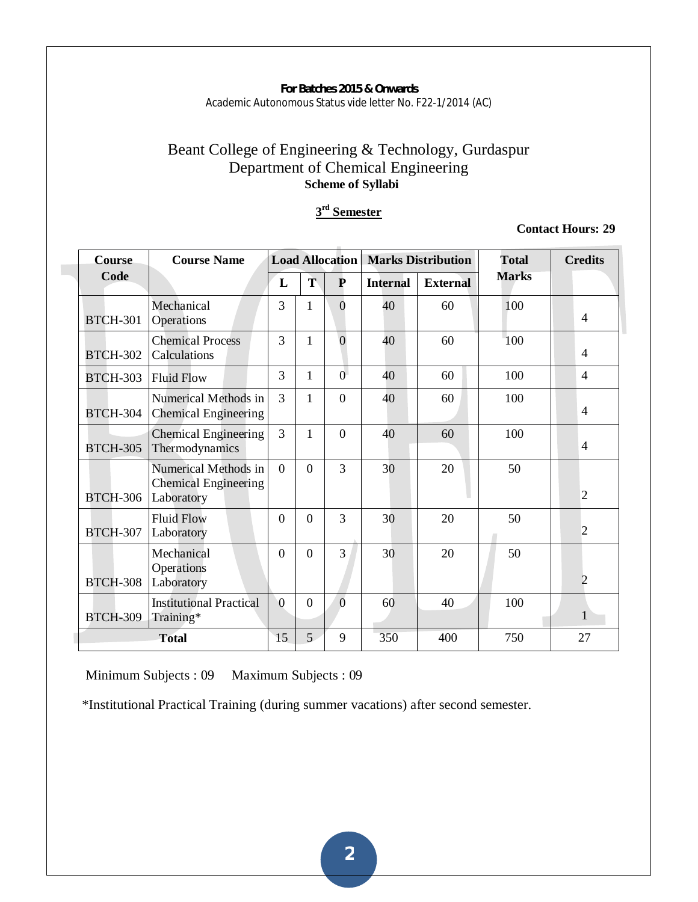**For Batches 2015 & Onwards**
Academic Autonomous Status vide letter No. F22-1/2014 (AC)

# Beant College of Engineering & Technology, Gurdaspur
## Department of Chemical Engineering
**Scheme of Syllabi**

**3rd Semester**

**Contact Hours: 29**

| Course Code | Course Name | Load Allocation | | | Marks Distribution | | Total Marks | Credits |
|---|---|---|---|---|---|---|---|---|
| | | L | T | P | Internal | External | | |
| BTCH-301 | Mechanical Operations | 3 | 1 | 0 | 40 | 60 | 100 | 4 |
| BTCH-302 | Chemical Process Calculations | 3 | 1 | 0 | 40 | 60 | 100 | 4 |
| BTCH-303 | Fluid Flow | 3 | 1 | 0 | 40 | 60 | 100 | 4 |
| BTCH-304 | Numerical Methods in Chemical Engineering | 3 | 1 | 0 | 40 | 60 | 100 | 4 |
| BTCH-305 | Chemical Engineering Thermodynamics | 3 | 1 | 0 | 40 | 60 | 100 | 4 |
| BTCH-306 | Numerical Methods in Chemical Engineering Laboratory | 0 | 0 | 3 | 30 | 20 | 50 | 2 |
| BTCH-307 | Fluid Flow Laboratory | 0 | 0 | 3 | 30 | 20 | 50 | 2 |
| BTCH-308 | Mechanical Operations Laboratory | 0 | 0 | 3 | 30 | 20 | 50 | 2 |
| BTCH-309 | Institutional Practical Training* | 0 | 0 | 0 | 60 | 40 | 100 | 1 |
| **Total** | | 15 | 5 | 9 | 350 | 400 | 750 | 27 |

Minimum Subjects : 09     Maximum Subjects : 09

*Institutional Practical Training (during summer vacations) after second semester.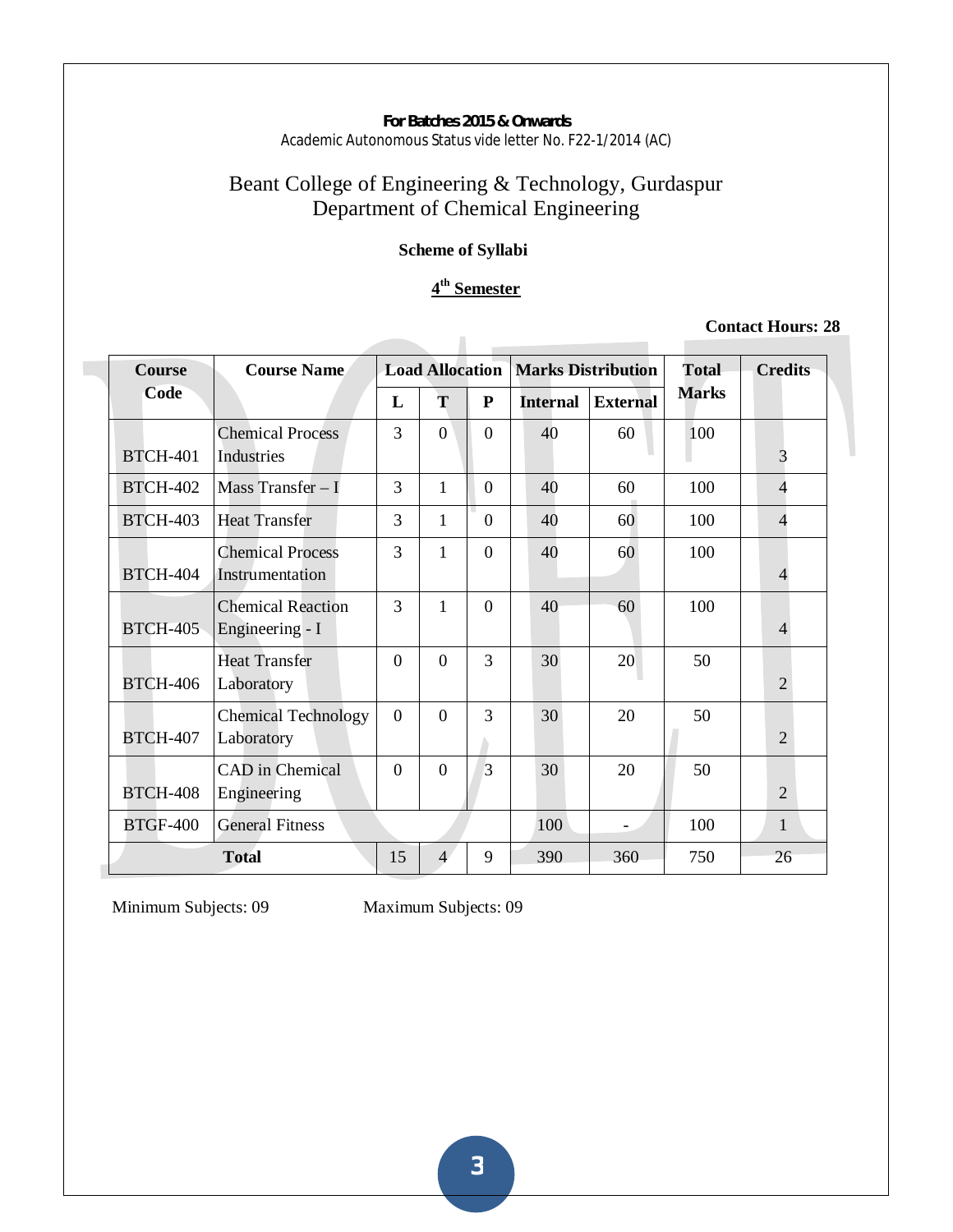**For Batches 2015 & Onwards**
Academic Autonomous Status vide letter No. F22-1/2014 (AC)

# Beant College of Engineering & Technology, Gurdaspur
## Department of Chemical Engineering

### Scheme of Syllabi

### 4th Semester

**Contact Hours: 28**

| Course Code | Course Name | Load Allocation | | | Marks Distribution | | Total Marks | Credits |
|---|---|---|---|---|---|---|---|---|
| | | L | T | P | Internal | External | | |
| BTCH-401 | Chemical Process Industries | 3 | 0 | 0 | 40 | 60 | 100 | 3 |
| BTCH-402 | Mass Transfer – I | 3 | 1 | 0 | 40 | 60 | 100 | 4 |
| BTCH-403 | Heat Transfer | 3 | 1 | 0 | 40 | 60 | 100 | 4 |
| BTCH-404 | Chemical Process Instrumentation | 3 | 1 | 0 | 40 | 60 | 100 | 4 |
| BTCH-405 | Chemical Reaction Engineering - I | 3 | 1 | 0 | 40 | 60 | 100 | 4 |
| BTCH-406 | Heat Transfer Laboratory | 0 | 0 | 3 | 30 | 20 | 50 | 2 |
| BTCH-407 | Chemical Technology Laboratory | 0 | 0 | 3 | 30 | 20 | 50 | 2 |
| BTCH-408 | CAD in Chemical Engineering | 0 | 0 | 3 | 30 | 20 | 50 | 2 |
| BTGF-400 | General Fitness | | | | 100 | - | 100 | 1 |
| **Total** | | 15 | 4 | 9 | 390 | 360 | 750 | 26 |

Minimum Subjects: 09 Maximum Subjects: 09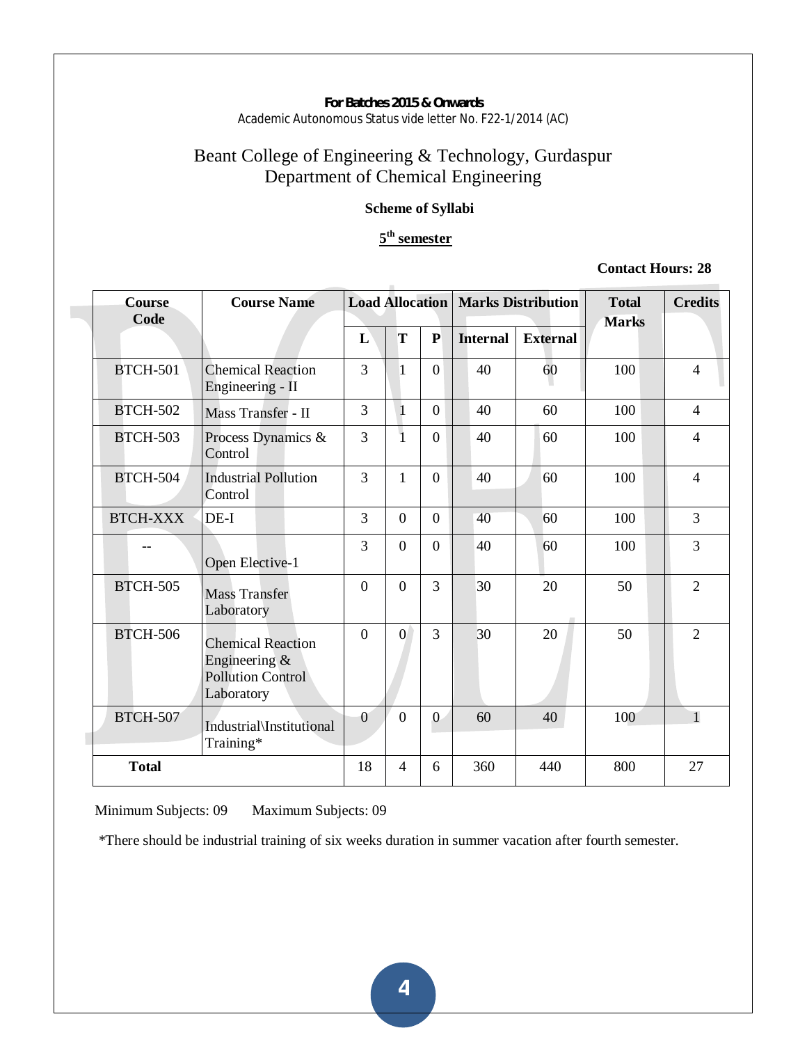**For Batches 2015 & Onwards**

Academic Autonomous Status vide letter No. F22-1/2014 (AC)

# Beant College of Engineering & Technology, Gurdaspur
## Department of Chemical Engineering

### Scheme of Syllabi

### 5th semester

**Contact Hours: 28**

| Course Code | Course Name | Load Allocation | | | Marks Distribution | | Total Marks | Credits |
|---|---|---|---|---|---|---|---|---|
| | | L | T | P | Internal | External | | |
| BTCH-501 | Chemical Reaction Engineering - II | 3 | 1 | 0 | 40 | 60 | 100 | 4 |
| BTCH-502 | Mass Transfer - II | 3 | 1 | 0 | 40 | 60 | 100 | 4 |
| BTCH-503 | Process Dynamics & Control | 3 | 1 | 0 | 40 | 60 | 100 | 4 |
| BTCH-504 | Industrial Pollution Control | 3 | 1 | 0 | 40 | 60 | 100 | 4 |
| BTCH-XXX | DE-I | 3 | 0 | 0 | 40 | 60 | 100 | 3 |
| -- | Open Elective-1 | 3 | 0 | 0 | 40 | 60 | 100 | 3 |
| BTCH-505 | Mass Transfer Laboratory | 0 | 0 | 3 | 30 | 20 | 50 | 2 |
| BTCH-506 | Chemical Reaction Engineering & Pollution Control Laboratory | 0 | 0 | 3 | 30 | 20 | 50 | 2 |
| BTCH-507 | Industrial\Institutional Training* | 0 | 0 | 0 | 60 | 40 | 100 | 1 |
| **Total** | | 18 | 4 | 6 | 360 | 440 | 800 | 27 |

Minimum Subjects: 09    Maximum Subjects: 09

*There should be industrial training of six weeks duration in summer vacation after fourth semester.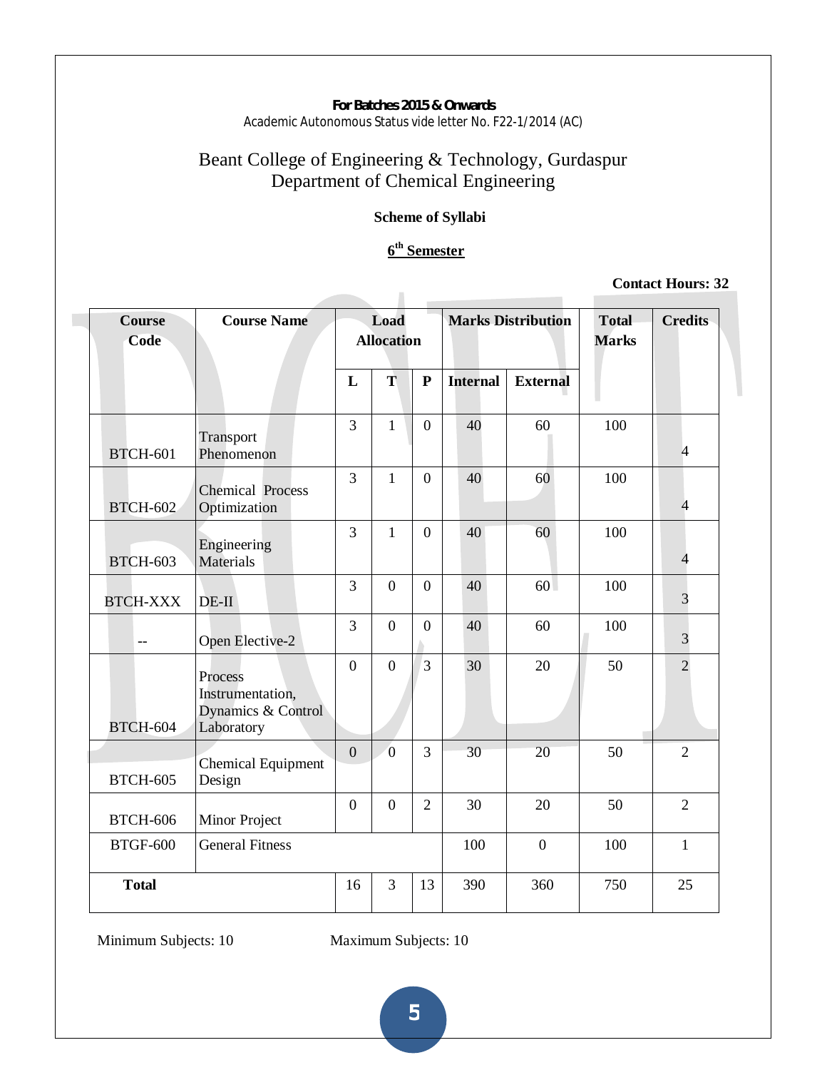**For Batches 2015 & Onwards**
Academic Autonomous Status vide letter No. F22-1/2014 (AC)

# Beant College of Engineering & Technology, Gurdaspur
## Department of Chemical Engineering

**Scheme of Syllabi**

**6th Semester**

**Contact Hours: 32**

| Course Code | Course Name | Load Allocation | | | Marks Distribution | | Total Marks | Credits |
|---|---|---|---|---|---|---|---|---|
| | | L | T | P | Internal | External | | |
| BTCH-601 | Transport Phenomenon | 3 | 1 | 0 | 40 | 60 | 100 | 4 |
| BTCH-602 | Chemical Process Optimization | 3 | 1 | 0 | 40 | 60 | 100 | 4 |
| BTCH-603 | Engineering Materials | 3 | 1 | 0 | 40 | 60 | 100 | 4 |
| BTCH-XXX | DE-II | 3 | 0 | 0 | 40 | 60 | 100 | 3 |
| -- | Open Elective-2 | 3 | 0 | 0 | 40 | 60 | 100 | 3 |
| BTCH-604 | Process Instrumentation, Dynamics & Control Laboratory | 0 | 0 | 3 | 30 | 20 | 50 | 2 |
| BTCH-605 | Chemical Equipment Design | 0 | 0 | 3 | 30 | 20 | 50 | 2 |
| BTCH-606 | Minor Project | 0 | 0 | 2 | 30 | 20 | 50 | 2 |
| BTGF-600 | General Fitness | | | | 100 | 0 | 100 | 1 |
| **Total** | | 16 | 3 | 13 | 390 | 360 | 750 | 25 |

Minimum Subjects: 10 Maximum Subjects: 10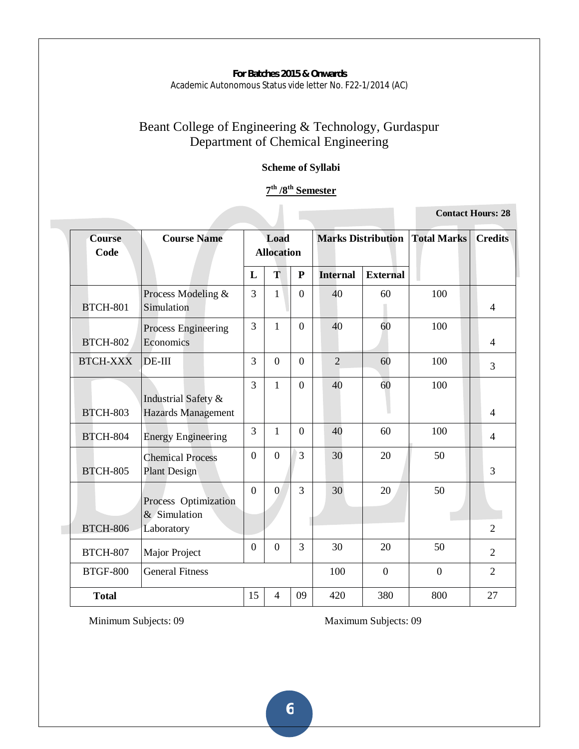**For Batches 2015 & Onwards**
Academic Autonomous Status vide letter No. F22-1/2014 (AC)

# Beant College of Engineering & Technology, Gurdaspur
## Department of Chemical Engineering

**Scheme of Syllabi**

**7th /8th Semester**

**Contact Hours: 28**

| Course Code | Course Name | Load Allocation | | | Marks Distribution | | Total Marks | Credits |
|---|---|---|---|---|---|---|---|---|
| | | L | T | P | Internal | External | | |
| BTCH-801 | Process Modeling & Simulation | 3 | 1 | 0 | 40 | 60 | 100 | 4 |
| BTCH-802 | Process Engineering Economics | 3 | 1 | 0 | 40 | 60 | 100 | 4 |
| BTCH-XXX | DE-III | 3 | 0 | 0 | 2 | 60 | 100 | 3 |
| BTCH-803 | Industrial Safety & Hazards Management | 3 | 1 | 0 | 40 | 60 | 100 | 4 |
| BTCH-804 | Energy Engineering | 3 | 1 | 0 | 40 | 60 | 100 | 4 |
| BTCH-805 | Chemical Process Plant Design | 0 | 0 | 3 | 30 | 20 | 50 | 3 |
| BTCH-806 | Process Optimization & Simulation Laboratory | 0 | 0 | 3 | 30 | 20 | 50 | 2 |
| BTCH-807 | Major Project | 0 | 0 | 3 | 30 | 20 | 50 | 2 |
| BTGF-800 | General Fitness | | | | 100 | 0 | 0 | 2 |
| **Total** | | 15 | 4 | 09 | 420 | 380 | 800 | 27 |

Minimum Subjects: 09 Maximum Subjects: 09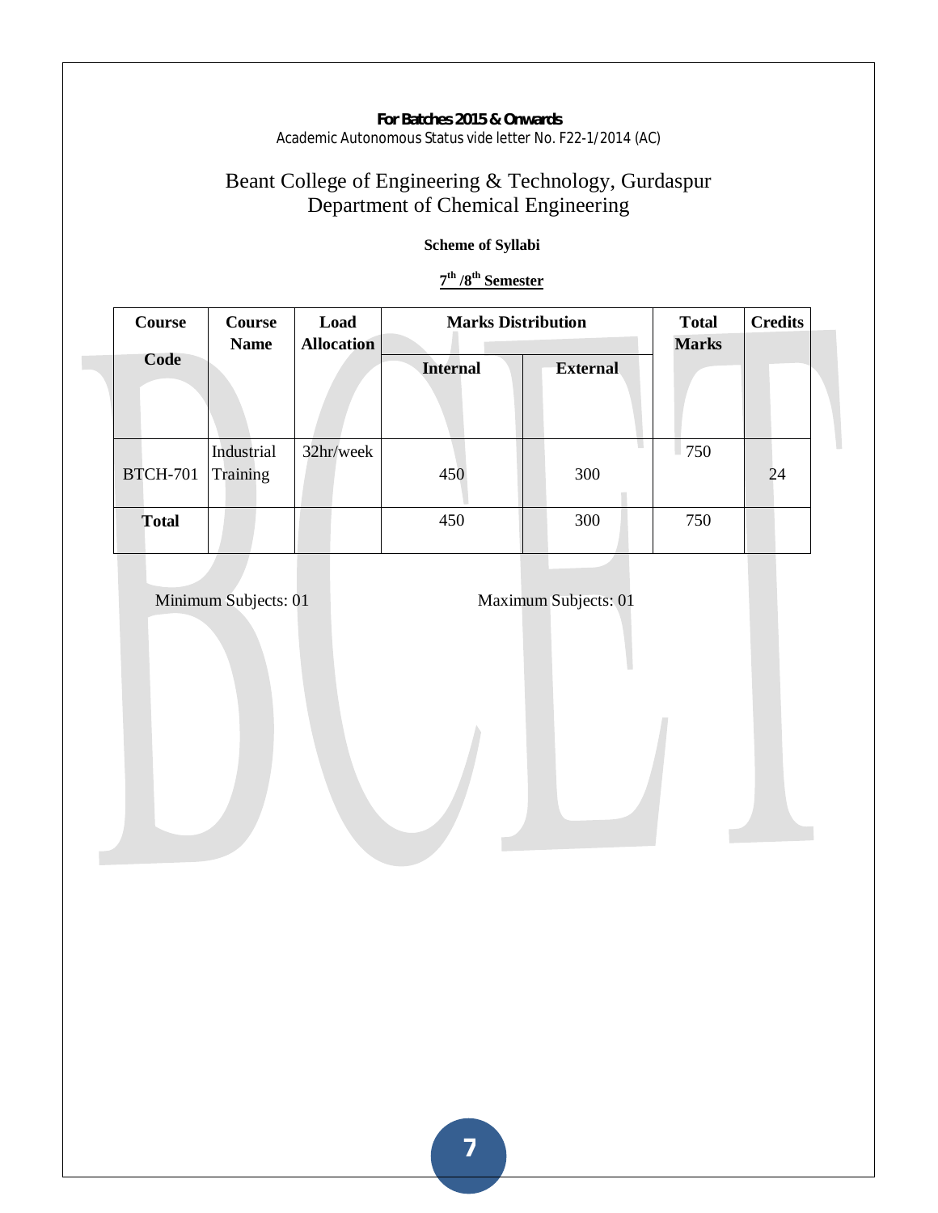**For Batches 2015 & Onwards**
Academic Autonomous Status vide letter No. F22-1/2014 (AC)

# Beant College of Engineering & Technology, Gurdaspur
## Department of Chemical Engineering

**Scheme of Syllabi**

**7th /8th Semester**

| Course Code | Course Name | Load Allocation | Marks Distribution | | Total Marks | Credits |
|---|---|---|---|---|---|---|
| | | | Internal | External | | |
| BTCH-701 | Industrial Training | 32hr/week | 450 | 300 | 750 | 24 |
| **Total** | | | 450 | 300 | 750 | |

Minimum Subjects: 01          Maximum Subjects: 01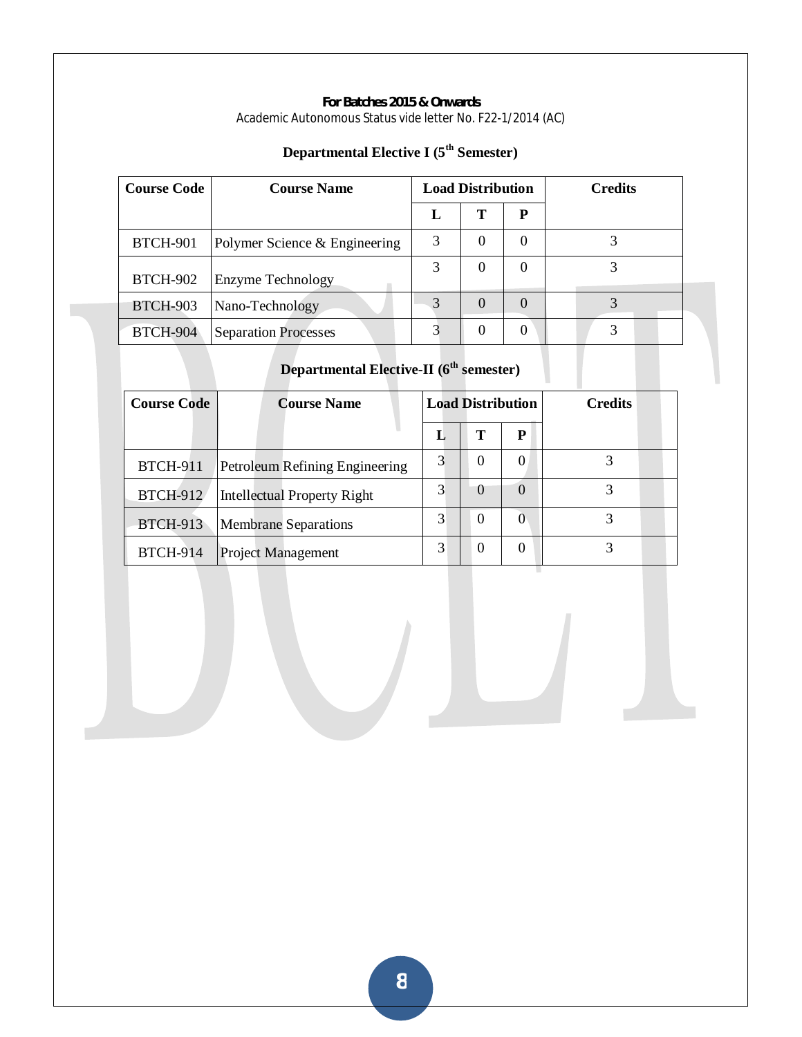**For Batches 2015 & Onwards**
Academic Autonomous Status vide letter No. F22-1/2014 (AC)

## Departmental Elective I (5th Semester)

| Course Code | Course Name | Load Distribution | | | Credits |
|---|---|---|---|---|---|
| | | L | T | P | |
| BTCH-901 | Polymer Science & Engineering | 3 | 0 | 0 | 3 |
| BTCH-902 | Enzyme Technology | 3 | 0 | 0 | 3 |
| BTCH-903 | Nano-Technology | 3 | 0 | 0 | 3 |
| BTCH-904 | Separation Processes | 3 | 0 | 0 | 3 |

## Departmental Elective-II (6th semester)

| Course Code | Course Name | Load Distribution | | | Credits |
|---|---|---|---|---|---|
| | | L | T | P | |
| BTCH-911 | Petroleum Refining Engineering | 3 | 0 | 0 | 3 |
| BTCH-912 | Intellectual Property Right | 3 | 0 | 0 | 3 |
| BTCH-913 | Membrane Separations | 3 | 0 | 0 | 3 |
| BTCH-914 | Project Management | 3 | 0 | 0 | 3 |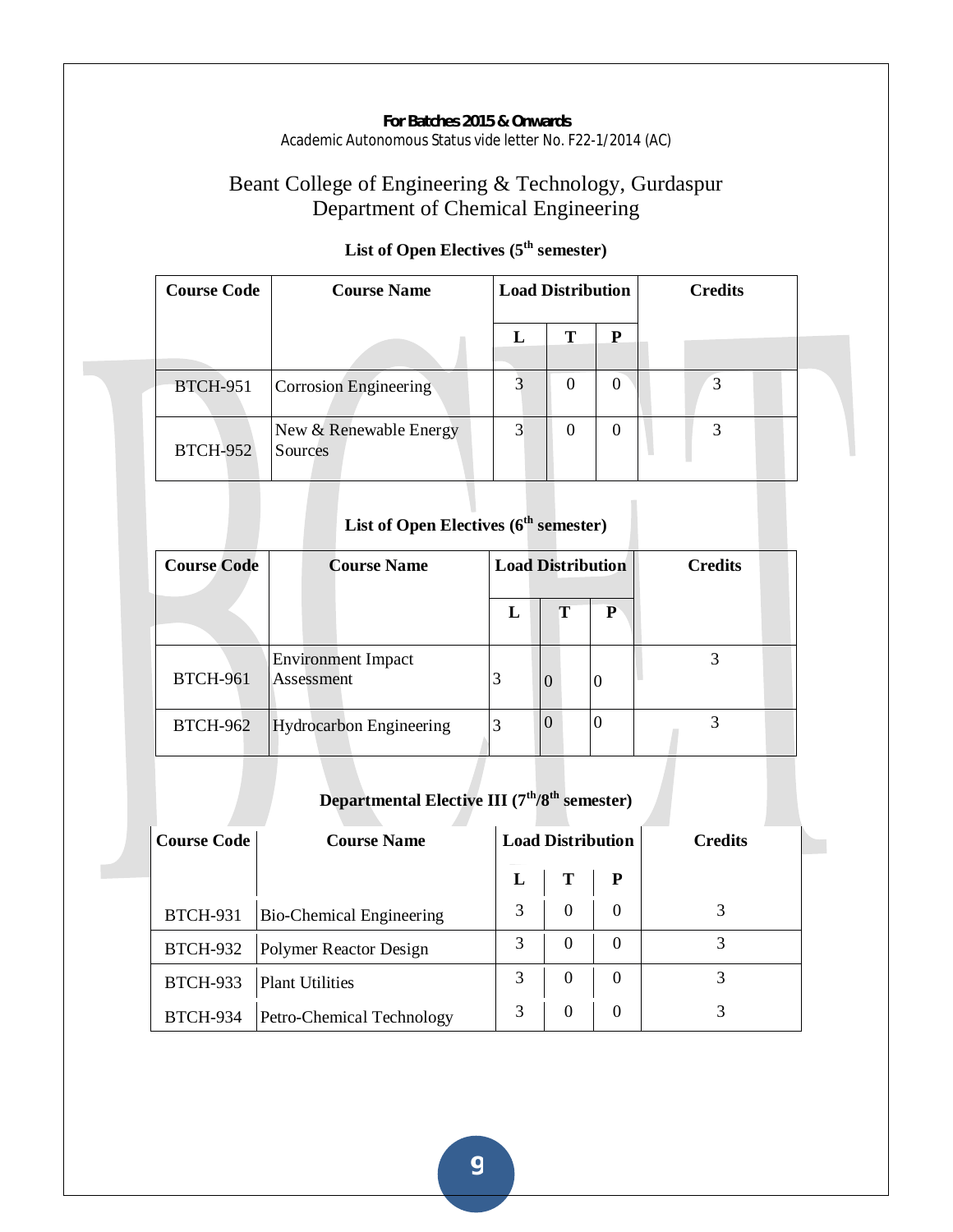**For Batches 2015 & Onwards**
Academic Autonomous Status vide letter No. F22-1/2014 (AC)

# Beant College of Engineering & Technology, Gurdaspur
## Department of Chemical Engineering

### List of Open Electives (5th semester)

| Course Code | Course Name | Load Distribution | | | Credits |
|---|---|---|---|---|---|
| | | L | T | P | |
| BTCH-951 | Corrosion Engineering | 3 | 0 | 0 | 3 |
| BTCH-952 | New & Renewable Energy Sources | 3 | 0 | 0 | 3 |

### List of Open Electives (6th semester)

| Course Code | Course Name | Load Distribution | | | Credits |
|---|---|---|---|---|---|
| | | L | T | P | |
| BTCH-961 | Environment Impact Assessment | 3 | 0 | 0 | 3 |
| BTCH-962 | Hydrocarbon Engineering | 3 | 0 | 0 | 3 |

### Departmental Elective III (7th/8th semester)

| Course Code | Course Name | Load Distribution | | | Credits |
|---|---|---|---|---|---|
| | | L | T | P | |
| BTCH-931 | Bio-Chemical Engineering | 3 | 0 | 0 | 3 |
| BTCH-932 | Polymer Reactor Design | 3 | 0 | 0 | 3 |
| BTCH-933 | Plant Utilities | 3 | 0 | 0 | 3 |
| BTCH-934 | Petro-Chemical Technology | 3 | 0 | 0 | 3 |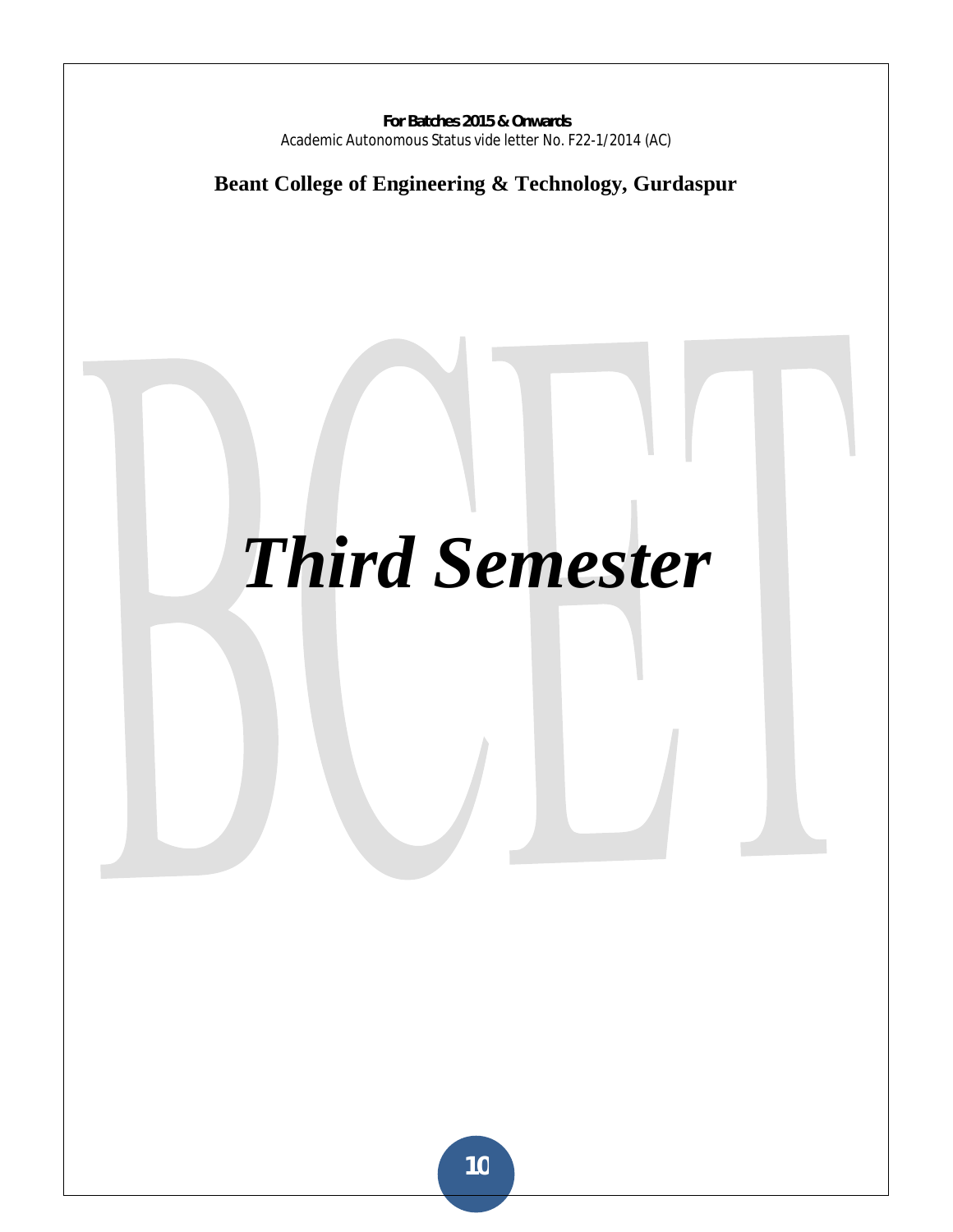# *Third Semester*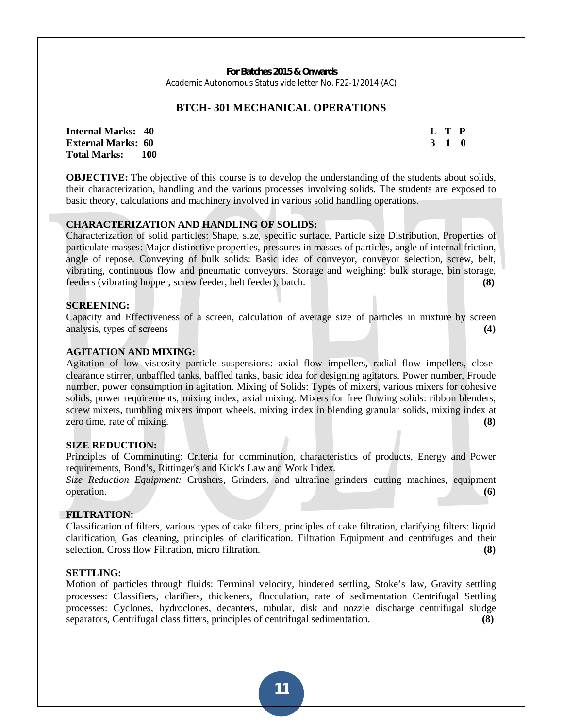**For Batches 2015 & Onwards**
Academic Autonomous Status vide letter No. F22-1/2014 (AC)

## BTCH- 301 MECHANICAL OPERATIONS

| | | L | T | P |
|---|---|---|---|---|
| **Internal Marks:** | **40** | **3** | **1** | **0** |
| **External Marks:** | **60** | | | |
| **Total Marks:** | **100** | | | |

**OBJECTIVE:** The objective of this course is to develop the understanding of the students about solids, their characterization, handling and the various processes involving solids. The students are exposed to basic theory, calculations and machinery involved in various solid handling operations.

**CHARACTERIZATION AND HANDLING OF SOLIDS:**
Characterization of solid particles: Shape, size, specific surface, Particle size Distribution, Properties of particulate masses: Major distinctive properties, pressures in masses of particles, angle of internal friction, angle of repose. Conveying of bulk solids: Basic idea of conveyor, conveyor selection, screw, belt, vibrating, continuous flow and pneumatic conveyors. Storage and weighing: bulk storage, bin storage, feeders (vibrating hopper, screw feeder, belt feeder), batch. **(8)**

**SCREENING:**
Capacity and Effectiveness of a screen, calculation of average size of particles in mixture by screen analysis, types of screens **(4)**

**AGITATION AND MIXING:**
Agitation of low viscosity particle suspensions: axial flow impellers, radial flow impellers, close-clearance stirrer, unbaffled tanks, baffled tanks, basic idea for designing agitators. Power number, Froude number, power consumption in agitation. Mixing of Solids: Types of mixers, various mixers for cohesive solids, power requirements, mixing index, axial mixing. Mixers for free flowing solids: ribbon blenders, screw mixers, tumbling mixers import wheels, mixing index in blending granular solids, mixing index at zero time, rate of mixing. **(8)**

**SIZE REDUCTION:**
Principles of Comminuting: Criteria for comminution, characteristics of products, Energy and Power requirements, Bond's, Rittinger's and Kick's Law and Work Index.
*Size Reduction Equipment:* Crushers, Grinders, and ultrafine grinders cutting machines, equipment operation. **(6)**

**FILTRATION:**
Classification of filters, various types of cake filters, principles of cake filtration, clarifying filters: liquid clarification, Gas cleaning, principles of clarification. Filtration Equipment and centrifuges and their selection, Cross flow Filtration, micro filtration. **(8)**

**SETTLING:**
Motion of particles through fluids: Terminal velocity, hindered settling, Stoke's law, Gravity settling processes: Classifiers, clarifiers, thickeners, flocculation, rate of sedimentation Centrifugal Settling processes: Cyclones, hydroclones, decanters, tubular, disk and nozzle discharge centrifugal sludge separators, Centrifugal class fitters, principles of centrifugal sedimentation. **(8)**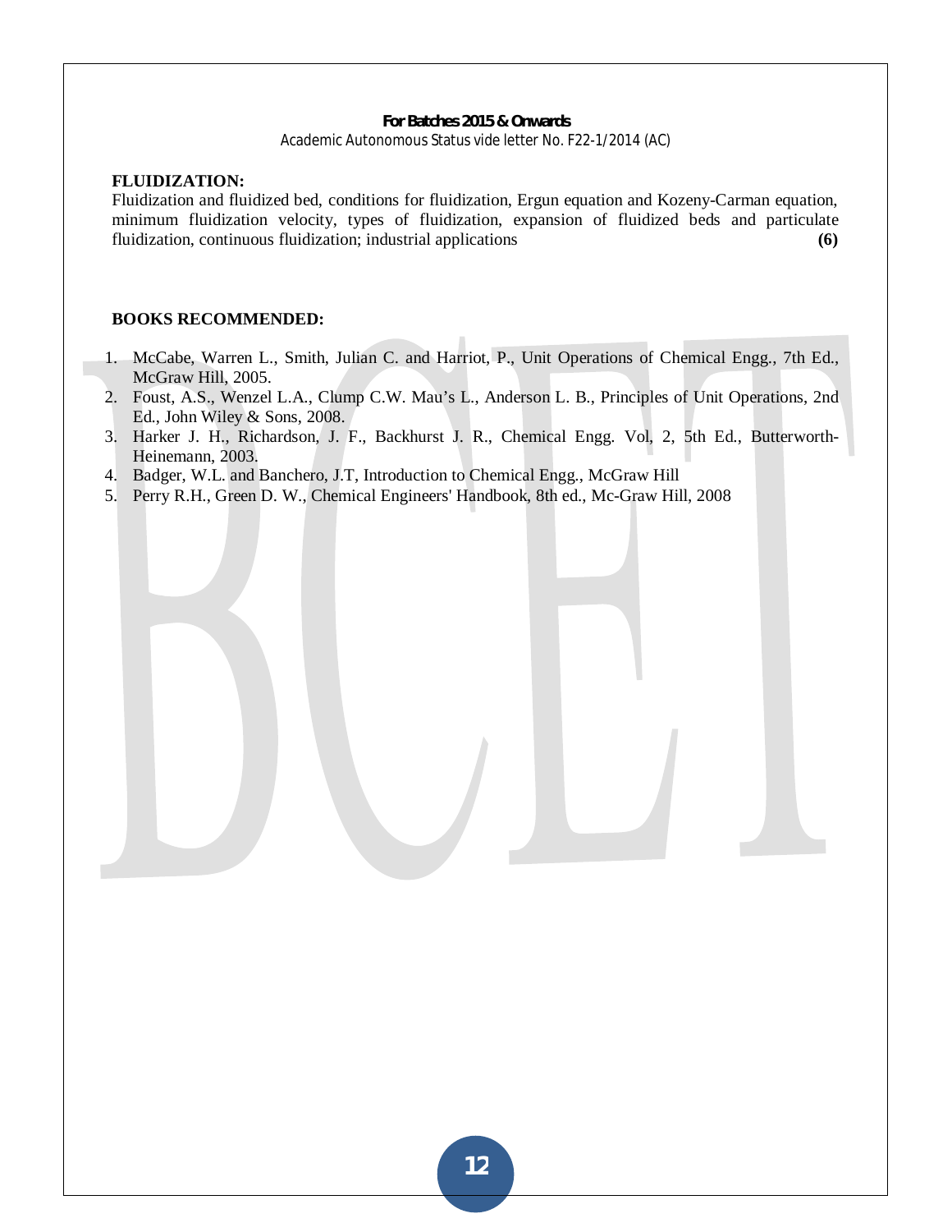**FLUIDIZATION:**
Fluidization and fluidized bed, conditions for fluidization, Ergun equation and Kozeny-Carman equation, minimum fluidization velocity, types of fluidization, expansion of fluidized beds and particulate fluidization, continuous fluidization; industrial applications **(6)**

**BOOKS RECOMMENDED:**

1. McCabe, Warren L., Smith, Julian C. and Harriot, P., Unit Operations of Chemical Engg., 7th Ed., McGraw Hill, 2005.
2. Foust, A.S., Wenzel L.A., Clump C.W. Mau's L., Anderson L. B., Principles of Unit Operations, 2nd Ed., John Wiley & Sons, 2008.
3. Harker J. H., Richardson, J. F., Backhurst J. R., Chemical Engg. Vol, 2, 5th Ed., Butterworth-Heinemann, 2003.
4. Badger, W.L. and Banchero, J.T, Introduction to Chemical Engg., McGraw Hill
5. Perry R.H., Green D. W., Chemical Engineers' Handbook, 8th ed., Mc-Graw Hill, 2008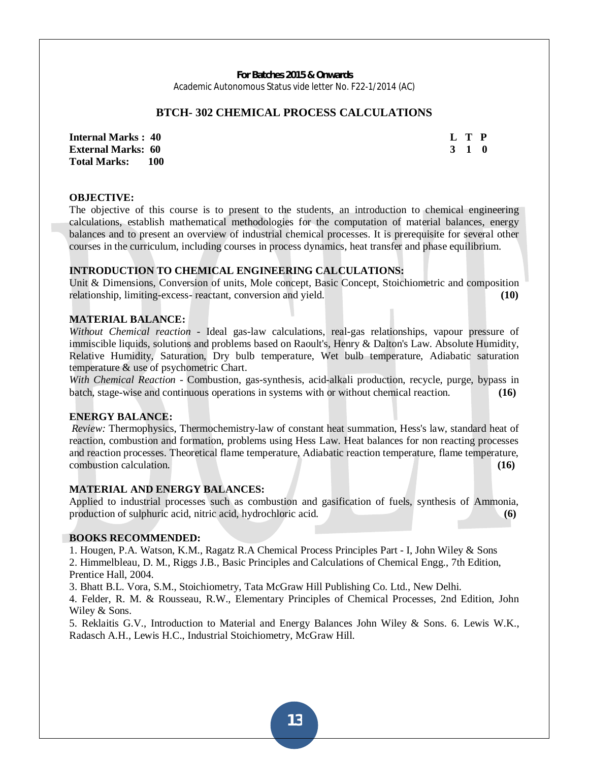**For Batches 2015 & Onwards**

Academic Autonomous Status vide letter No. F22-1/2014 (AC)

## BTCH- 302 CHEMICAL PROCESS CALCULATIONS

| | L | T | P |
|---|---|---|---|
| **Internal Marks : 40** | **3** | **1** | **0** |
| **External Marks: 60** | | | |
| **Total Marks: 100** | | | |

### OBJECTIVE:

The objective of this course is to present to the students, an introduction to chemical engineering calculations, establish mathematical methodologies for the computation of material balances, energy balances and to present an overview of industrial chemical processes. It is prerequisite for several other courses in the curriculum, including courses in process dynamics, heat transfer and phase equilibrium.

### INTRODUCTION TO CHEMICAL ENGINEERING CALCULATIONS:

Unit & Dimensions, Conversion of units, Mole concept, Basic Concept, Stoichiometric and composition relationship, limiting-excess- reactant, conversion and yield. **(10)**

### MATERIAL BALANCE:

*Without Chemical reaction* - Ideal gas-law calculations, real-gas relationships, vapour pressure of immiscible liquids, solutions and problems based on Raoult's, Henry & Dalton's Law. Absolute Humidity, Relative Humidity, Saturation, Dry bulb temperature, Wet bulb temperature, Adiabatic saturation temperature & use of psychometric Chart.

*With Chemical Reaction* - Combustion, gas-synthesis, acid-alkali production, recycle, purge, bypass in batch, stage-wise and continuous operations in systems with or without chemical reaction. **(16)**

### ENERGY BALANCE:

*Review:* Thermophysics, Thermochemistry-law of constant heat summation, Hess's law, standard heat of reaction, combustion and formation, problems using Hess Law. Heat balances for non reacting processes and reaction processes. Theoretical flame temperature, Adiabatic reaction temperature, flame temperature, combustion calculation. **(16)**

### MATERIAL AND ENERGY BALANCES:

Applied to industrial processes such as combustion and gasification of fuels, synthesis of Ammonia, production of sulphuric acid, nitric acid, hydrochloric acid. **(6)**

### BOOKS RECOMMENDED:

1. Hougen, P.A. Watson, K.M., Ragatz R.A Chemical Process Principles Part - I, John Wiley & Sons
2. Himmelbleau, D. M., Riggs J.B., Basic Principles and Calculations of Chemical Engg., 7th Edition, Prentice Hall, 2004.
3. Bhatt B.L. Vora, S.M., Stoichiometry, Tata McGraw Hill Publishing Co. Ltd., New Delhi.
4. Felder, R. M. & Rousseau, R.W., Elementary Principles of Chemical Processes, 2nd Edition, John Wiley & Sons.
5. Reklaitis G.V., Introduction to Material and Energy Balances John Wiley & Sons.
6. Lewis W.K., Radasch A.H., Lewis H.C., Industrial Stoichiometry, McGraw Hill.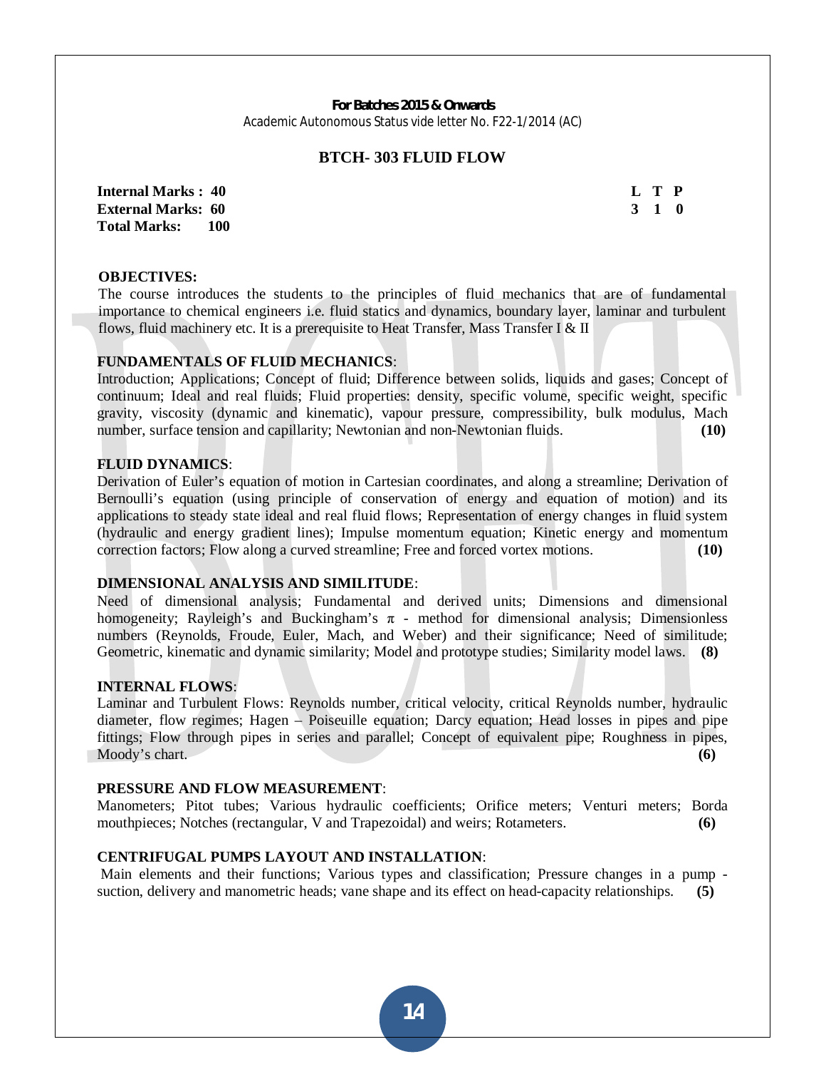**For Batches 2015 & Onwards**
Academic Autonomous Status vide letter No. F22-1/2014 (AC)

## BTCH- 303 FLUID FLOW

**Internal Marks : 40**
**External Marks: 60**
**Total Marks: 100**

| L | T | P |
|---|---|---|
| 3 | 1 | 0 |

**OBJECTIVES:**

The course introduces the students to the principles of fluid mechanics that are of fundamental importance to chemical engineers i.e. fluid statics and dynamics, boundary layer, laminar and turbulent flows, fluid machinery etc. It is a prerequisite to Heat Transfer, Mass Transfer I & II

**FUNDAMENTALS OF FLUID MECHANICS**:

Introduction; Applications; Concept of fluid; Difference between solids, liquids and gases; Concept of continuum; Ideal and real fluids; Fluid properties: density, specific volume, specific weight, specific gravity, viscosity (dynamic and kinematic), vapour pressure, compressibility, bulk modulus, Mach number, surface tension and capillarity; Newtonian and non-Newtonian fluids. **(10)**

**FLUID DYNAMICS**:

Derivation of Euler's equation of motion in Cartesian coordinates, and along a streamline; Derivation of Bernoulli's equation (using principle of conservation of energy and equation of motion) and its applications to steady state ideal and real fluid flows; Representation of energy changes in fluid system (hydraulic and energy gradient lines); Impulse momentum equation; Kinetic energy and momentum correction factors; Flow along a curved streamline; Free and forced vortex motions. **(10)**

**DIMENSIONAL ANALYSIS AND SIMILITUDE**:

Need of dimensional analysis; Fundamental and derived units; Dimensions and dimensional homogeneity; Rayleigh's and Buckingham's $\pi$ - method for dimensional analysis; Dimensionless numbers (Reynolds, Froude, Euler, Mach, and Weber) and their significance; Need of similitude; Geometric, kinematic and dynamic similarity; Model and prototype studies; Similarity model laws. **(8)**

**INTERNAL FLOWS**:

Laminar and Turbulent Flows: Reynolds number, critical velocity, critical Reynolds number, hydraulic diameter, flow regimes; Hagen – Poiseuille equation; Darcy equation; Head losses in pipes and pipe fittings; Flow through pipes in series and parallel; Concept of equivalent pipe; Roughness in pipes, Moody's chart. **(6)**

**PRESSURE AND FLOW MEASUREMENT**:

Manometers; Pitot tubes; Various hydraulic coefficients; Orifice meters; Venturi meters; Borda mouthpieces; Notches (rectangular, V and Trapezoidal) and weirs; Rotameters. **(6)**

**CENTRIFUGAL PUMPS LAYOUT AND INSTALLATION**:

Main elements and their functions; Various types and classification; Pressure changes in a pump - suction, delivery and manometric heads; vane shape and its effect on head-capacity relationships. **(5)**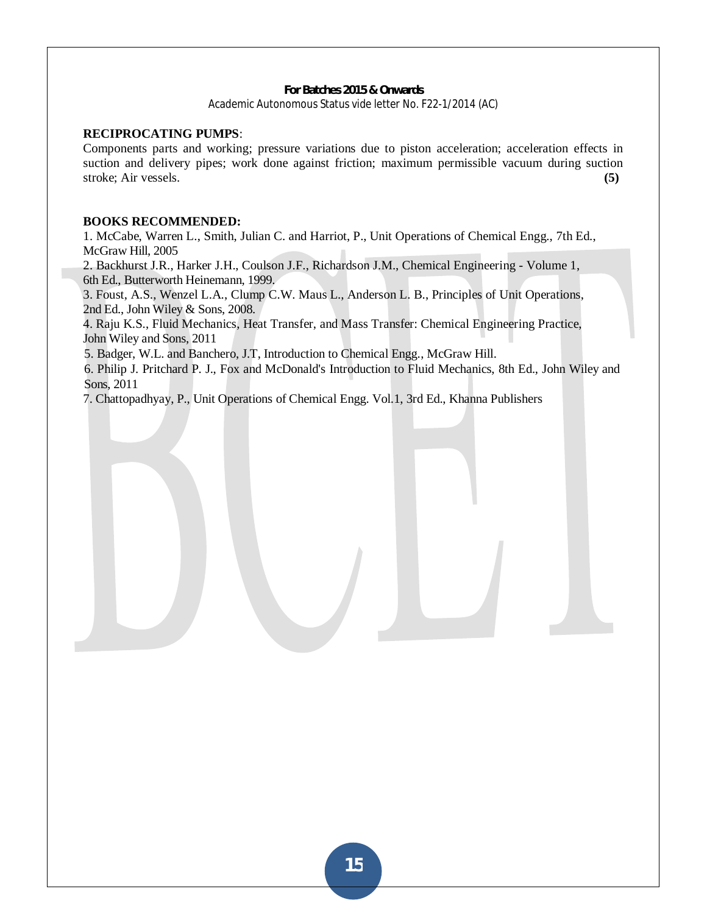**RECIPROCATING PUMPS**:

Components parts and working; pressure variations due to piston acceleration; acceleration effects in suction and delivery pipes; work done against friction; maximum permissible vacuum during suction stroke; Air vessels. **(5)**

**BOOKS RECOMMENDED:**

1. McCabe, Warren L., Smith, Julian C. and Harriot, P., Unit Operations of Chemical Engg., 7th Ed., McGraw Hill, 2005
2. Backhurst J.R., Harker J.H., Coulson J.F., Richardson J.M., Chemical Engineering - Volume 1, 6th Ed., Butterworth Heinemann, 1999.
3. Foust, A.S., Wenzel L.A., Clump C.W. Maus L., Anderson L. B., Principles of Unit Operations, 2nd Ed., John Wiley & Sons, 2008.
4. Raju K.S., Fluid Mechanics, Heat Transfer, and Mass Transfer: Chemical Engineering Practice, John Wiley and Sons, 2011
5. Badger, W.L. and Banchero, J.T, Introduction to Chemical Engg., McGraw Hill.
6. Philip J. Pritchard P. J., Fox and McDonald's Introduction to Fluid Mechanics, 8th Ed., John Wiley and Sons, 2011
7. Chattopadhyay, P., Unit Operations of Chemical Engg. Vol.1, 3rd Ed., Khanna Publishers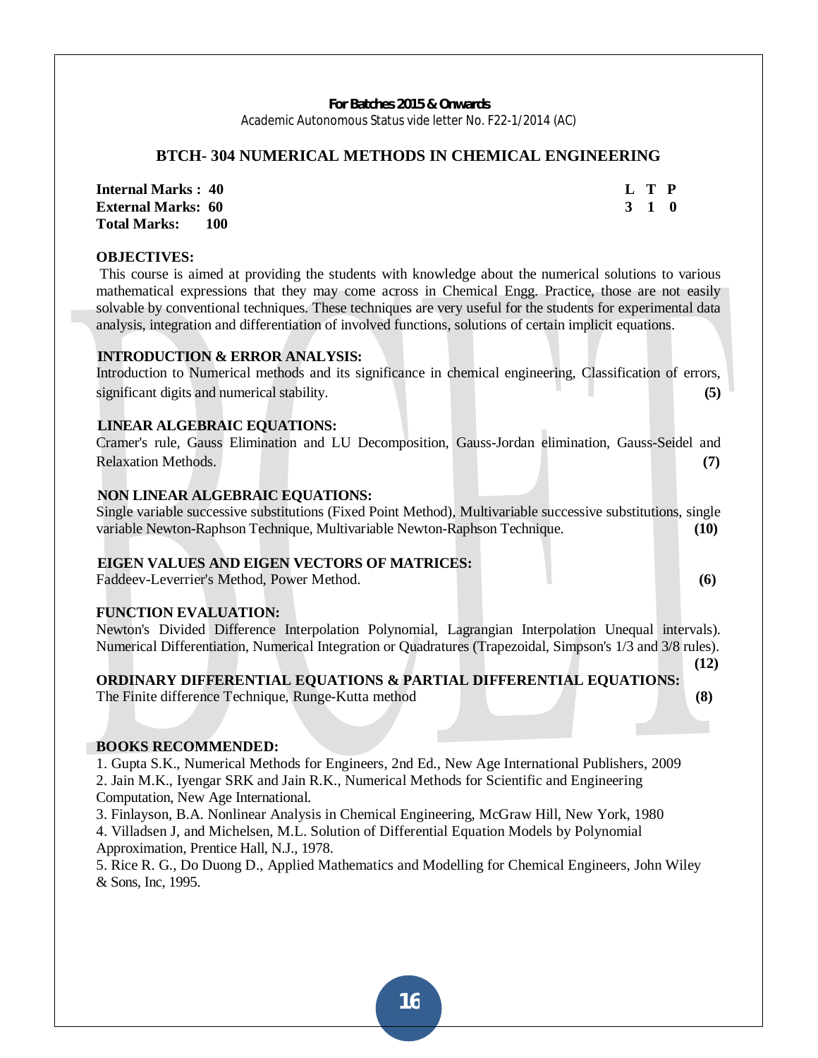**For Batches 2015 & Onwards**

Academic Autonomous Status vide letter No. F22-1/2014 (AC)

## BTCH- 304 NUMERICAL METHODS IN CHEMICAL ENGINEERING

**Internal Marks : 40**
**External Marks: 60**
**Total Marks: 100**

| L | T | P |
|---|---|---|
| 3 | 1 | 0 |

**OBJECTIVES:**

This course is aimed at providing the students with knowledge about the numerical solutions to various mathematical expressions that they may come across in Chemical Engg. Practice, those are not easily solvable by conventional techniques. These techniques are very useful for the students for experimental data analysis, integration and differentiation of involved functions, solutions of certain implicit equations.

**INTRODUCTION & ERROR ANALYSIS:**

Introduction to Numerical methods and its significance in chemical engineering, Classification of errors, significant digits and numerical stability. **(5)**

**LINEAR ALGEBRAIC EQUATIONS:**

Cramer's rule, Gauss Elimination and LU Decomposition, Gauss-Jordan elimination, Gauss-Seidel and Relaxation Methods. **(7)**

**NON LINEAR ALGEBRAIC EQUATIONS:**

Single variable successive substitutions (Fixed Point Method), Multivariable successive substitutions, single variable Newton-Raphson Technique, Multivariable Newton-Raphson Technique. **(10)**

**EIGEN VALUES AND EIGEN VECTORS OF MATRICES:**

Faddeev-Leverrier's Method, Power Method. **(6)**

**FUNCTION EVALUATION:**

Newton's Divided Difference Interpolation Polynomial, Lagrangian Interpolation Unequal intervals). Numerical Differentiation, Numerical Integration or Quadratures (Trapezoidal, Simpson's 1/3 and 3/8 rules). **(12)**

**ORDINARY DIFFERENTIAL EQUATIONS & PARTIAL DIFFERENTIAL EQUATIONS:**

The Finite difference Technique, Runge-Kutta method **(8)**

**BOOKS RECOMMENDED:**

1. Gupta S.K., Numerical Methods for Engineers, 2nd Ed., New Age International Publishers, 2009
2. Jain M.K., Iyengar SRK and Jain R.K., Numerical Methods for Scientific and Engineering Computation, New Age International.
3. Finlayson, B.A. Nonlinear Analysis in Chemical Engineering, McGraw Hill, New York, 1980
4. Villadsen J, and Michelsen, M.L. Solution of Differential Equation Models by Polynomial Approximation, Prentice Hall, N.J., 1978.
5. Rice R. G., Do Duong D., Applied Mathematics and Modelling for Chemical Engineers, John Wiley & Sons, Inc, 1995.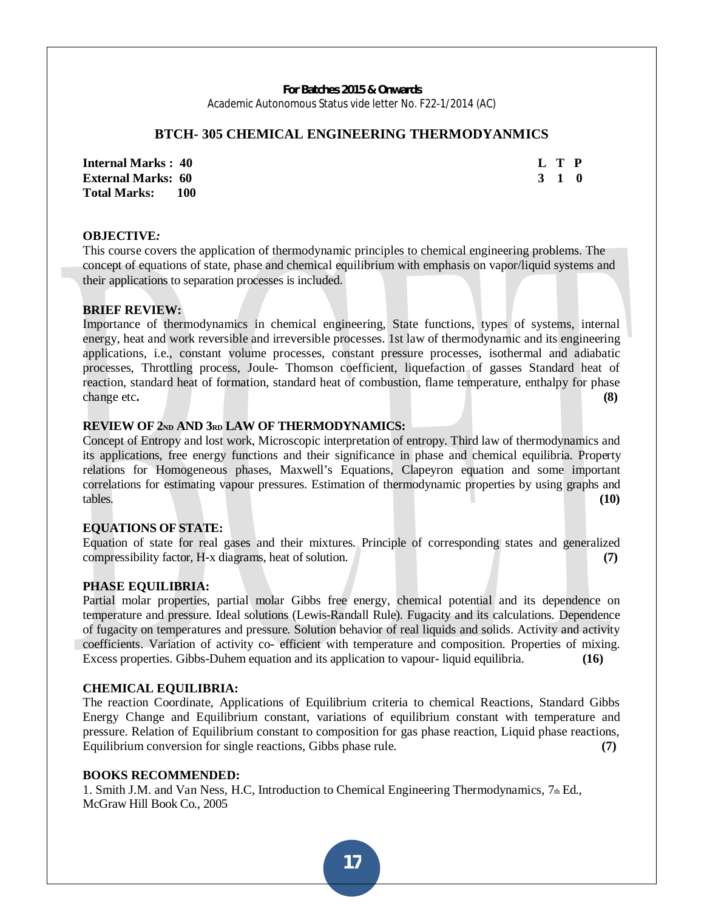**For Batches 2015 & Onwards**
Academic Autonomous Status vide letter No. F22-1/2014 (AC)

## BTCH- 305 CHEMICAL ENGINEERING THERMODYANMICS

| | L | T | P |
|---|---|---|---|
| **Internal Marks : 40** | **3** | **1** | **0** |
| **External Marks: 60** | | | |
| **Total Marks: 100** | | | |

**OBJECTIVE:**
This course covers the application of thermodynamic principles to chemical engineering problems. The concept of equations of state, phase and chemical equilibrium with emphasis on vapor/liquid systems and their applications to separation processes is included.

**BRIEF REVIEW:**
Importance of thermodynamics in chemical engineering, State functions, types of systems, internal energy, heat and work reversible and irreversible processes. 1st law of thermodynamic and its engineering applications, i.e., constant volume processes, constant pressure processes, isothermal and adiabatic processes, Throttling process, Joule- Thomson coefficient, liquefaction of gasses Standard heat of reaction, standard heat of formation, standard heat of combustion, flame temperature, enthalpy for phase change etc**.** **(8)**

**REVIEW OF 2ND AND 3RD LAW OF THERMODYNAMICS:**
Concept of Entropy and lost work, Microscopic interpretation of entropy. Third law of thermodynamics and its applications, free energy functions and their significance in phase and chemical equilibria. Property relations for Homogeneous phases, Maxwell's Equations, Clapeyron equation and some important correlations for estimating vapour pressures. Estimation of thermodynamic properties by using graphs and tables. **(10)**

**EQUATIONS OF STATE:**
Equation of state for real gases and their mixtures. Principle of corresponding states and generalized compressibility factor, H-x diagrams, heat of solution. **(7)**

**PHASE EQUILIBRIA:**
Partial molar properties, partial molar Gibbs free energy, chemical potential and its dependence on temperature and pressure. Ideal solutions (Lewis-Randall Rule). Fugacity and its calculations. Dependence of fugacity on temperatures and pressure. Solution behavior of real liquids and solids. Activity and activity coefficients. Variation of activity co- efficient with temperature and composition. Properties of mixing. Excess properties. Gibbs-Duhem equation and its application to vapour- liquid equilibria. **(16)**

**CHEMICAL EQUILIBRIA:**
The reaction Coordinate, Applications of Equilibrium criteria to chemical Reactions, Standard Gibbs Energy Change and Equilibrium constant, variations of equilibrium constant with temperature and pressure. Relation of Equilibrium constant to composition for gas phase reaction, Liquid phase reactions, Equilibrium conversion for single reactions, Gibbs phase rule. **(7)**

**BOOKS RECOMMENDED:**
1. Smith J.M. and Van Ness, H.C, Introduction to Chemical Engineering Thermodynamics, 7th Ed., McGraw Hill Book Co., 2005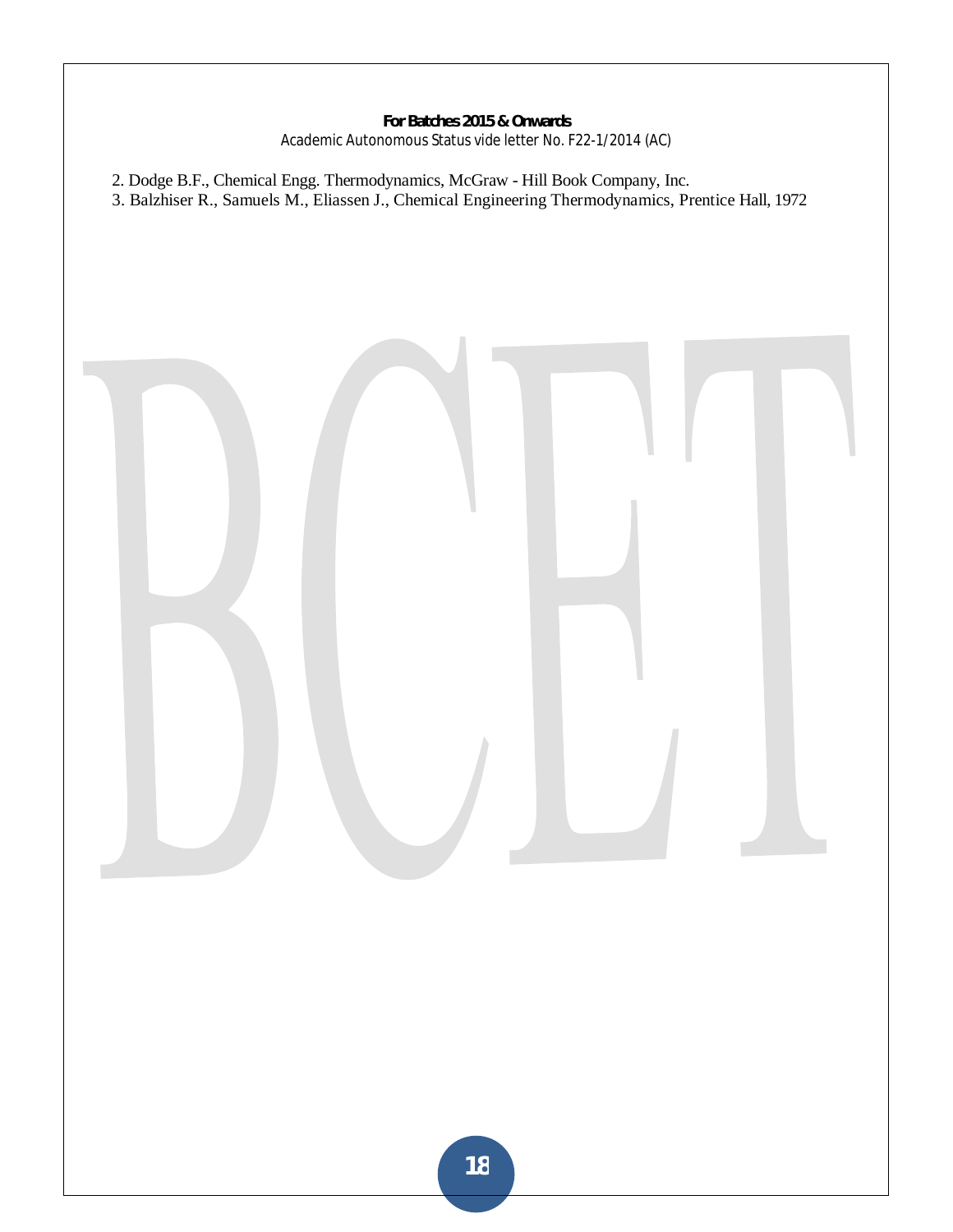2. Dodge B.F., Chemical Engg. Thermodynamics, McGraw - Hill Book Company, Inc.
3. Balzhiser R., Samuels M., Eliassen J., Chemical Engineering Thermodynamics, Prentice Hall, 1972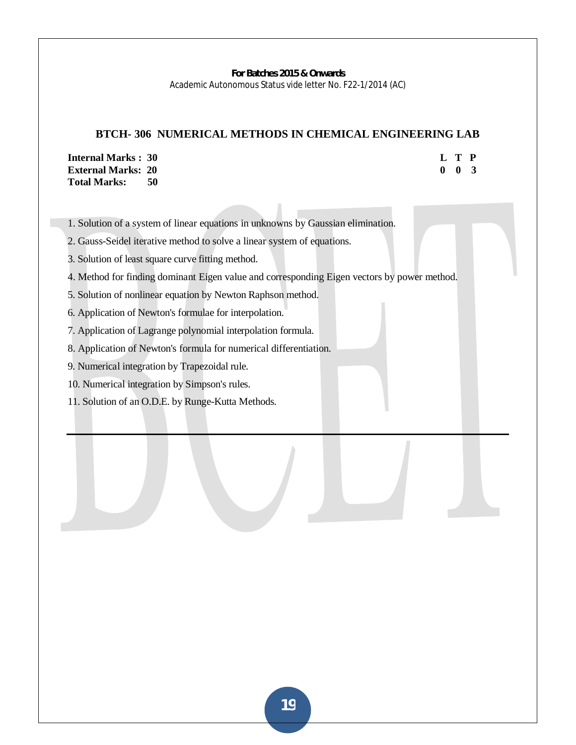## BTCH- 306 NUMERICAL METHODS IN CHEMICAL ENGINEERING LAB

**Internal Marks : 30**
**External Marks: 20**
**Total Marks: 50**

| L | T | P |
|---|---|---|
| 0 | 0 | 3 |

1. Solution of a system of linear equations in unknowns by Gaussian elimination.
2. Gauss-Seidel iterative method to solve a linear system of equations.
3. Solution of least square curve fitting method.
4. Method for finding dominant Eigen value and corresponding Eigen vectors by power method.
5. Solution of nonlinear equation by Newton Raphson method.
6. Application of Newton's formulae for interpolation.
7. Application of Lagrange polynomial interpolation formula.
8. Application of Newton's formula for numerical differentiation.
9. Numerical integration by Trapezoidal rule.
10. Numerical integration by Simpson's rules.
11. Solution of an O.D.E. by Runge-Kutta Methods.

---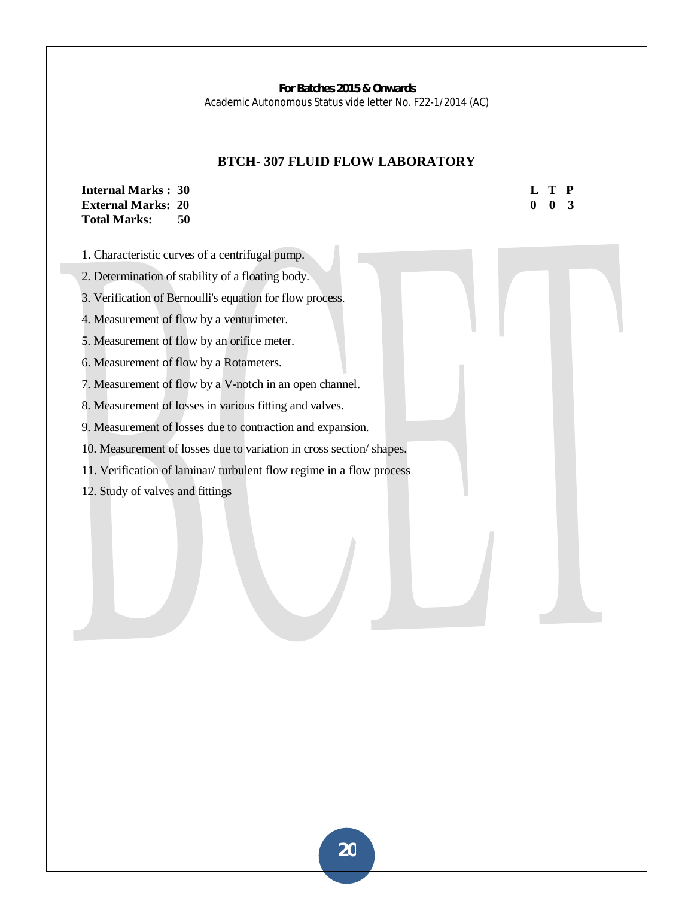**For Batches 2015 & Onwards**
Academic Autonomous Status vide letter No. F22-1/2014 (AC)

## BTCH- 307 FLUID FLOW LABORATORY

| | | | L | T | P |
|---|---|---|---|---|---|
| **Internal Marks :** | **30** | | **0** | **0** | **3** |
| **External Marks:** | **20** | | | | |
| **Total Marks:** | **50** | | | | |

1. Characteristic curves of a centrifugal pump.
2. Determination of stability of a floating body.
3. Verification of Bernoulli's equation for flow process.
4. Measurement of flow by a venturimeter.
5. Measurement of flow by an orifice meter.
6. Measurement of flow by a Rotameters.
7. Measurement of flow by a V-notch in an open channel.
8. Measurement of losses in various fitting and valves.
9. Measurement of losses due to contraction and expansion.
10. Measurement of losses due to variation in cross section/ shapes.
11. Verification of laminar/ turbulent flow regime in a flow process
12. Study of valves and fittings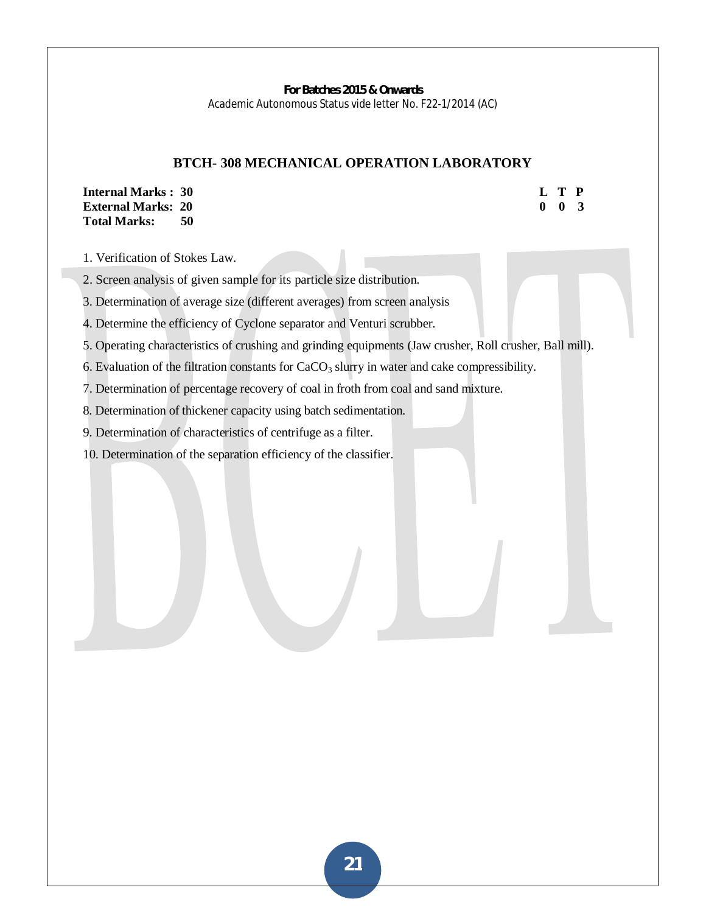**For Batches 2015 & Onwards**
Academic Autonomous Status vide letter No. F22-1/2014 (AC)

## BTCH- 308 MECHANICAL OPERATION LABORATORY

**Internal Marks : 30**
**External Marks: 20**
**Total Marks: 50**

| L | T | P |
|---|---|---|
| 0 | 0 | 3 |

1. Verification of Stokes Law.
2. Screen analysis of given sample for its particle size distribution.
3. Determination of average size (different averages) from screen analysis
4. Determine the efficiency of Cyclone separator and Venturi scrubber.
5. Operating characteristics of crushing and grinding equipments (Jaw crusher, Roll crusher, Ball mill).
6. Evaluation of the filtration constants for $CaCO_3$ slurry in water and cake compressibility.
7. Determination of percentage recovery of coal in froth from coal and sand mixture.
8. Determination of thickener capacity using batch sedimentation.
9. Determination of characteristics of centrifuge as a filter.
10. Determination of the separation efficiency of the classifier.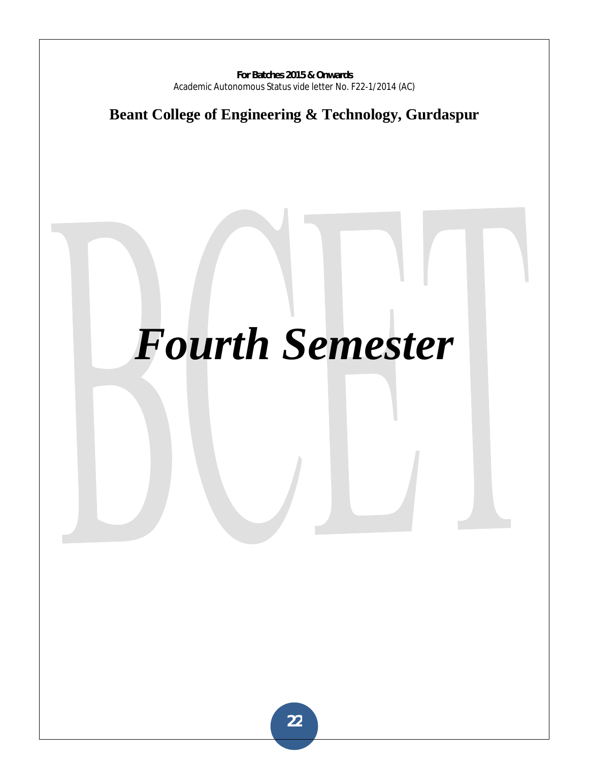**For Batches 2015 & Onwards**
Academic Autonomous Status vide letter No. F22-1/2014 (AC)

**Beant College of Engineering & Technology, Gurdaspur**

# *Fourth Semester*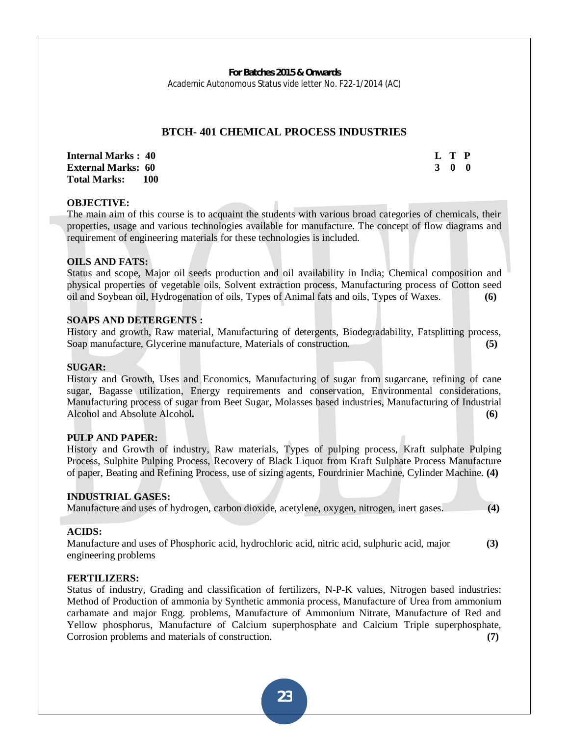**For Batches 2015 & Onwards**
Academic Autonomous Status vide letter No. F22-1/2014 (AC)

# BTCH- 401 CHEMICAL PROCESS INDUSTRIES

| | L | T | P |
|---|---|---|---|
| **Internal Marks : 40** | **3** | **0** | **0** |
| **External Marks: 60** | | | |
| **Total Marks: 100** | | | |

**OBJECTIVE:**
The main aim of this course is to acquaint the students with various broad categories of chemicals, their properties, usage and various technologies available for manufacture. The concept of flow diagrams and requirement of engineering materials for these technologies is included.

**OILS AND FATS:**
Status and scope, Major oil seeds production and oil availability in India; Chemical composition and physical properties of vegetable oils, Solvent extraction process, Manufacturing process of Cotton seed oil and Soybean oil, Hydrogenation of oils, Types of Animal fats and oils, Types of Waxes. **(6)**

**SOAPS AND DETERGENTS :**
History and growth, Raw material, Manufacturing of detergents, Biodegradability, Fatsplitting process, Soap manufacture, Glycerine manufacture, Materials of construction. **(5)**

**SUGAR:**
History and Growth, Uses and Economics, Manufacturing of sugar from sugarcane, refining of cane sugar, Bagasse utilization, Energy requirements and conservation, Environmental considerations, Manufacturing process of sugar from Beet Sugar, Molasses based industries, Manufacturing of Industrial Alcohol and Absolute Alcohol**.** **(6)**

**PULP AND PAPER:**
History and Growth of industry, Raw materials, Types of pulping process, Kraft sulphate Pulping Process, Sulphite Pulping Process, Recovery of Black Liquor from Kraft Sulphate Process Manufacture of paper, Beating and Refining Process, use of sizing agents, Fourdrinier Machine, Cylinder Machine. **(4)**

**INDUSTRIAL GASES:**
Manufacture and uses of hydrogen, carbon dioxide, acetylene, oxygen, nitrogen, inert gases. **(4)**

**ACIDS:**
Manufacture and uses of Phosphoric acid, hydrochloric acid, nitric acid, sulphuric acid, major engineering problems **(3)**

**FERTILIZERS:**
Status of industry, Grading and classification of fertilizers, N-P-K values, Nitrogen based industries: Method of Production of ammonia by Synthetic ammonia process, Manufacture of Urea from ammonium carbamate and major Engg. problems, Manufacture of Ammonium Nitrate, Manufacture of Red and Yellow phosphorus, Manufacture of Calcium superphosphate and Calcium Triple superphosphate, Corrosion problems and materials of construction. **(7)**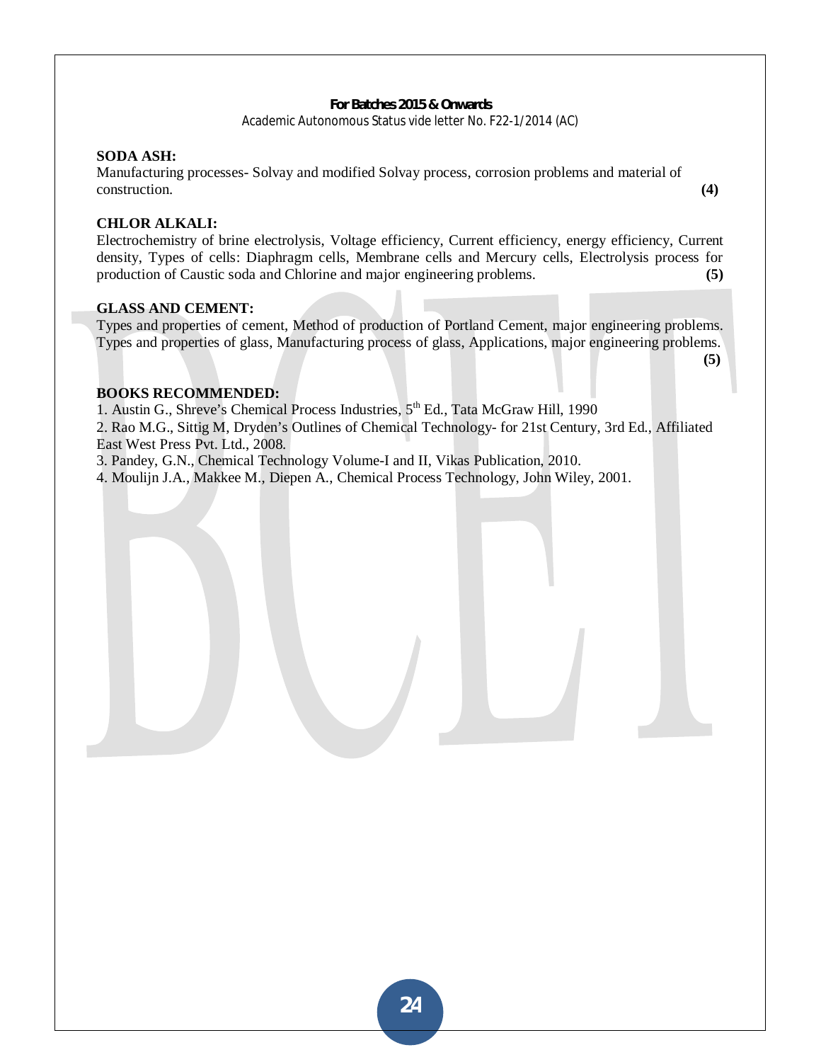**SODA ASH:**
Manufacturing processes- Solvay and modified Solvay process, corrosion problems and material of construction. **(4)**

**CHLOR ALKALI:**
Electrochemistry of brine electrolysis, Voltage efficiency, Current efficiency, energy efficiency, Current density, Types of cells: Diaphragm cells, Membrane cells and Mercury cells, Electrolysis process for production of Caustic soda and Chlorine and major engineering problems. **(5)**

**GLASS AND CEMENT:**
Types and properties of cement, Method of production of Portland Cement, major engineering problems. Types and properties of glass, Manufacturing process of glass, Applications, major engineering problems. **(5)**

**BOOKS RECOMMENDED:**

1. Austin G., Shreve's Chemical Process Industries, 5th Ed., Tata McGraw Hill, 1990
2. Rao M.G., Sittig M, Dryden's Outlines of Chemical Technology- for 21st Century, 3rd Ed., Affiliated East West Press Pvt. Ltd., 2008.
3. Pandey, G.N., Chemical Technology Volume-I and II, Vikas Publication, 2010.
4. Moulijn J.A., Makkee M., Diepen A., Chemical Process Technology, John Wiley, 2001.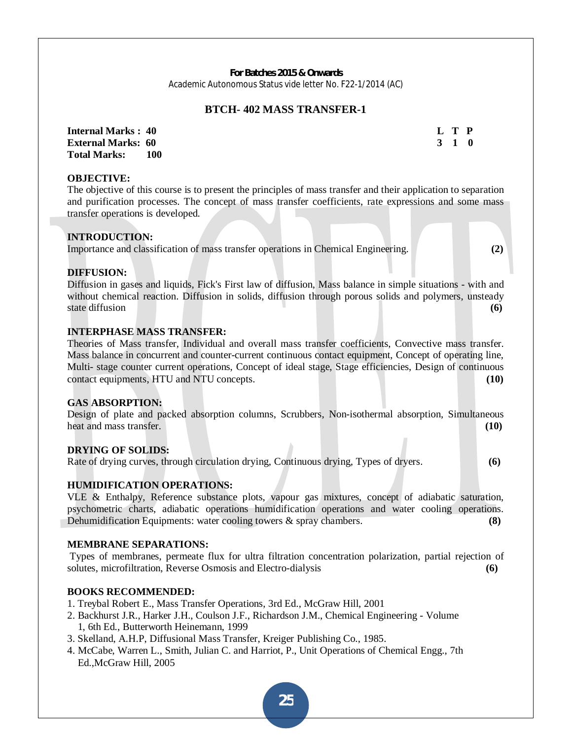**For Batches 2015 & Onwards**
Academic Autonomous Status vide letter No. F22-1/2014 (AC)

## BTCH- 402 MASS TRANSFER-1

| | L | T | P |
|---|---|---|---|
| **Internal Marks : 40** | **3** | **1** | **0** |
| **External Marks: 60** | | | |
| **Total Marks: 100** | | | |

### OBJECTIVE:

The objective of this course is to present the principles of mass transfer and their application to separation and purification processes. The concept of mass transfer coefficients, rate expressions and some mass transfer operations is developed.

### INTRODUCTION:

Importance and classification of mass transfer operations in Chemical Engineering. **(2)**

### DIFFUSION:

Diffusion in gases and liquids, Fick's First law of diffusion, Mass balance in simple situations - with and without chemical reaction. Diffusion in solids, diffusion through porous solids and polymers, unsteady state diffusion **(6)**

### INTERPHASE MASS TRANSFER:

Theories of Mass transfer, Individual and overall mass transfer coefficients, Convective mass transfer. Mass balance in concurrent and counter-current continuous contact equipment, Concept of operating line, Multi- stage counter current operations, Concept of ideal stage, Stage efficiencies, Design of continuous contact equipments, HTU and NTU concepts. **(10)**

### GAS ABSORPTION:

Design of plate and packed absorption columns, Scrubbers, Non-isothermal absorption, Simultaneous heat and mass transfer. **(10)**

### DRYING OF SOLIDS:

Rate of drying curves, through circulation drying, Continuous drying, Types of dryers. **(6)**

### HUMIDIFICATION OPERATIONS:

VLE & Enthalpy, Reference substance plots, vapour gas mixtures, concept of adiabatic saturation, psychometric charts, adiabatic operations humidification operations and water cooling operations. Dehumidification Equipments: water cooling towers & spray chambers. **(8)**

### MEMBRANE SEPARATIONS:

Types of membranes, permeate flux for ultra filtration concentration polarization, partial rejection of solutes, microfiltration, Reverse Osmosis and Electro-dialysis **(6)**

### BOOKS RECOMMENDED:

1. Treybal Robert E., Mass Transfer Operations, 3rd Ed., McGraw Hill, 2001
2. Backhurst J.R., Harker J.H., Coulson J.F., Richardson J.M., Chemical Engineering - Volume 1, 6th Ed., Butterworth Heinemann, 1999
3. Skelland, A.H.P, Diffusional Mass Transfer, Kreiger Publishing Co., 1985.
4. McCabe, Warren L., Smith, Julian C. and Harriot, P., Unit Operations of Chemical Engg., 7th Ed.,McGraw Hill, 2005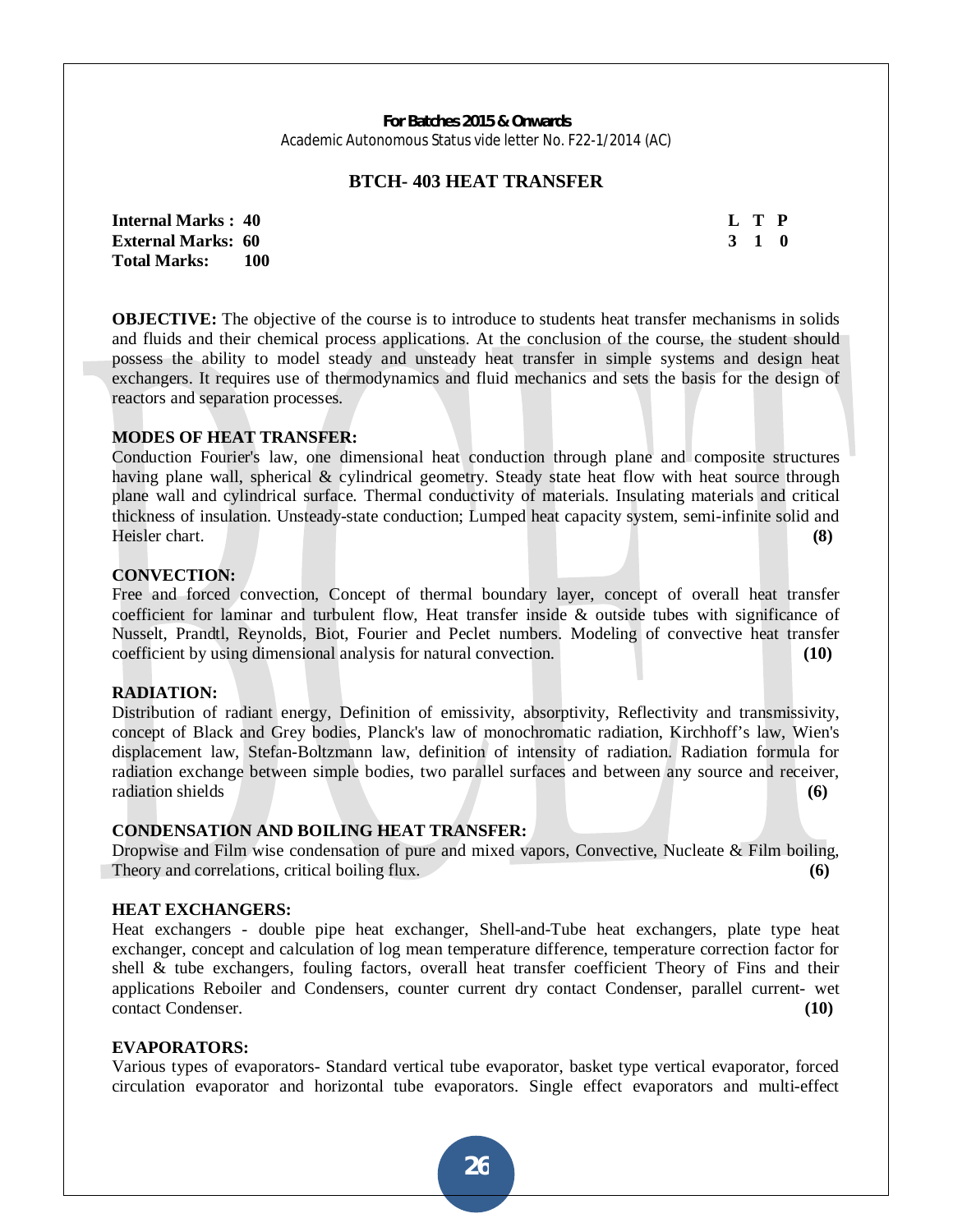**For Batches 2015 & Onwards**
Academic Autonomous Status vide letter No. F22-1/2014 (AC)

## BTCH- 403 HEAT TRANSFER

| | L T P |
|---|---|
| **Internal Marks : 40** | **L T P** |
| **External Marks: 60** | **3 1 0** |
| **Total Marks: 100** | |

**OBJECTIVE:** The objective of the course is to introduce to students heat transfer mechanisms in solids and fluids and their chemical process applications. At the conclusion of the course, the student should possess the ability to model steady and unsteady heat transfer in simple systems and design heat exchangers. It requires use of thermodynamics and fluid mechanics and sets the basis for the design of reactors and separation processes.

**MODES OF HEAT TRANSFER:**
Conduction Fourier's law, one dimensional heat conduction through plane and composite structures having plane wall, spherical & cylindrical geometry. Steady state heat flow with heat source through plane wall and cylindrical surface. Thermal conductivity of materials. Insulating materials and critical thickness of insulation. Unsteady-state conduction; Lumped heat capacity system, semi-infinite solid and Heisler chart. **(8)**

**CONVECTION:**
Free and forced convection, Concept of thermal boundary layer, concept of overall heat transfer coefficient for laminar and turbulent flow, Heat transfer inside & outside tubes with significance of Nusselt, Prandtl, Reynolds, Biot, Fourier and Peclet numbers. Modeling of convective heat transfer coefficient by using dimensional analysis for natural convection. **(10)**

**RADIATION:**
Distribution of radiant energy, Definition of emissivity, absorptivity, Reflectivity and transmissivity, concept of Black and Grey bodies, Planck's law of monochromatic radiation, Kirchhoff's law, Wien's displacement law, Stefan-Boltzmann law, definition of intensity of radiation. Radiation formula for radiation exchange between simple bodies, two parallel surfaces and between any source and receiver, radiation shields **(6)**

**CONDENSATION AND BOILING HEAT TRANSFER:**
Dropwise and Film wise condensation of pure and mixed vapors, Convective, Nucleate & Film boiling, Theory and correlations, critical boiling flux. **(6)**

**HEAT EXCHANGERS:**
Heat exchangers - double pipe heat exchanger, Shell-and-Tube heat exchangers, plate type heat exchanger, concept and calculation of log mean temperature difference, temperature correction factor for shell & tube exchangers, fouling factors, overall heat transfer coefficient Theory of Fins and their applications Reboiler and Condensers, counter current dry contact Condenser, parallel current- wet contact Condenser. **(10)**

**EVAPORATORS:**
Various types of evaporators- Standard vertical tube evaporator, basket type vertical evaporator, forced circulation evaporator and horizontal tube evaporators. Single effect evaporators and multi-effect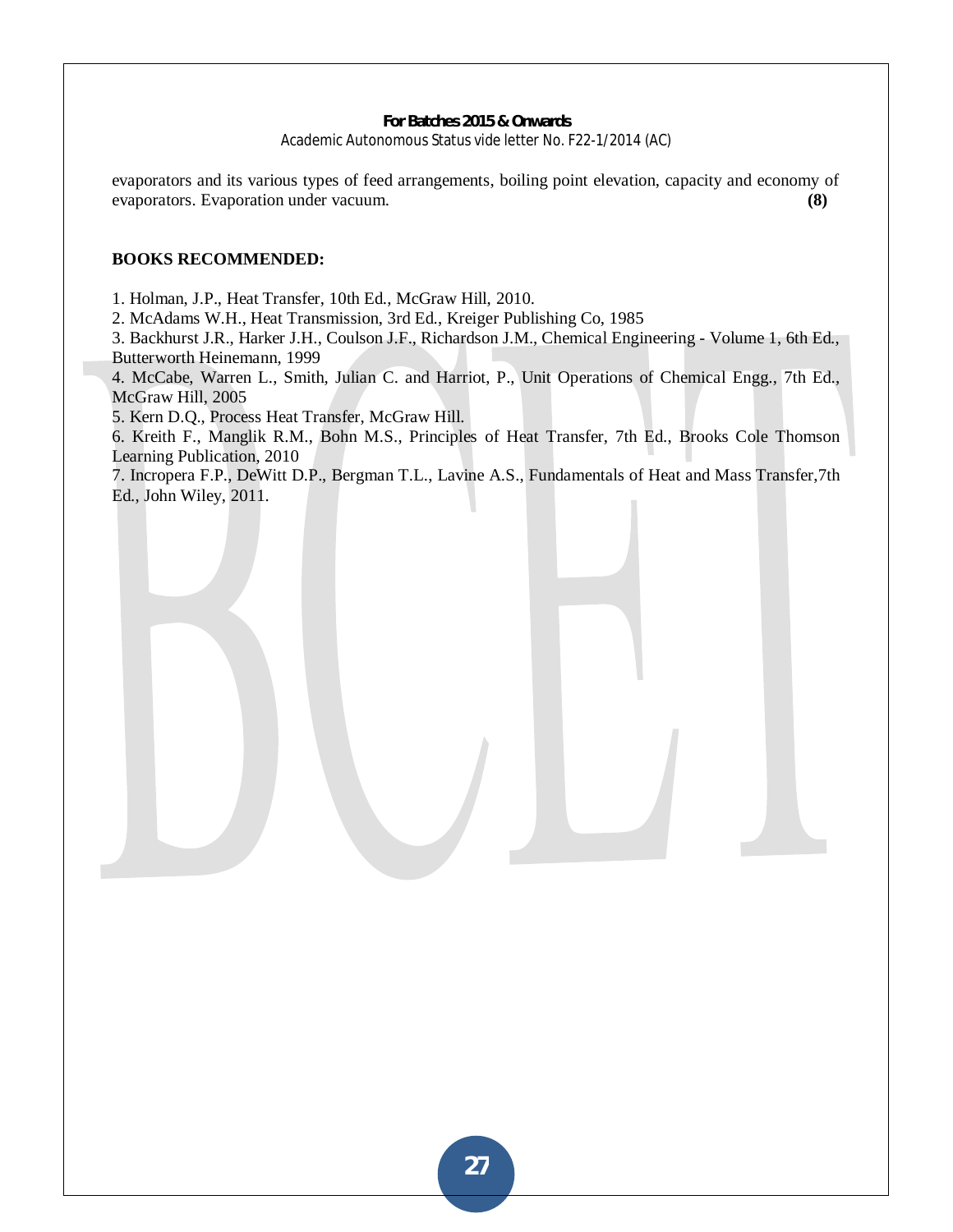evaporators and its various types of feed arrangements, boiling point elevation, capacity and economy of evaporators. Evaporation under vacuum. **(8)**

**BOOKS RECOMMENDED:**

1. Holman, J.P., Heat Transfer, 10th Ed., McGraw Hill, 2010.
2. McAdams W.H., Heat Transmission, 3rd Ed., Kreiger Publishing Co, 1985
3. Backhurst J.R., Harker J.H., Coulson J.F., Richardson J.M., Chemical Engineering - Volume 1, 6th Ed., Butterworth Heinemann, 1999
4. McCabe, Warren L., Smith, Julian C. and Harriot, P., Unit Operations of Chemical Engg., 7th Ed., McGraw Hill, 2005
5. Kern D.Q., Process Heat Transfer, McGraw Hill.
6. Kreith F., Manglik R.M., Bohn M.S., Principles of Heat Transfer, 7th Ed., Brooks Cole Thomson Learning Publication, 2010
7. Incropera F.P., DeWitt D.P., Bergman T.L., Lavine A.S., Fundamentals of Heat and Mass Transfer,7th Ed., John Wiley, 2011.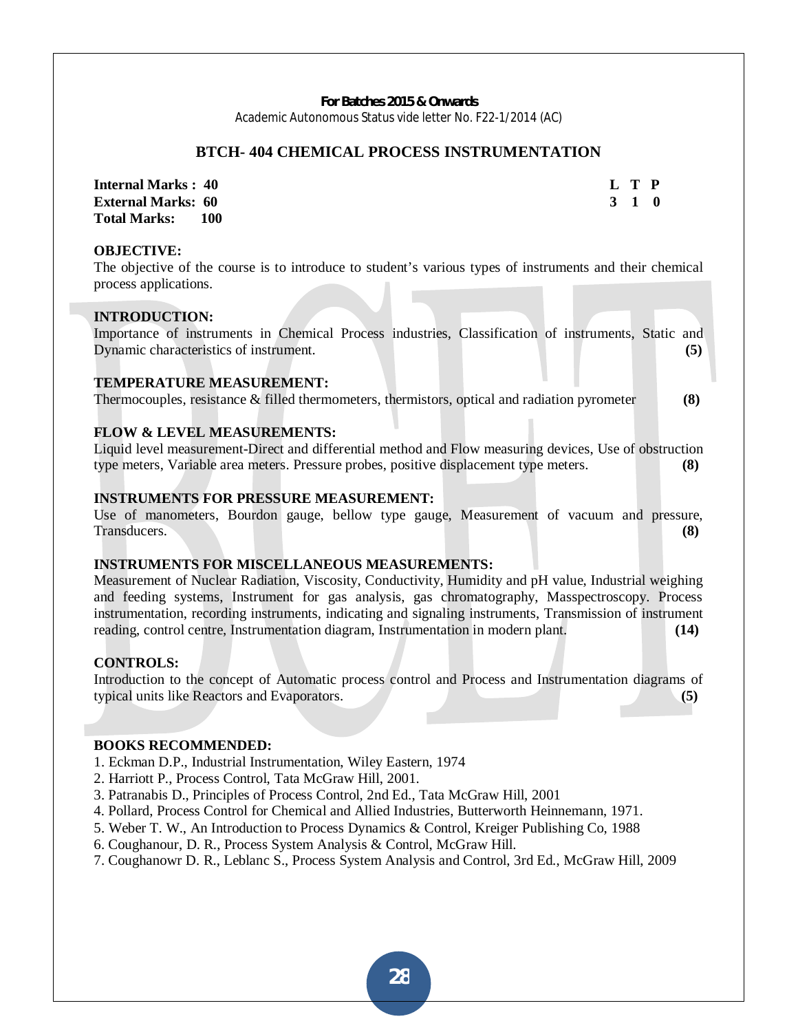**For Batches 2015 & Onwards**
Academic Autonomous Status vide letter No. F22-1/2014 (AC)

## BTCH- 404 CHEMICAL PROCESS INSTRUMENTATION

**Internal Marks : 40**
**External Marks: 60**
**Total Marks: 100**

| L | T | P |
|---|---|---|
| 3 | 1 | 0 |

### OBJECTIVE:

The objective of the course is to introduce to student's various types of instruments and their chemical process applications.

### INTRODUCTION:

Importance of instruments in Chemical Process industries, Classification of instruments, Static and Dynamic characteristics of instrument. **(5)**

### TEMPERATURE MEASUREMENT:

Thermocouples, resistance & filled thermometers, thermistors, optical and radiation pyrometer **(8)**

### FLOW & LEVEL MEASUREMENTS:

Liquid level measurement-Direct and differential method and Flow measuring devices, Use of obstruction type meters, Variable area meters. Pressure probes, positive displacement type meters. **(8)**

### INSTRUMENTS FOR PRESSURE MEASUREMENT:

Use of manometers, Bourdon gauge, bellow type gauge, Measurement of vacuum and pressure, Transducers. **(8)**

### INSTRUMENTS FOR MISCELLANEOUS MEASUREMENTS:

Measurement of Nuclear Radiation, Viscosity, Conductivity, Humidity and pH value, Industrial weighing and feeding systems, Instrument for gas analysis, gas chromatography, Masspectroscopy. Process instrumentation, recording instruments, indicating and signaling instruments, Transmission of instrument reading, control centre, Instrumentation diagram, Instrumentation in modern plant. **(14)**

### CONTROLS:

Introduction to the concept of Automatic process control and Process and Instrumentation diagrams of typical units like Reactors and Evaporators. **(5)**

### BOOKS RECOMMENDED:

1. Eckman D.P., Industrial Instrumentation, Wiley Eastern, 1974
2. Harriott P., Process Control, Tata McGraw Hill, 2001.
3. Patranabis D., Principles of Process Control, 2nd Ed., Tata McGraw Hill, 2001
4. Pollard, Process Control for Chemical and Allied Industries, Butterworth Heinnemann, 1971.
5. Weber T. W., An Introduction to Process Dynamics & Control, Kreiger Publishing Co, 1988
6. Coughanour, D. R., Process System Analysis & Control, McGraw Hill.
7. Coughanowr D. R., Leblanc S., Process System Analysis and Control, 3rd Ed., McGraw Hill, 2009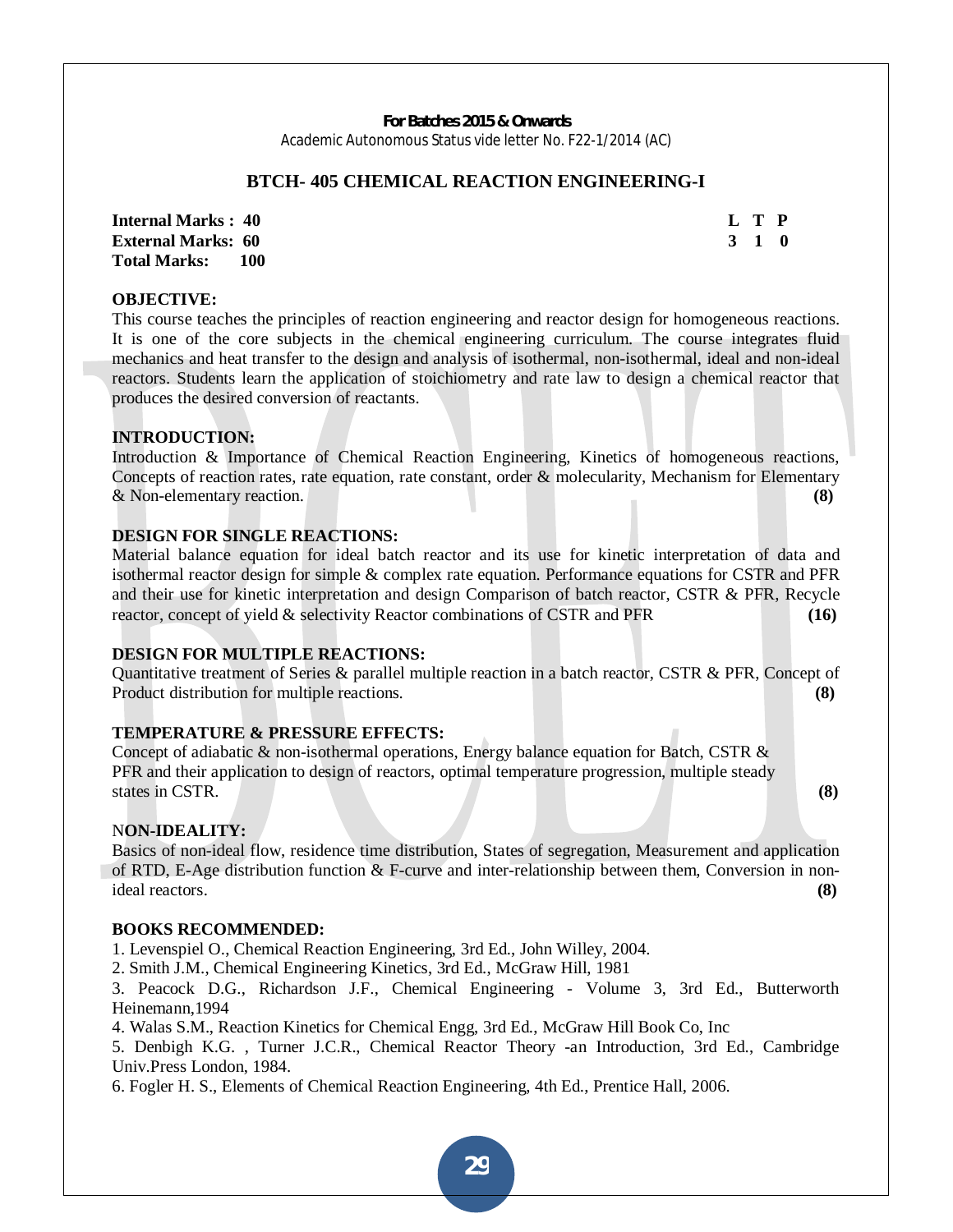**For Batches 2015 & Onwards**
Academic Autonomous Status vide letter No. F22-1/2014 (AC)

# BTCH- 405 CHEMICAL REACTION ENGINEERING-I

**Internal Marks : 40**
**External Marks: 60**
**Total Marks: 100**

| L | T | P |
|---|---|---|
| 3 | 1 | 0 |

**OBJECTIVE:**

This course teaches the principles of reaction engineering and reactor design for homogeneous reactions. It is one of the core subjects in the chemical engineering curriculum. The course integrates fluid mechanics and heat transfer to the design and analysis of isothermal, non-isothermal, ideal and non-ideal reactors. Students learn the application of stoichiometry and rate law to design a chemical reactor that produces the desired conversion of reactants.

**INTRODUCTION:**

Introduction & Importance of Chemical Reaction Engineering, Kinetics of homogeneous reactions, Concepts of reaction rates, rate equation, rate constant, order & molecularity, Mechanism for Elementary & Non-elementary reaction. **(8)**

**DESIGN FOR SINGLE REACTIONS:**

Material balance equation for ideal batch reactor and its use for kinetic interpretation of data and isothermal reactor design for simple & complex rate equation. Performance equations for CSTR and PFR and their use for kinetic interpretation and design Comparison of batch reactor, CSTR & PFR, Recycle reactor, concept of yield & selectivity Reactor combinations of CSTR and PFR **(16)**

**DESIGN FOR MULTIPLE REACTIONS:**

Quantitative treatment of Series & parallel multiple reaction in a batch reactor, CSTR & PFR, Concept of Product distribution for multiple reactions. **(8)**

**TEMPERATURE & PRESSURE EFFECTS:**

Concept of adiabatic & non-isothermal operations, Energy balance equation for Batch, CSTR & PFR and their application to design of reactors, optimal temperature progression, multiple steady states in CSTR. **(8)**

N**ON-IDEALITY:**

Basics of non-ideal flow, residence time distribution, States of segregation, Measurement and application of RTD, E-Age distribution function & F-curve and inter-relationship between them, Conversion in non-ideal reactors. **(8)**

**BOOKS RECOMMENDED:**

1. Levenspiel O., Chemical Reaction Engineering, 3rd Ed., John Willey, 2004.
2. Smith J.M., Chemical Engineering Kinetics, 3rd Ed., McGraw Hill, 1981
3. Peacock D.G., Richardson J.F., Chemical Engineering - Volume 3, 3rd Ed., Butterworth Heinemann,1994
4. Walas S.M., Reaction Kinetics for Chemical Engg, 3rd Ed., McGraw Hill Book Co, Inc
5. Denbigh K.G. , Turner J.C.R., Chemical Reactor Theory -an Introduction, 3rd Ed., Cambridge Univ.Press London, 1984.
6. Fogler H. S., Elements of Chemical Reaction Engineering, 4th Ed., Prentice Hall, 2006.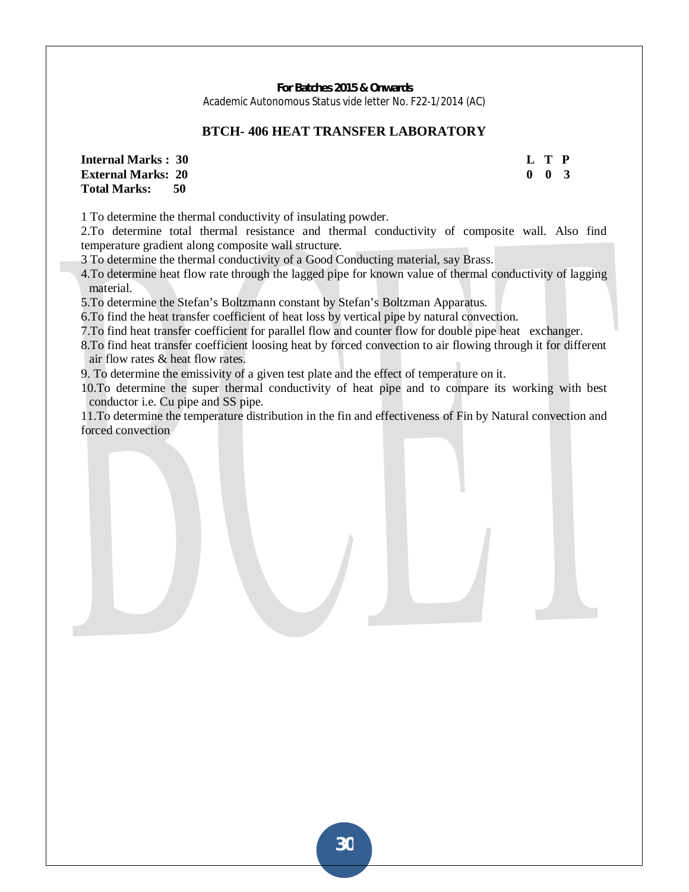**For Batches 2015 & Onwards**

Academic Autonomous Status vide letter No. F22-1/2014 (AC)

## BTCH- 406 HEAT TRANSFER LABORATORY

**Internal Marks : 30**
**External Marks: 20**
**Total Marks: 50**

| L | T | P |
|---|---|---|
| 0 | 0 | 3 |

1 To determine the thermal conductivity of insulating powder.

2.To determine total thermal resistance and thermal conductivity of composite wall. Also find temperature gradient along composite wall structure.

3 To determine the thermal conductivity of a Good Conducting material, say Brass.

4.To determine heat flow rate through the lagged pipe for known value of thermal conductivity of lagging material.

5.To determine the Stefan's Boltzmann constant by Stefan's Boltzman Apparatus.

6.To find the heat transfer coefficient of heat loss by vertical pipe by natural convection.

7.To find heat transfer coefficient for parallel flow and counter flow for double pipe heat exchanger.

8.To find heat transfer coefficient loosing heat by forced convection to air flowing through it for different air flow rates & heat flow rates.

9. To determine the emissivity of a given test plate and the effect of temperature on it.

10.To determine the super thermal conductivity of heat pipe and to compare its working with best conductor i.e. Cu pipe and SS pipe.

11.To determine the temperature distribution in the fin and effectiveness of Fin by Natural convection and forced convection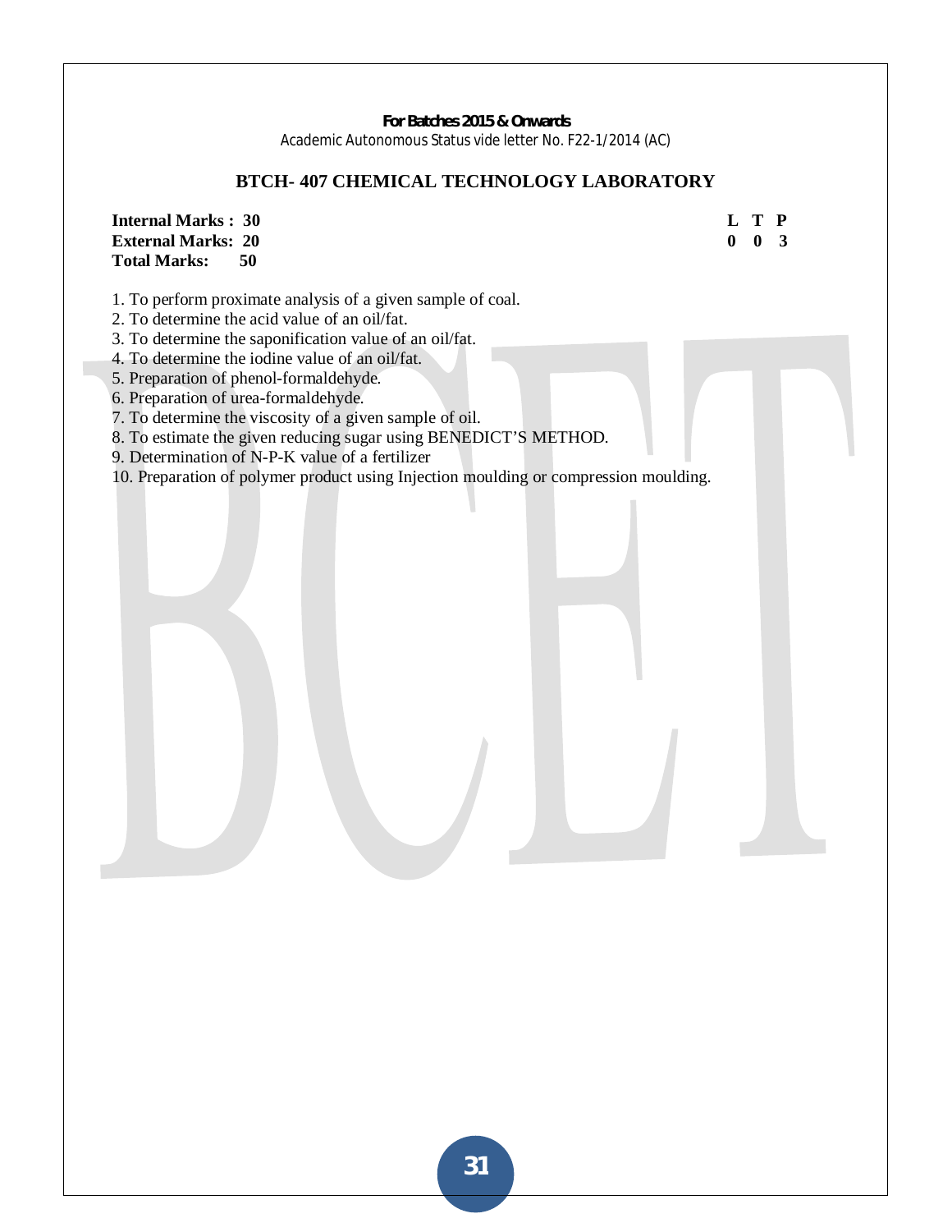**For Batches 2015 & Onwards**

Academic Autonomous Status vide letter No. F22-1/2014 (AC)

## BTCH- 407 CHEMICAL TECHNOLOGY LABORATORY

| | L | T | P |
|---|---|---|---|
| **Internal Marks : 30** | **0** | **0** | **3** |
| **External Marks: 20** | | | |
| **Total Marks: 50** | | | |

1. To perform proximate analysis of a given sample of coal.
2. To determine the acid value of an oil/fat.
3. To determine the saponification value of an oil/fat.
4. To determine the iodine value of an oil/fat.
5. Preparation of phenol-formaldehyde.
6. Preparation of urea-formaldehyde.
7. To determine the viscosity of a given sample of oil.
8. To estimate the given reducing sugar using BENEDICT'S METHOD.
9. Determination of N-P-K value of a fertilizer
10. Preparation of polymer product using Injection moulding or compression moulding.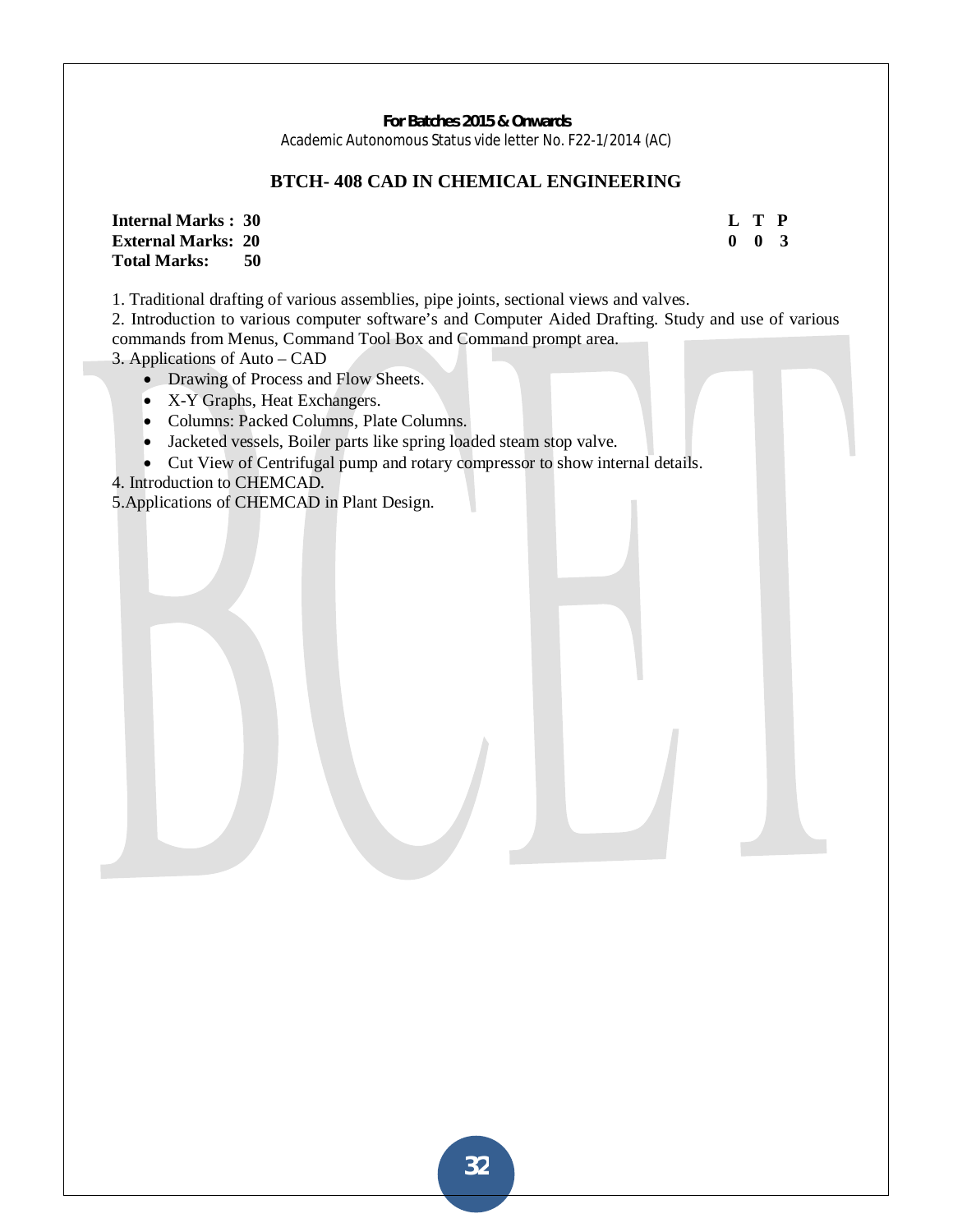**For Batches 2015 & Onwards**
Academic Autonomous Status vide letter No. F22-1/2014 (AC)

## BTCH- 408 CAD IN CHEMICAL ENGINEERING

| | | | |
|---|---|---|---|
| **Internal Marks : 30** | **L** | **T** | **P** |
| **External Marks: 20** | **0** | **0** | **3** |
| **Total Marks: 50** | | | |

1. Traditional drafting of various assemblies, pipe joints, sectional views and valves.
2. Introduction to various computer software's and Computer Aided Drafting. Study and use of various commands from Menus, Command Tool Box and Command prompt area.
3. Applications of Auto – CAD
   - Drawing of Process and Flow Sheets.
   - X-Y Graphs, Heat Exchangers.
   - Columns: Packed Columns, Plate Columns.
   - Jacketed vessels, Boiler parts like spring loaded steam stop valve.
   - Cut View of Centrifugal pump and rotary compressor to show internal details.
4. Introduction to CHEMCAD.
5. Applications of CHEMCAD in Plant Design.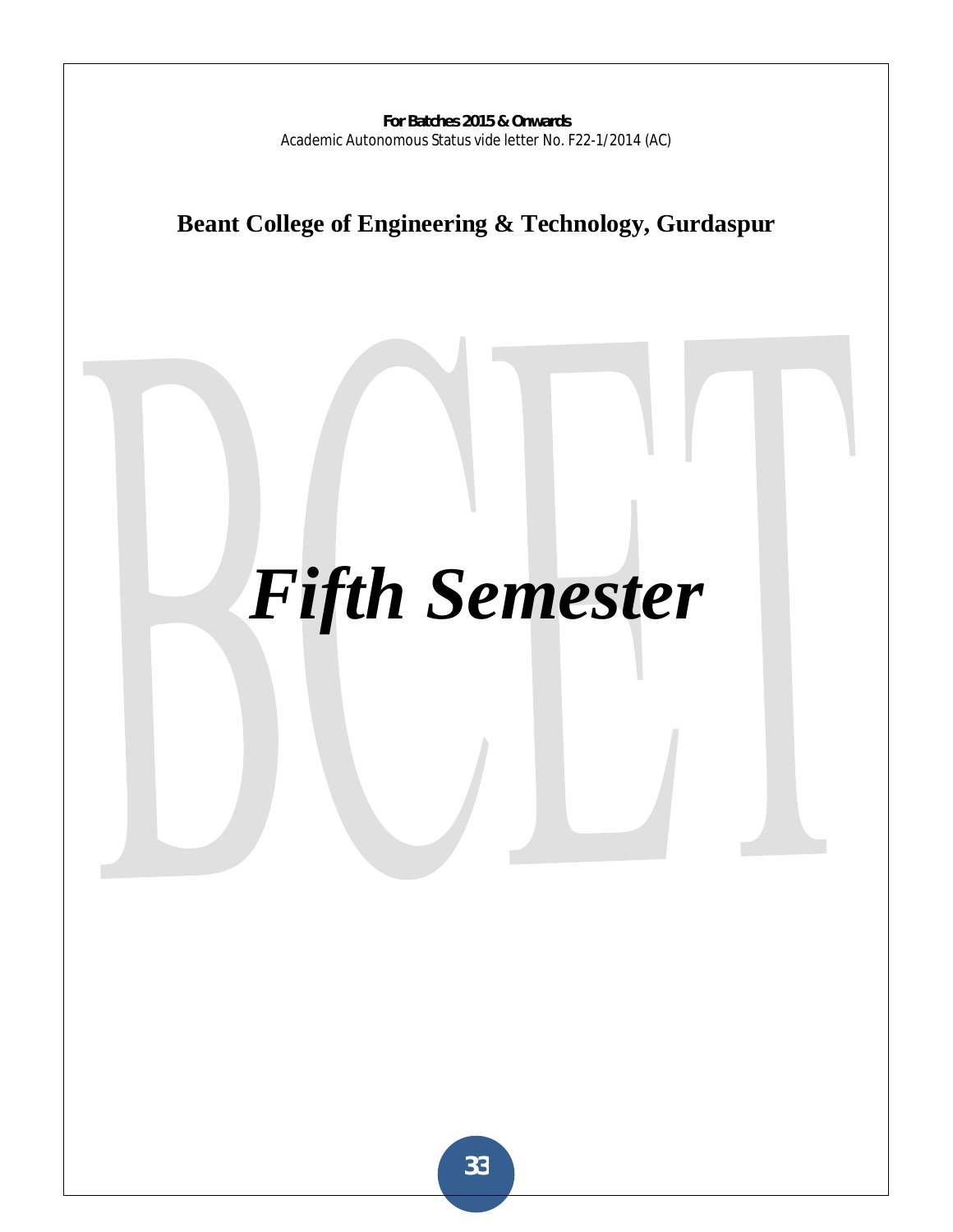**For Batches 2015 & Onwards**
Academic Autonomous Status vide letter No. F22-1/2014 (AC)

**Beant College of Engineering & Technology, Gurdaspur**

# *Fifth Semester*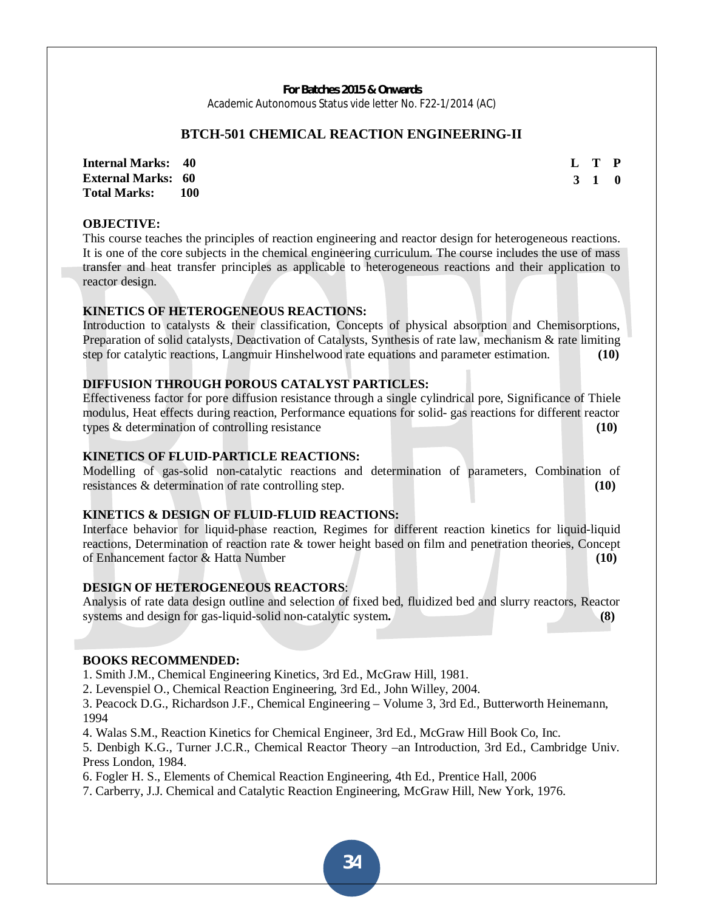**For Batches 2015 & Onwards**

Academic Autonomous Status vide letter No. F22-1/2014 (AC)

## BTCH-501 CHEMICAL REACTION ENGINEERING-II

| | | | L | T | P |
|---|---|---|---|---|---|
| **Internal Marks:** | **40** | | **3** | **1** | **0** |
| **External Marks:** | **60** | | | | |
| **Total Marks:** | **100** | | | | |

### OBJECTIVE:

This course teaches the principles of reaction engineering and reactor design for heterogeneous reactions. It is one of the core subjects in the chemical engineering curriculum. The course includes the use of mass transfer and heat transfer principles as applicable to heterogeneous reactions and their application to reactor design.

### KINETICS OF HETEROGENEOUS REACTIONS:

Introduction to catalysts & their classification, Concepts of physical absorption and Chemisorptions, Preparation of solid catalysts, Deactivation of Catalysts, Synthesis of rate law, mechanism & rate limiting step for catalytic reactions, Langmuir Hinshelwood rate equations and parameter estimation. **(10)**

### DIFFUSION THROUGH POROUS CATALYST PARTICLES:

Effectiveness factor for pore diffusion resistance through a single cylindrical pore, Significance of Thiele modulus, Heat effects during reaction, Performance equations for solid- gas reactions for different reactor types & determination of controlling resistance **(10)**

### KINETICS OF FLUID-PARTICLE REACTIONS:

Modelling of gas-solid non-catalytic reactions and determination of parameters, Combination of resistances & determination of rate controlling step. **(10)**

### KINETICS & DESIGN OF FLUID-FLUID REACTIONS:

Interface behavior for liquid-phase reaction, Regimes for different reaction kinetics for liquid-liquid reactions, Determination of reaction rate & tower height based on film and penetration theories, Concept of Enhancement factor & Hatta Number **(10)**

### DESIGN OF HETEROGENEOUS REACTORS:

Analysis of rate data design outline and selection of fixed bed, fluidized bed and slurry reactors, Reactor systems and design for gas-liquid-solid non-catalytic system**.** **(8)**

### BOOKS RECOMMENDED:

1. Smith J.M., Chemical Engineering Kinetics, 3rd Ed., McGraw Hill, 1981.
2. Levenspiel O., Chemical Reaction Engineering, 3rd Ed., John Willey, 2004.
3. Peacock D.G., Richardson J.F., Chemical Engineering – Volume 3, 3rd Ed., Butterworth Heinemann, 1994
4. Walas S.M., Reaction Kinetics for Chemical Engineer, 3rd Ed., McGraw Hill Book Co, Inc.
5. Denbigh K.G., Turner J.C.R., Chemical Reactor Theory –an Introduction, 3rd Ed., Cambridge Univ. Press London, 1984.
6. Fogler H. S., Elements of Chemical Reaction Engineering, 4th Ed., Prentice Hall, 2006
7. Carberry, J.J. Chemical and Catalytic Reaction Engineering, McGraw Hill, New York, 1976.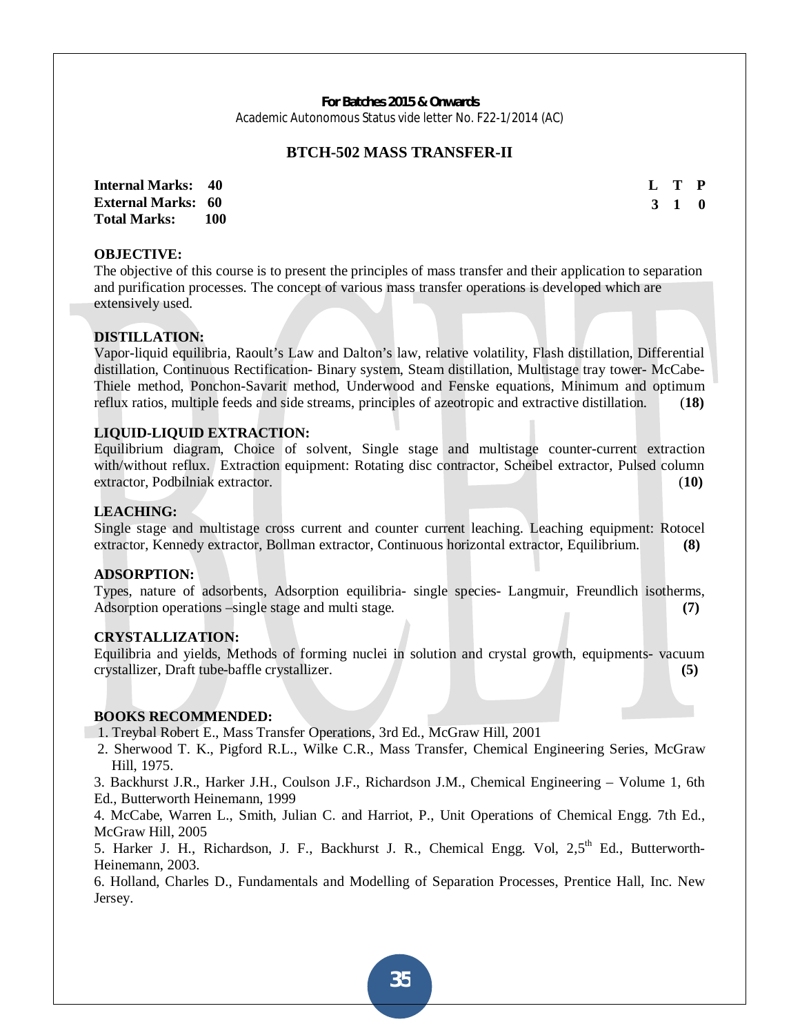**For Batches 2015 & Onwards**
Academic Autonomous Status vide letter No. F22-1/2014 (AC)

## BTCH-502 MASS TRANSFER-II

| | | | L | T | P |
|---|---|---|---|---|---|
| **Internal Marks:** | **40** | | **3** | **1** | **0** |
| **External Marks:** | **60** | | | | |
| **Total Marks:** | **100** | | | | |

**OBJECTIVE:**
The objective of this course is to present the principles of mass transfer and their application to separation and purification processes. The concept of various mass transfer operations is developed which are extensively used.

**DISTILLATION:**
Vapor-liquid equilibria, Raoult's Law and Dalton's law, relative volatility, Flash distillation, Differential distillation, Continuous Rectification- Binary system, Steam distillation, Multistage tray tower- McCabe-Thiele method, Ponchon-Savarit method, Underwood and Fenske equations, Minimum and optimum reflux ratios, multiple feeds and side streams, principles of azeotropic and extractive distillation. (**18)**

**LIQUID-LIQUID EXTRACTION:**
Equilibrium diagram, Choice of solvent, Single stage and multistage counter-current extraction with/without reflux. Extraction equipment: Rotating disc contractor, Scheibel extractor, Pulsed column extractor, Podbilniak extractor. (**10)**

**LEACHING:**
Single stage and multistage cross current and counter current leaching. Leaching equipment: Rotocel extractor, Kennedy extractor, Bollman extractor, Continuous horizontal extractor, Equilibrium. **(8)**

**ADSORPTION:**
Types, nature of adsorbents, Adsorption equilibria- single species- Langmuir, Freundlich isotherms, Adsorption operations –single stage and multi stage. **(7)**

**CRYSTALLIZATION:**
Equilibria and yields, Methods of forming nuclei in solution and crystal growth, equipments- vacuum crystallizer, Draft tube-baffle crystallizer. **(5)**

**BOOKS RECOMMENDED:**

1. Treybal Robert E., Mass Transfer Operations, 3rd Ed., McGraw Hill, 2001
2. Sherwood T. K., Pigford R.L., Wilke C.R., Mass Transfer, Chemical Engineering Series, McGraw Hill, 1975.
3. Backhurst J.R., Harker J.H., Coulson J.F., Richardson J.M., Chemical Engineering – Volume 1, 6th Ed., Butterworth Heinemann, 1999
4. McCabe, Warren L., Smith, Julian C. and Harriot, P., Unit Operations of Chemical Engg. 7th Ed., McGraw Hill, 2005
5. Harker J. H., Richardson, J. F., Backhurst J. R., Chemical Engg. Vol, 2,5th Ed., Butterworth-Heinemann, 2003.
6. Holland, Charles D., Fundamentals and Modelling of Separation Processes, Prentice Hall, Inc. New Jersey.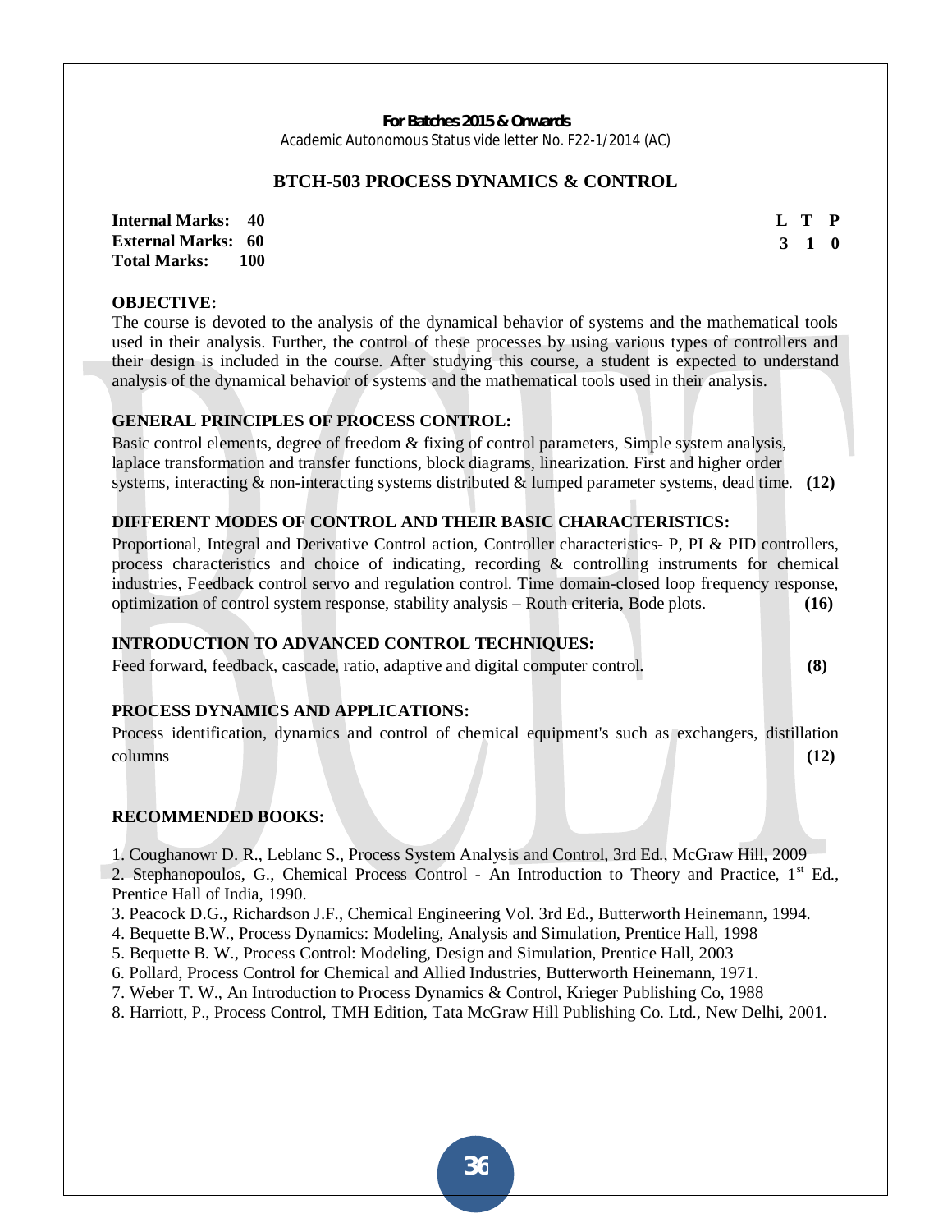**For Batches 2015 & Onwards**
Academic Autonomous Status vide letter No. F22-1/2014 (AC)

## BTCH-503 PROCESS DYNAMICS & CONTROL

| | | L | T | P |
|---|---|---|---|---|
| **Internal Marks:** | **40** | **3** | **1** | **0** |
| **External Marks:** | **60** | | | |
| **Total Marks:** | **100** | | | |

### OBJECTIVE:

The course is devoted to the analysis of the dynamical behavior of systems and the mathematical tools used in their analysis. Further, the control of these processes by using various types of controllers and their design is included in the course. After studying this course, a student is expected to understand analysis of the dynamical behavior of systems and the mathematical tools used in their analysis.

### GENERAL PRINCIPLES OF PROCESS CONTROL:

Basic control elements, degree of freedom & fixing of control parameters, Simple system analysis, laplace transformation and transfer functions, block diagrams, linearization. First and higher order systems, interacting & non-interacting systems distributed & lumped parameter systems, dead time. **(12)**

### DIFFERENT MODES OF CONTROL AND THEIR BASIC CHARACTERISTICS:

Proportional, Integral and Derivative Control action, Controller characteristics- P, PI & PID controllers, process characteristics and choice of indicating, recording & controlling instruments for chemical industries, Feedback control servo and regulation control. Time domain-closed loop frequency response, optimization of control system response, stability analysis – Routh criteria, Bode plots. **(16)**

### INTRODUCTION TO ADVANCED CONTROL TECHNIQUES:

Feed forward, feedback, cascade, ratio, adaptive and digital computer control. **(8)**

### PROCESS DYNAMICS AND APPLICATIONS:

Process identification, dynamics and control of chemical equipment's such as exchangers, distillation columns **(12)**

### RECOMMENDED BOOKS:

1. Coughanowr D. R., Leblanc S., Process System Analysis and Control, 3rd Ed., McGraw Hill, 2009
2. Stephanopoulos, G., Chemical Process Control - An Introduction to Theory and Practice, 1st Ed., Prentice Hall of India, 1990.
3. Peacock D.G., Richardson J.F., Chemical Engineering Vol. 3rd Ed., Butterworth Heinemann, 1994.
4. Bequette B.W., Process Dynamics: Modeling, Analysis and Simulation, Prentice Hall, 1998
5. Bequette B. W., Process Control: Modeling, Design and Simulation, Prentice Hall, 2003
6. Pollard, Process Control for Chemical and Allied Industries, Butterworth Heinemann, 1971.
7. Weber T. W., An Introduction to Process Dynamics & Control, Krieger Publishing Co, 1988
8. Harriott, P., Process Control, TMH Edition, Tata McGraw Hill Publishing Co. Ltd., New Delhi, 2001.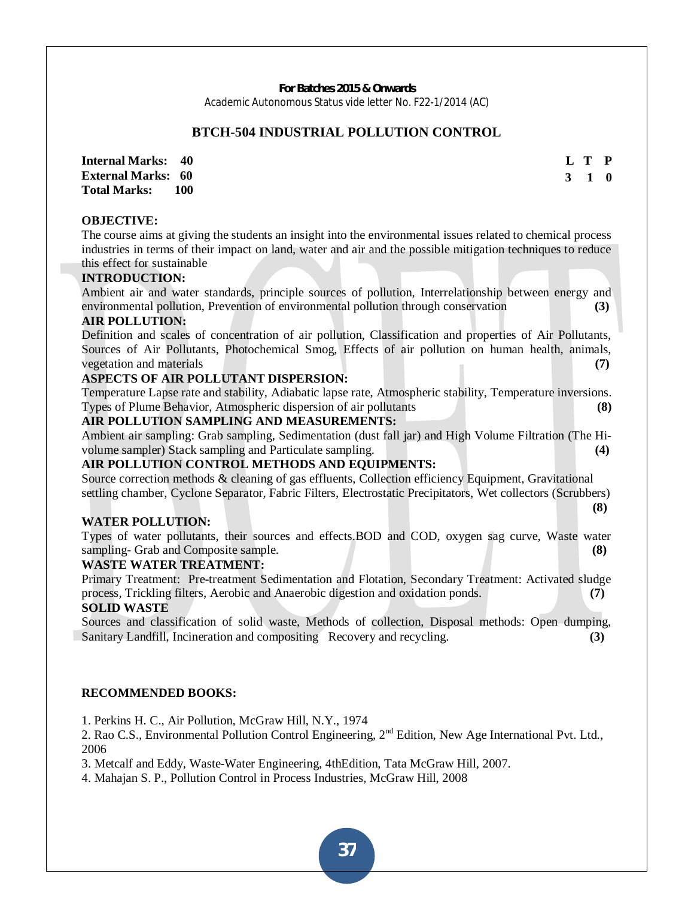**For Batches 2015 & Onwards**

Academic Autonomous Status vide letter No. F22-1/2014 (AC)

## BTCH-504 INDUSTRIAL POLLUTION CONTROL

| | | | | |
|---|---|---|---|---|
| **Internal Marks: 40** | | **L** | **T** | **P** |
| **External Marks: 60** | | **3** | **1** | **0** |
| **Total Marks: 100** | | | | |

**OBJECTIVE:**

The course aims at giving the students an insight into the environmental issues related to chemical process industries in terms of their impact on land, water and air and the possible mitigation techniques to reduce this effect for sustainable

**INTRODUCTION:**

Ambient air and water standards, principle sources of pollution, Interrelationship between energy and environmental pollution, Prevention of environmental pollution through conservation **(3)**

**AIR POLLUTION:**

Definition and scales of concentration of air pollution, Classification and properties of Air Pollutants, Sources of Air Pollutants, Photochemical Smog, Effects of air pollution on human health, animals, vegetation and materials **(7)**

**ASPECTS OF AIR POLLUTANT DISPERSION:**

Temperature Lapse rate and stability, Adiabatic lapse rate, Atmospheric stability, Temperature inversions. Types of Plume Behavior, Atmospheric dispersion of air pollutants **(8)**

**AIR POLLUTION SAMPLING AND MEASUREMENTS:**

Ambient air sampling: Grab sampling, Sedimentation (dust fall jar) and High Volume Filtration (The Hi-volume sampler) Stack sampling and Particulate sampling. **(4)**

**AIR POLLUTION CONTROL METHODS AND EQUIPMENTS:**

Source correction methods & cleaning of gas effluents, Collection efficiency Equipment, Gravitational settling chamber, Cyclone Separator, Fabric Filters, Electrostatic Precipitators, Wet collectors (Scrubbers) **(8)**

**WATER POLLUTION:**

Types of water pollutants, their sources and effects.BOD and COD, oxygen sag curve, Waste water sampling- Grab and Composite sample. **(8)**

**WASTE WATER TREATMENT:**

Primary Treatment: Pre-treatment Sedimentation and Flotation, Secondary Treatment: Activated sludge process, Trickling filters, Aerobic and Anaerobic digestion and oxidation ponds. **(7)**

**SOLID WASTE**

Sources and classification of solid waste, Methods of collection, Disposal methods: Open dumping, Sanitary Landfill, Incineration and compositing Recovery and recycling. **(3)**

**RECOMMENDED BOOKS:**

1. Perkins H. C., Air Pollution, McGraw Hill, N.Y., 1974
2. Rao C.S., Environmental Pollution Control Engineering, 2nd Edition, New Age International Pvt. Ltd., 2006
3. Metcalf and Eddy, Waste-Water Engineering, 4thEdition, Tata McGraw Hill, 2007.
4. Mahajan S. P., Pollution Control in Process Industries, McGraw Hill, 2008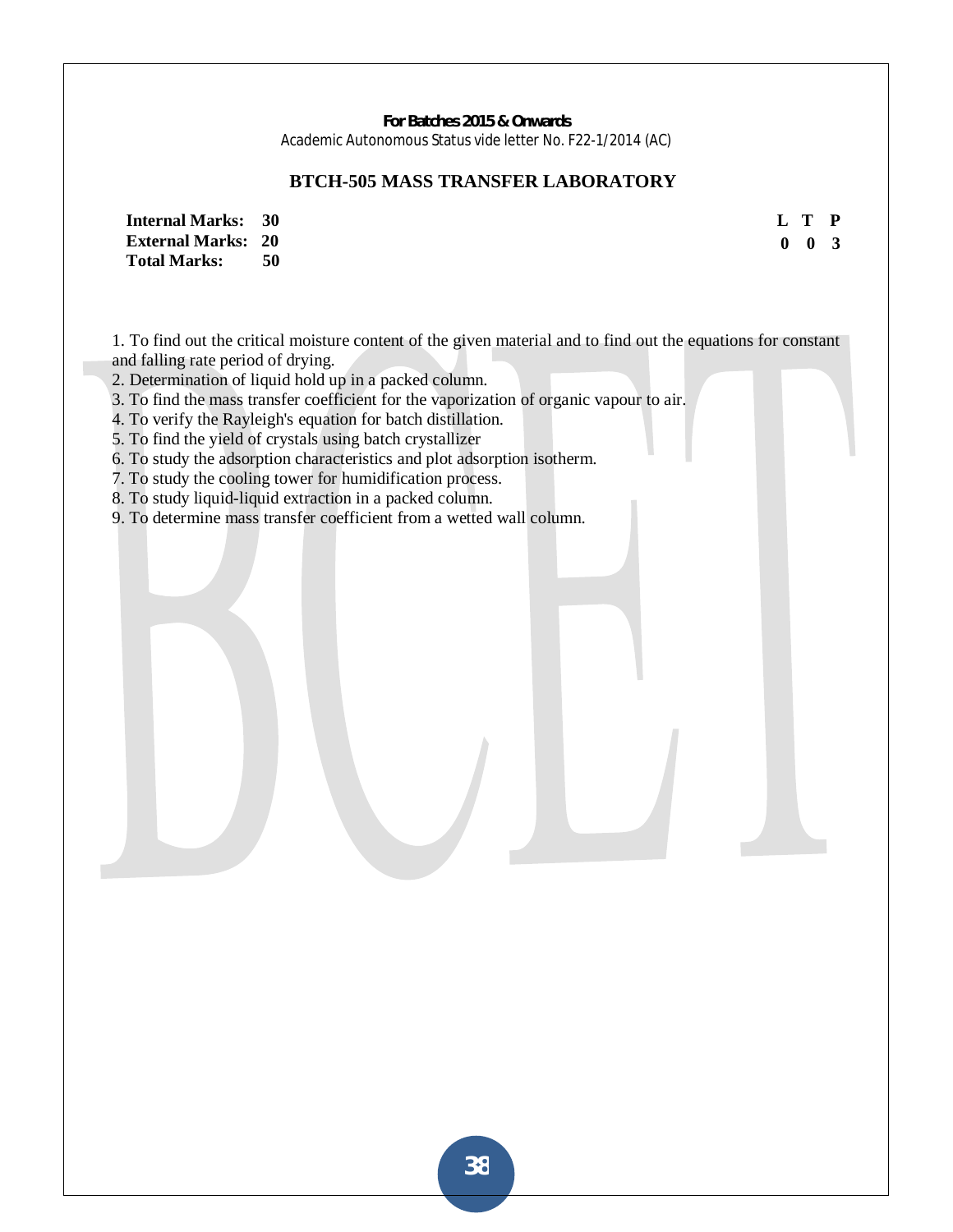**For Batches 2015 & Onwards**

Academic Autonomous Status vide letter No. F22-1/2014 (AC)

## BTCH-505 MASS TRANSFER LABORATORY

| | | | L | T | P |
|---|---|---|---|---|---|
| **Internal Marks:** | **30** | | **0** | **0** | **3** |
| **External Marks:** | **20** | | | | |
| **Total Marks:** | **50** | | | | |

1. To find out the critical moisture content of the given material and to find out the equations for constant and falling rate period of drying.
2. Determination of liquid hold up in a packed column.
3. To find the mass transfer coefficient for the vaporization of organic vapour to air.
4. To verify the Rayleigh's equation for batch distillation.
5. To find the yield of crystals using batch crystallizer
6. To study the adsorption characteristics and plot adsorption isotherm.
7. To study the cooling tower for humidification process.
8. To study liquid-liquid extraction in a packed column.
9. To determine mass transfer coefficient from a wetted wall column.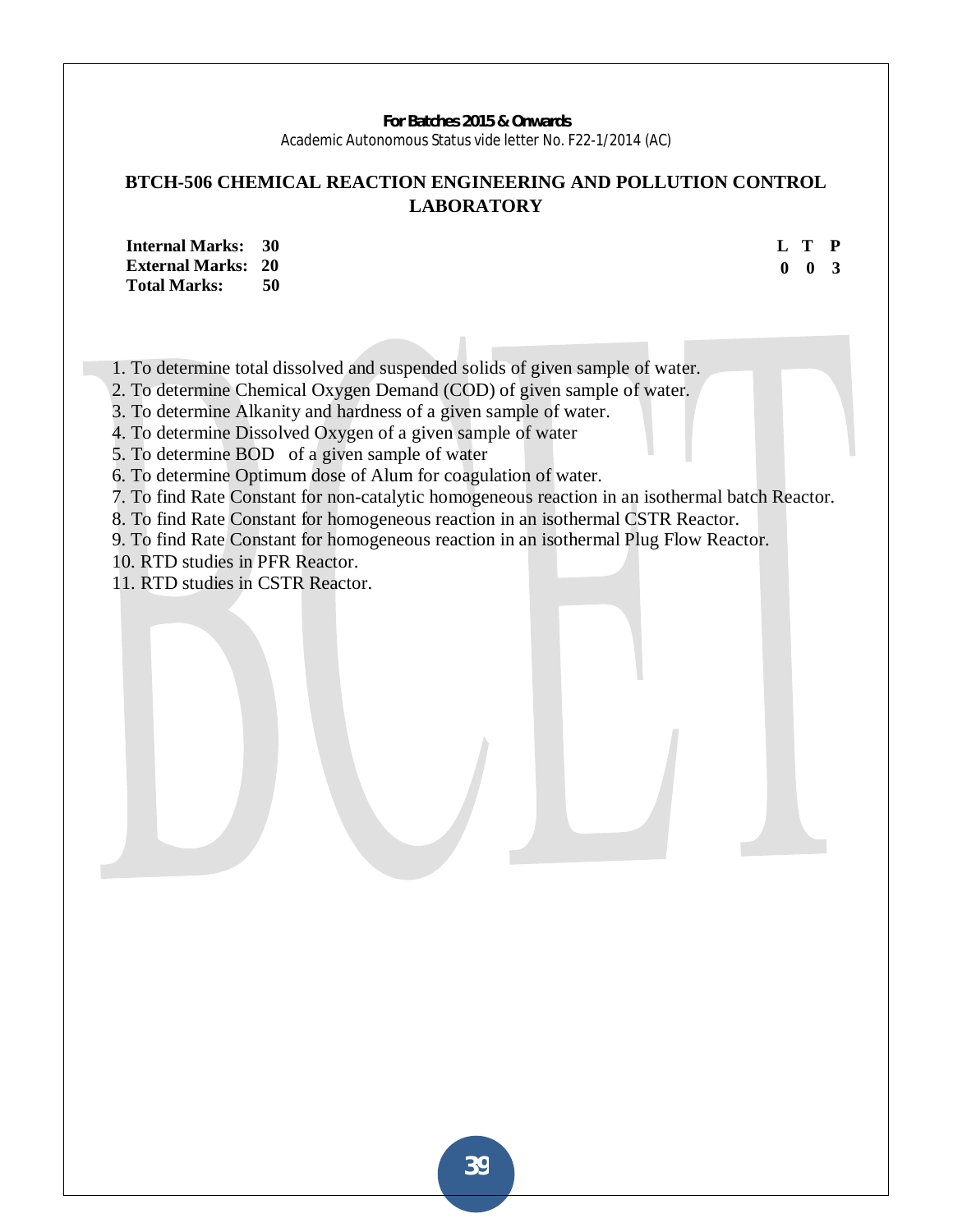**For Batches 2015 & Onwards**
Academic Autonomous Status vide letter No. F22-1/2014 (AC)

# BTCH-506 CHEMICAL REACTION ENGINEERING AND POLLUTION CONTROL LABORATORY

| | | | L | T | P |
|---|---|---|---|---|---|
| **Internal Marks:** | **30** | | **0** | **0** | **3** |
| **External Marks:** | **20** | | | | |
| **Total Marks:** | **50** | | | | |

1. To determine total dissolved and suspended solids of given sample of water.
2. To determine Chemical Oxygen Demand (COD) of given sample of water.
3. To determine Alkanity and hardness of a given sample of water.
4. To determine Dissolved Oxygen of a given sample of water
5. To determine BOD of a given sample of water
6. To determine Optimum dose of Alum for coagulation of water.
7. To find Rate Constant for non-catalytic homogeneous reaction in an isothermal batch Reactor.
8. To find Rate Constant for homogeneous reaction in an isothermal CSTR Reactor.
9. To find Rate Constant for homogeneous reaction in an isothermal Plug Flow Reactor.
10. RTD studies in PFR Reactor.
11. RTD studies in CSTR Reactor.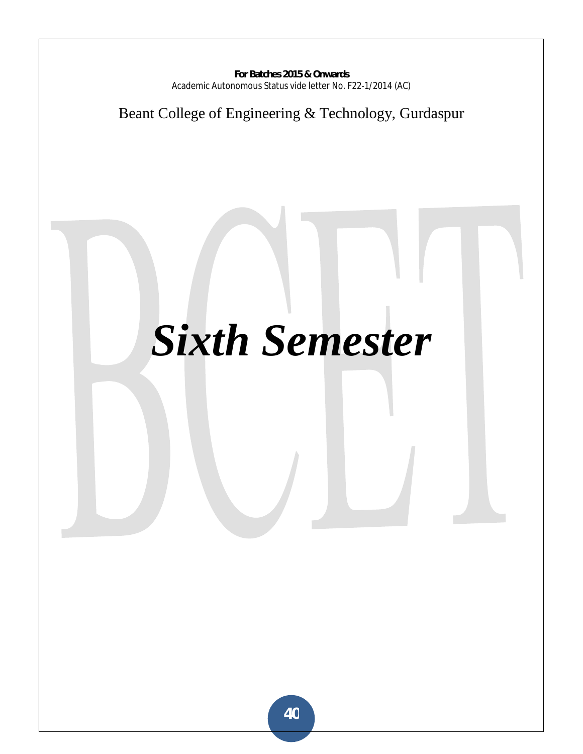# Sixth Semester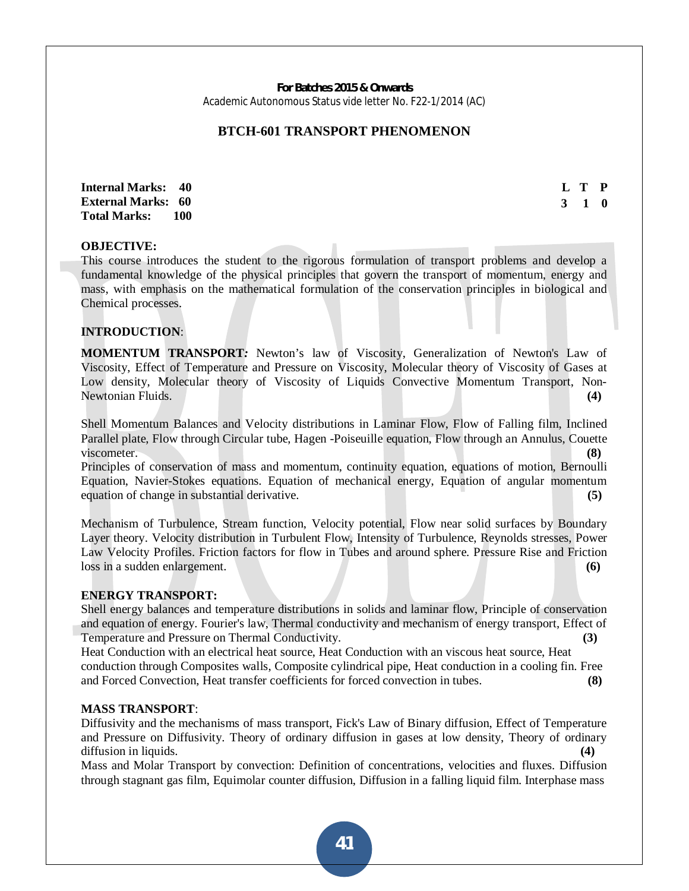**For Batches 2015 & Onwards**
Academic Autonomous Status vide letter No. F22-1/2014 (AC)

## BTCH-601 TRANSPORT PHENOMENON

| | | | |
|---|---|---|---|
| **Internal Marks: 40** | **L** | **T** | **P** |
| **External Marks: 60** | **3** | **1** | **0** |
| **Total Marks: 100** | | | |

**OBJECTIVE:**
This course introduces the student to the rigorous formulation of transport problems and develop a fundamental knowledge of the physical principles that govern the transport of momentum, energy and mass, with emphasis on the mathematical formulation of the conservation principles in biological and Chemical processes.

**INTRODUCTION**:

**MOMENTUM TRANSPORT***:* Newton's law of Viscosity, Generalization of Newton's Law of Viscosity, Effect of Temperature and Pressure on Viscosity, Molecular theory of Viscosity of Gases at Low density, Molecular theory of Viscosity of Liquids Convective Momentum Transport, Non-Newtonian Fluids. **(4)**

Shell Momentum Balances and Velocity distributions in Laminar Flow, Flow of Falling film, Inclined Parallel plate, Flow through Circular tube, Hagen -Poiseuille equation, Flow through an Annulus, Couette viscometer. **(8)**
Principles of conservation of mass and momentum, continuity equation, equations of motion, Bernoulli Equation, Navier-Stokes equations. Equation of mechanical energy, Equation of angular momentum equation of change in substantial derivative. **(5)**

Mechanism of Turbulence, Stream function, Velocity potential, Flow near solid surfaces by Boundary Layer theory. Velocity distribution in Turbulent Flow, Intensity of Turbulence, Reynolds stresses, Power Law Velocity Profiles. Friction factors for flow in Tubes and around sphere. Pressure Rise and Friction loss in a sudden enlargement. **(6)**

**ENERGY TRANSPORT:**
Shell energy balances and temperature distributions in solids and laminar flow, Principle of conservation and equation of energy. Fourier's law, Thermal conductivity and mechanism of energy transport, Effect of Temperature and Pressure on Thermal Conductivity. **(3)**
Heat Conduction with an electrical heat source, Heat Conduction with an viscous heat source, Heat conduction through Composites walls, Composite cylindrical pipe, Heat conduction in a cooling fin. Free and Forced Convection, Heat transfer coefficients for forced convection in tubes. **(8)**

**MASS TRANSPORT**:
Diffusivity and the mechanisms of mass transport, Fick's Law of Binary diffusion, Effect of Temperature and Pressure on Diffusivity. Theory of ordinary diffusion in gases at low density, Theory of ordinary diffusion in liquids. **(4)**
Mass and Molar Transport by convection: Definition of concentrations, velocities and fluxes. Diffusion through stagnant gas film, Equimolar counter diffusion, Diffusion in a falling liquid film. Interphase mass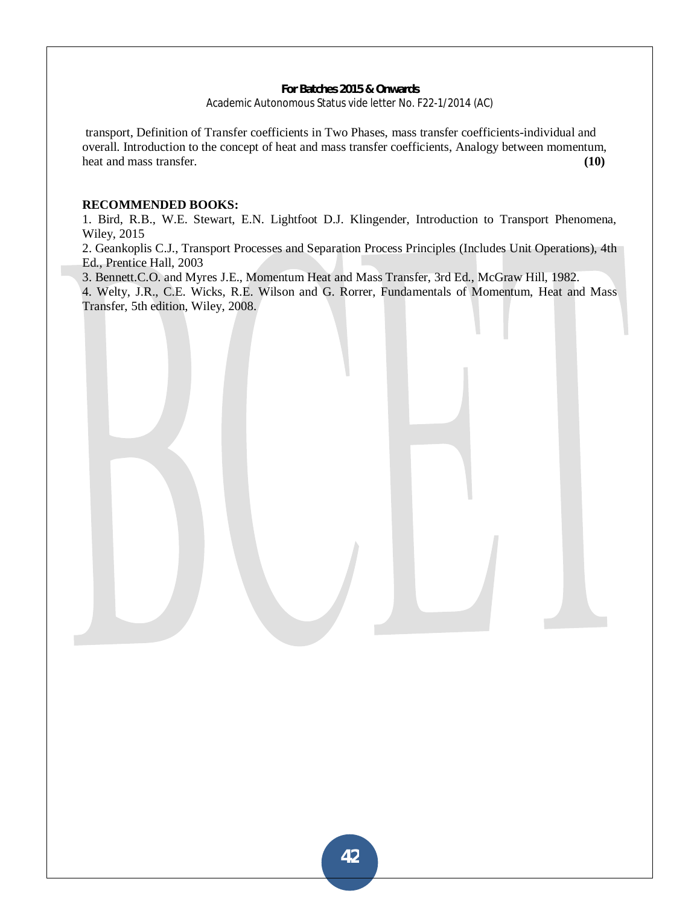transport, Definition of Transfer coefficients in Two Phases, mass transfer coefficients-individual and overall. Introduction to the concept of heat and mass transfer coefficients, Analogy between momentum, heat and mass transfer. **(10)**

**RECOMMENDED BOOKS:**

1. Bird, R.B., W.E. Stewart, E.N. Lightfoot D.J. Klingender, Introduction to Transport Phenomena, Wiley, 2015
2. Geankoplis C.J., Transport Processes and Separation Process Principles (Includes Unit Operations), 4th Ed., Prentice Hall, 2003
3. Bennett.C.O. and Myres J.E., Momentum Heat and Mass Transfer, 3rd Ed., McGraw Hill, 1982.
4. Welty, J.R., C.E. Wicks, R.E. Wilson and G. Rorrer, Fundamentals of Momentum, Heat and Mass Transfer, 5th edition, Wiley, 2008.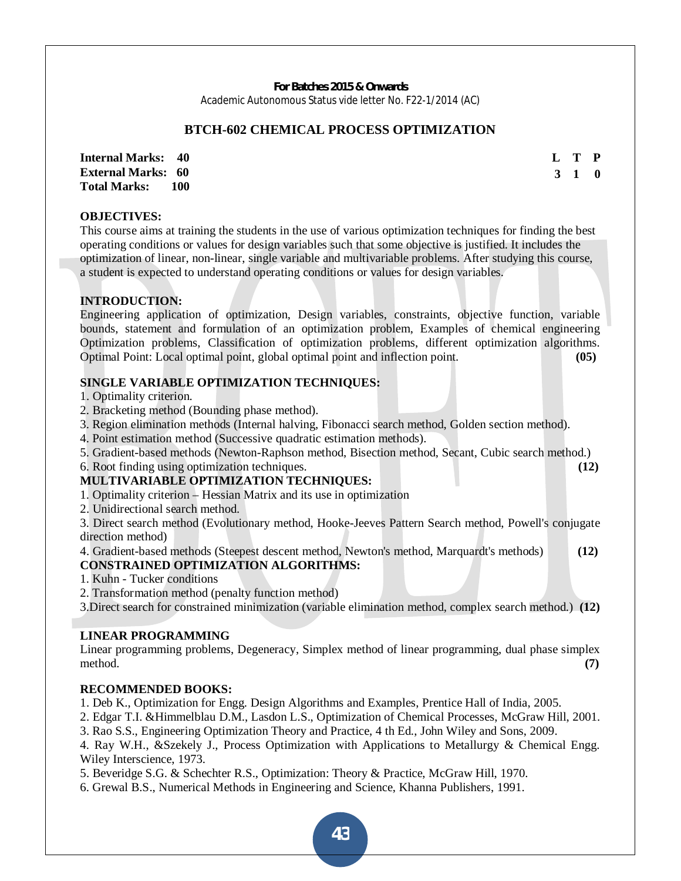**For Batches 2015 & Onwards**
Academic Autonomous Status vide letter No. F22-1/2014 (AC)

# BTCH-602 CHEMICAL PROCESS OPTIMIZATION

| | | L | T | P |
|---|---|---|---|---|
| **Internal Marks:** | **40** | **3** | **1** | **0** |
| **External Marks:** | **60** | | | |
| **Total Marks:** | **100** | | | |

## OBJECTIVES:

This course aims at training the students in the use of various optimization techniques for finding the best operating conditions or values for design variables such that some objective is justified. It includes the optimization of linear, non-linear, single variable and multivariable problems. After studying this course, a student is expected to understand operating conditions or values for design variables.

## INTRODUCTION:

Engineering application of optimization, Design variables, constraints, objective function, variable bounds, statement and formulation of an optimization problem, Examples of chemical engineering Optimization problems, Classification of optimization problems, different optimization algorithms. Optimal Point: Local optimal point, global optimal point and inflection point. **(05)**

## SINGLE VARIABLE OPTIMIZATION TECHNIQUES:

1. Optimality criterion.
2. Bracketing method (Bounding phase method).
3. Region elimination methods (Internal halving, Fibonacci search method, Golden section method).
4. Point estimation method (Successive quadratic estimation methods).
5. Gradient-based methods (Newton-Raphson method, Bisection method, Secant, Cubic search method.)
6. Root finding using optimization techniques. **(12)**

## MULTIVARIABLE OPTIMIZATION TECHNIQUES:

1. Optimality criterion – Hessian Matrix and its use in optimization
2. Unidirectional search method.
3. Direct search method (Evolutionary method, Hooke-Jeeves Pattern Search method, Powell's conjugate direction method)
4. Gradient-based methods (Steepest descent method, Newton's method, Marquardt's methods) **(12)**

## CONSTRAINED OPTIMIZATION ALGORITHMS:

1. Kuhn - Tucker conditions
2. Transformation method (penalty function method)
3. Direct search for constrained minimization (variable elimination method, complex search method.) **(12)**

## LINEAR PROGRAMMING

Linear programming problems, Degeneracy, Simplex method of linear programming, dual phase simplex method. **(7)**

## RECOMMENDED BOOKS:

1. Deb K., Optimization for Engg. Design Algorithms and Examples, Prentice Hall of India, 2005.
2. Edgar T.I. &Himmelblau D.M., Lasdon L.S., Optimization of Chemical Processes, McGraw Hill, 2001.
3. Rao S.S., Engineering Optimization Theory and Practice, 4 th Ed., John Wiley and Sons, 2009.
4. Ray W.H., &Szekely J., Process Optimization with Applications to Metallurgy & Chemical Engg. Wiley Interscience, 1973.
5. Beveridge S.G. & Schechter R.S., Optimization: Theory & Practice, McGraw Hill, 1970.
6. Grewal B.S., Numerical Methods in Engineering and Science, Khanna Publishers, 1991.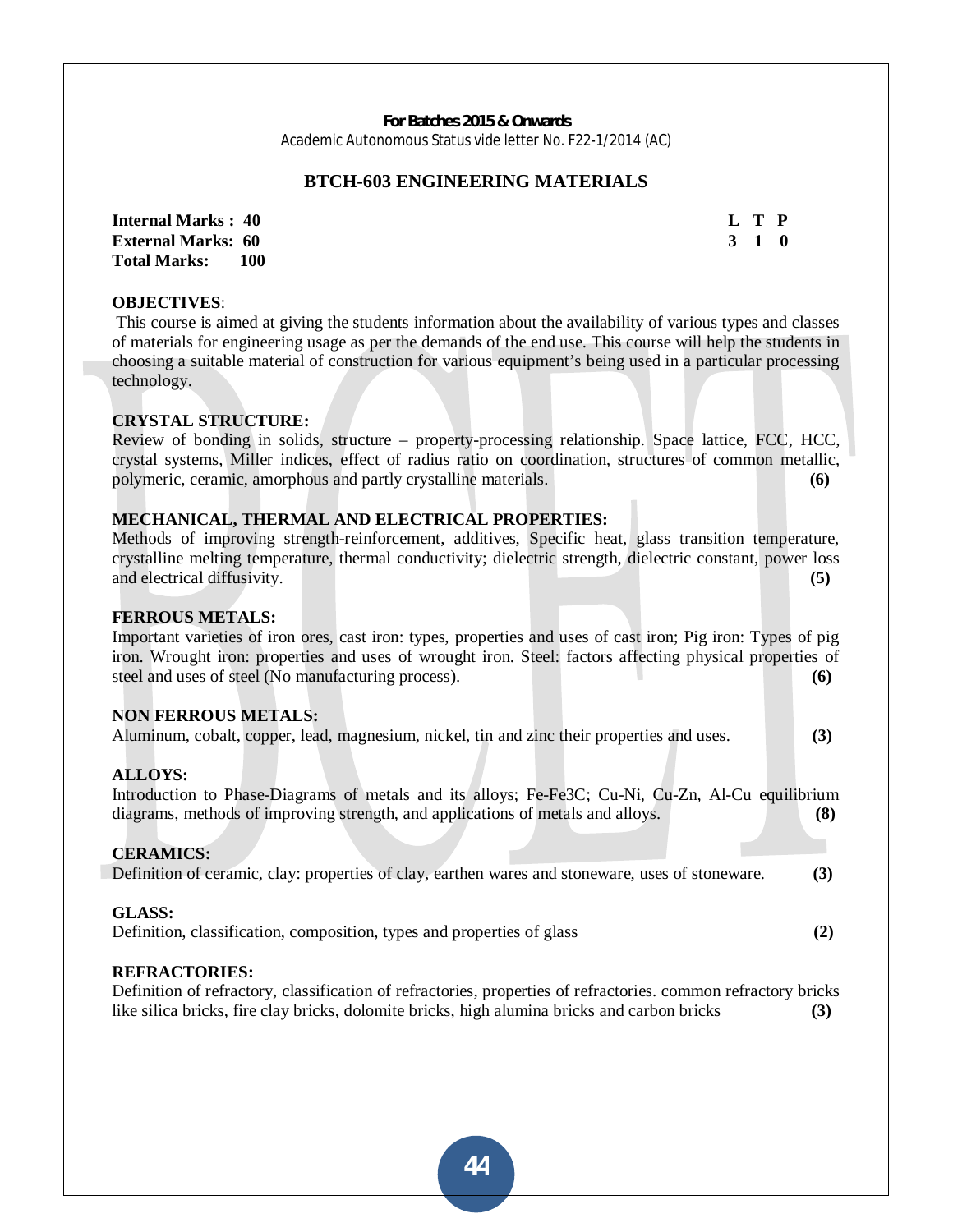**For Batches 2015 & Onwards**
Academic Autonomous Status vide letter No. F22-1/2014 (AC)

## BTCH-603 ENGINEERING MATERIALS

| | |
|---|---|
| **Internal Marks : 40** | **L T P** |
| **External Marks: 60** | **3 1 0** |
| **Total Marks: 100** | |

**OBJECTIVES**:

This course is aimed at giving the students information about the availability of various types and classes of materials for engineering usage as per the demands of the end use. This course will help the students in choosing a suitable material of construction for various equipment's being used in a particular processing technology.

**CRYSTAL STRUCTURE:**

Review of bonding in solids, structure – property-processing relationship. Space lattice, FCC, HCC, crystal systems, Miller indices, effect of radius ratio on coordination, structures of common metallic, polymeric, ceramic, amorphous and partly crystalline materials. **(6)**

**MECHANICAL, THERMAL AND ELECTRICAL PROPERTIES:**

Methods of improving strength-reinforcement, additives, Specific heat, glass transition temperature, crystalline melting temperature, thermal conductivity; dielectric strength, dielectric constant, power loss and electrical diffusivity. **(5)**

**FERROUS METALS:**

Important varieties of iron ores, cast iron: types, properties and uses of cast iron; Pig iron: Types of pig iron. Wrought iron: properties and uses of wrought iron. Steel: factors affecting physical properties of steel and uses of steel (No manufacturing process). **(6)**

**NON FERROUS METALS:**

Aluminum, cobalt, copper, lead, magnesium, nickel, tin and zinc their properties and uses. **(3)**

**ALLOYS:**

Introduction to Phase-Diagrams of metals and its alloys; Fe-$Fe_3C$; Cu-Ni, Cu-Zn, Al-Cu equilibrium diagrams, methods of improving strength, and applications of metals and alloys. **(8)**

**CERAMICS:**

Definition of ceramic, clay: properties of clay, earthen wares and stoneware, uses of stoneware. **(3)**

**GLASS:**

Definition, classification, composition, types and properties of glass **(2)**

**REFRACTORIES:**

Definition of refractory, classification of refractories, properties of refractories. common refractory bricks like silica bricks, fire clay bricks, dolomite bricks, high alumina bricks and carbon bricks **(3)**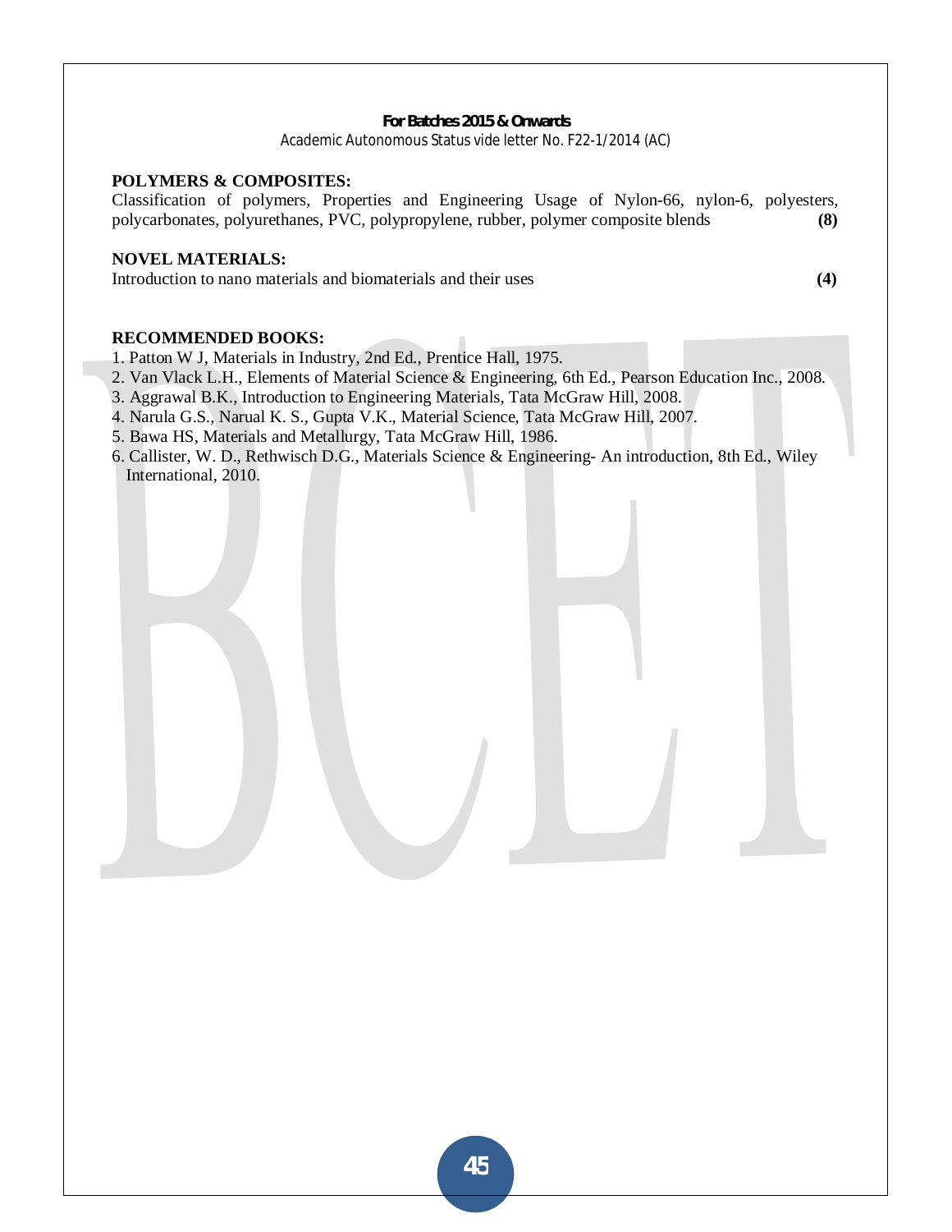### POLYMERS & COMPOSITES:

Classification of polymers, Properties and Engineering Usage of Nylon-66, nylon-6, polyesters, polycarbonates, polyurethanes, PVC, polypropylene, rubber, polymer composite blends **(8)**

### NOVEL MATERIALS:

Introduction to nano materials and biomaterials and their uses **(4)**

### RECOMMENDED BOOKS:

1. Patton W J, Materials in Industry, 2nd Ed., Prentice Hall, 1975.
2. Van Vlack L.H., Elements of Material Science & Engineering, 6th Ed., Pearson Education Inc., 2008.
3. Aggrawal B.K., Introduction to Engineering Materials, Tata McGraw Hill, 2008.
4. Narula G.S., Narual K. S., Gupta V.K., Material Science, Tata McGraw Hill, 2007.
5. Bawa HS, Materials and Metallurgy, Tata McGraw Hill, 1986.
6. Callister, W. D., Rethwisch D.G., Materials Science & Engineering- An introduction, 8th Ed., Wiley International, 2010.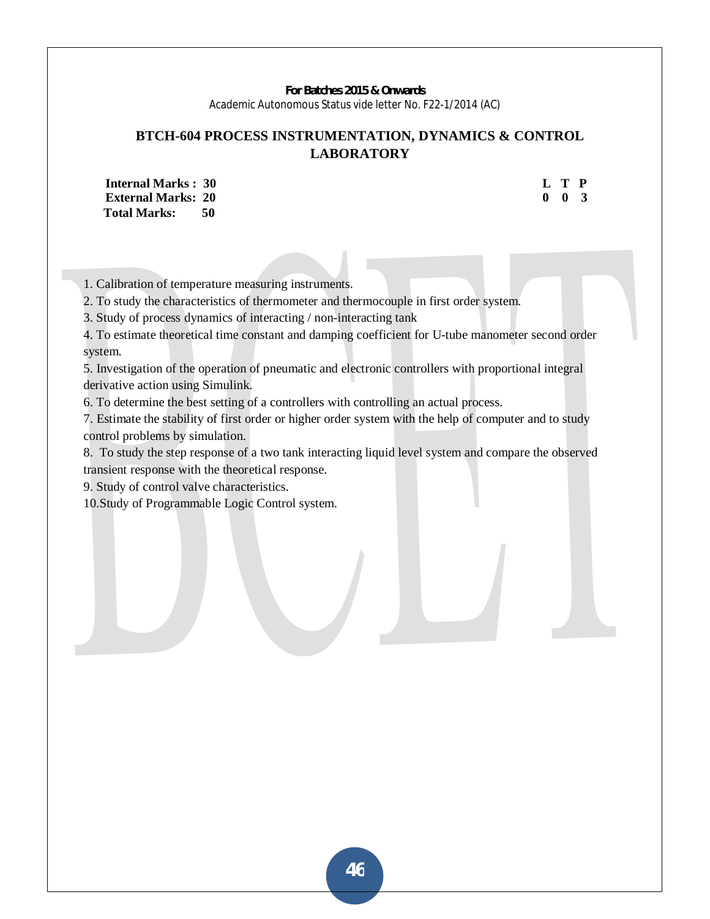**For Batches 2015 & Onwards**
Academic Autonomous Status vide letter No. F22-1/2014 (AC)

## BTCH-604 PROCESS INSTRUMENTATION, DYNAMICS & CONTROL LABORATORY

| | | | |
|---|---|---|---|
| **Internal Marks : 30** | **L** | **T** | **P** |
| **External Marks: 20** | **0** | **0** | **3** |
| **Total Marks: 50** | | | |

1. Calibration of temperature measuring instruments.
2. To study the characteristics of thermometer and thermocouple in first order system.
3. Study of process dynamics of interacting / non-interacting tank
4. To estimate theoretical time constant and damping coefficient for U-tube manometer second order system.
5. Investigation of the operation of pneumatic and electronic controllers with proportional integral derivative action using Simulink.
6. To determine the best setting of a controllers with controlling an actual process.
7. Estimate the stability of first order or higher order system with the help of computer and to study control problems by simulation.
8. To study the step response of a two tank interacting liquid level system and compare the observed transient response with the theoretical response.
9. Study of control valve characteristics.
10. Study of Programmable Logic Control system.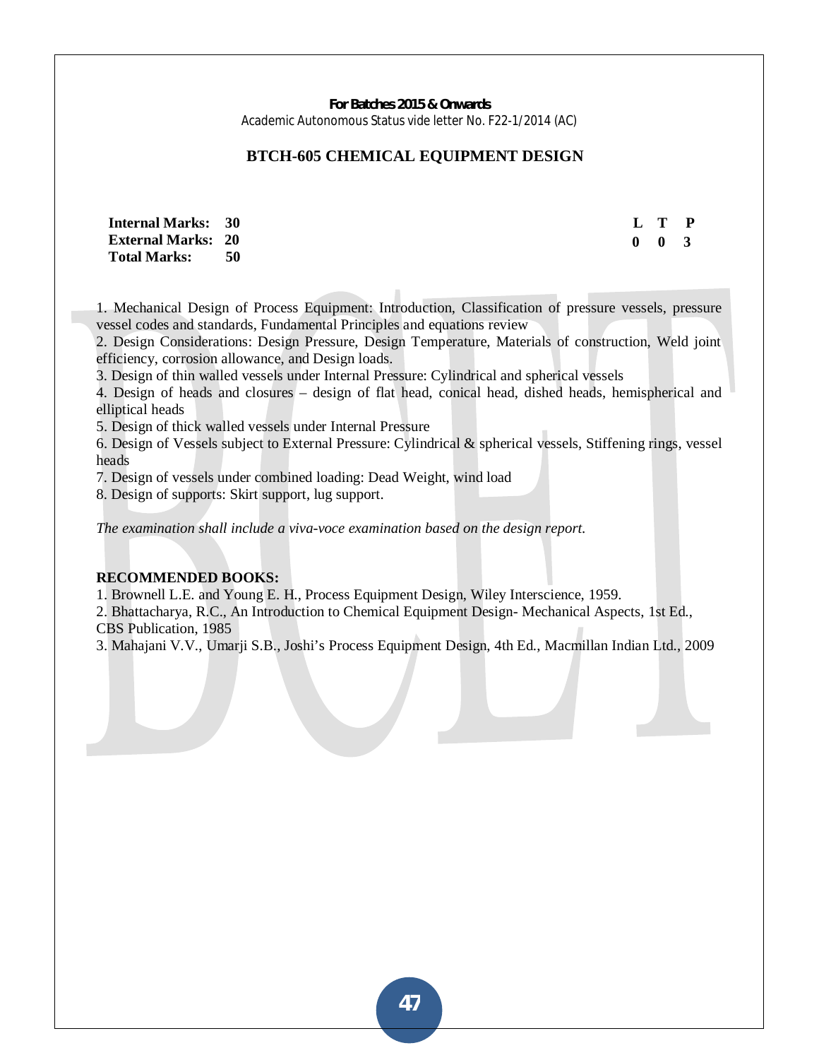**For Batches 2015 & Onwards**
Academic Autonomous Status vide letter No. F22-1/2014 (AC)

# BTCH-605 CHEMICAL EQUIPMENT DESIGN

| | | | L | T | P |
|---|---|---|---|---|---|
| **Internal Marks:** | **30** | | **L** | **T** | **P** |
| **External Marks:** | **20** | | **0** | **0** | **3** |
| **Total Marks:** | **50** | | | | |

1. Mechanical Design of Process Equipment: Introduction, Classification of pressure vessels, pressure vessel codes and standards, Fundamental Principles and equations review
2. Design Considerations: Design Pressure, Design Temperature, Materials of construction, Weld joint efficiency, corrosion allowance, and Design loads.
3. Design of thin walled vessels under Internal Pressure: Cylindrical and spherical vessels
4. Design of heads and closures – design of flat head, conical head, dished heads, hemispherical and elliptical heads
5. Design of thick walled vessels under Internal Pressure
6. Design of Vessels subject to External Pressure: Cylindrical & spherical vessels, Stiffening rings, vessel heads
7. Design of vessels under combined loading: Dead Weight, wind load
8. Design of supports: Skirt support, lug support.

*The examination shall include a viva-voce examination based on the design report.*

**RECOMMENDED BOOKS:**

1. Brownell L.E. and Young E. H., Process Equipment Design, Wiley Interscience, 1959.
2. Bhattacharya, R.C., An Introduction to Chemical Equipment Design- Mechanical Aspects, 1st Ed., CBS Publication, 1985
3. Mahajani V.V., Umarji S.B., Joshi's Process Equipment Design, 4th Ed., Macmillan Indian Ltd., 2009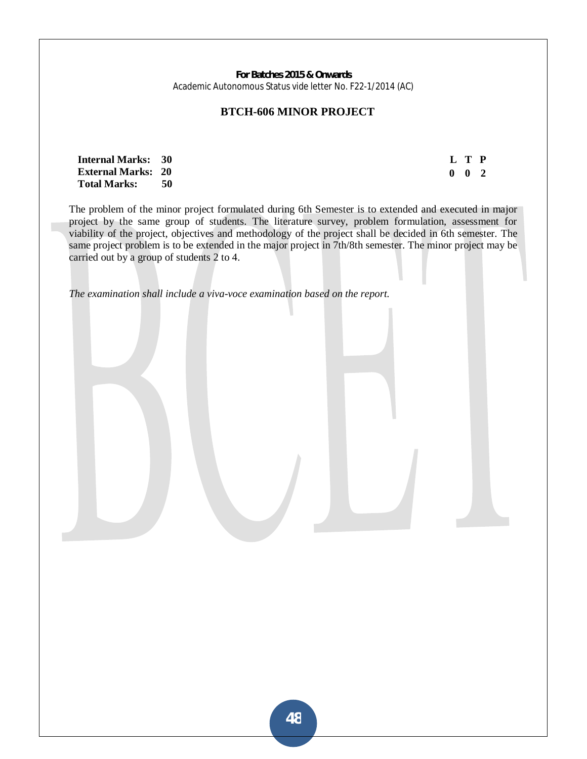## BTCH-606 MINOR PROJECT

| | | |
|---|---|---|
| **Internal Marks: 30** | | **L T P** |
| **External Marks: 20** | | **0 0 2** |
| **Total Marks: 50** | | |

The problem of the minor project formulated during 6th Semester is to extended and executed in major project by the same group of students. The literature survey, problem formulation, assessment for viability of the project, objectives and methodology of the project shall be decided in 6th semester. The same project problem is to be extended in the major project in 7th/8th semester. The minor project may be carried out by a group of students 2 to 4.

*The examination shall include a viva-voce examination based on the report.*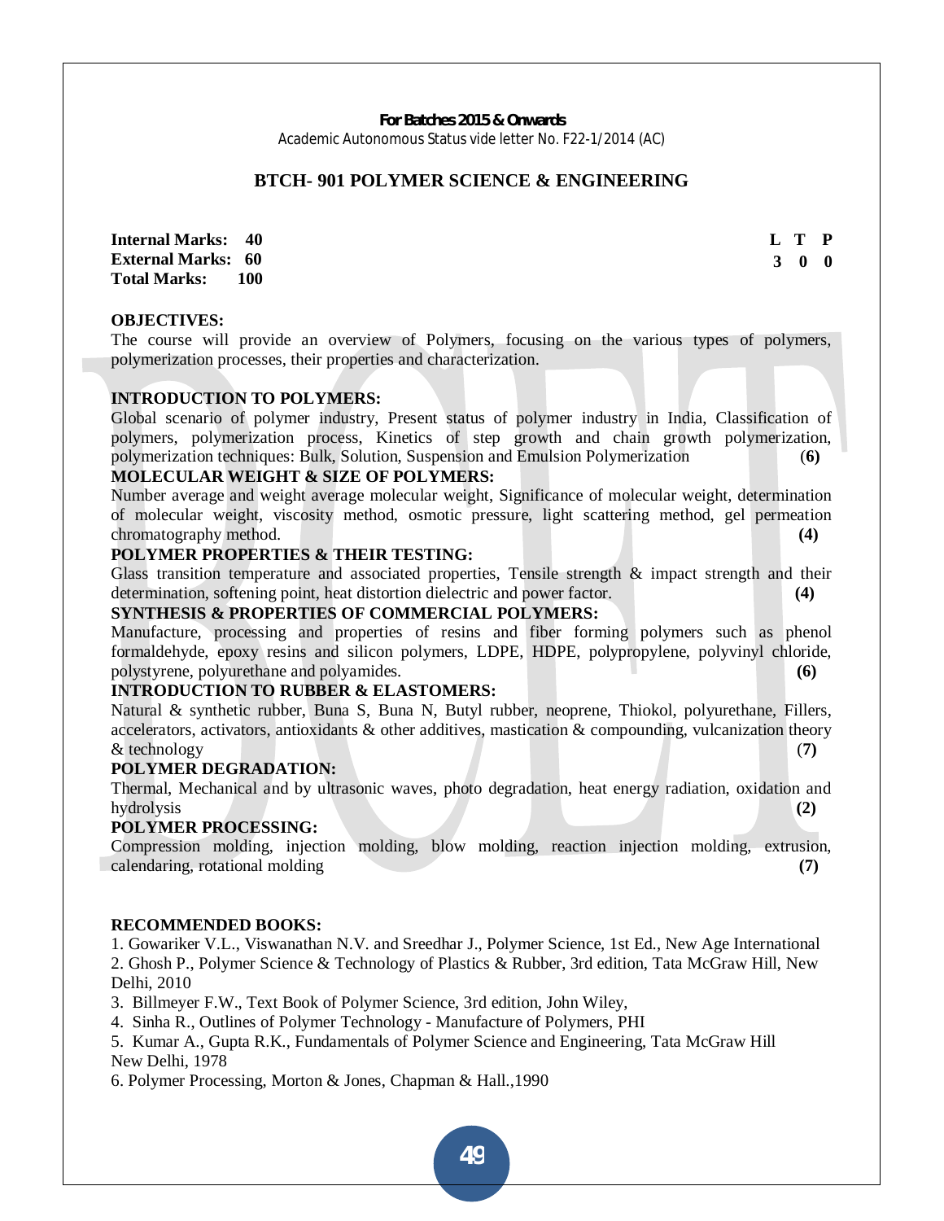**For Batches 2015 & Onwards**

Academic Autonomous Status vide letter No. F22-1/2014 (AC)

## BTCH- 901 POLYMER SCIENCE & ENGINEERING

**Internal Marks: 40**
**External Marks: 60**
**Total Marks: 100**

| L | T | P |
|---|---|---|
| 3 | 0 | 0 |

**OBJECTIVES:**

The course will provide an overview of Polymers, focusing on the various types of polymers, polymerization processes, their properties and characterization.

**INTRODUCTION TO POLYMERS:**

Global scenario of polymer industry, Present status of polymer industry in India, Classification of polymers, polymerization process, Kinetics of step growth and chain growth polymerization, polymerization techniques: Bulk, Solution, Suspension and Emulsion Polymerization **(6)**

**MOLECULAR WEIGHT & SIZE OF POLYMERS:**

Number average and weight average molecular weight, Significance of molecular weight, determination of molecular weight, viscosity method, osmotic pressure, light scattering method, gel permeation chromatography method. **(4)**

**POLYMER PROPERTIES & THEIR TESTING:**

Glass transition temperature and associated properties, Tensile strength & impact strength and their determination, softening point, heat distortion dielectric and power factor. **(4)**

**SYNTHESIS & PROPERTIES OF COMMERCIAL POLYMERS:**

Manufacture, processing and properties of resins and fiber forming polymers such as phenol formaldehyde, epoxy resins and silicon polymers, LDPE, HDPE, polypropylene, polyvinyl chloride, polystyrene, polyurethane and polyamides. **(6)**

**INTRODUCTION TO RUBBER & ELASTOMERS:**

Natural & synthetic rubber, Buna S, Buna N, Butyl rubber, neoprene, Thiokol, polyurethane, Fillers, accelerators, activators, antioxidants & other additives, mastication & compounding, vulcanization theory & technology **(7)**

**POLYMER DEGRADATION:**

Thermal, Mechanical and by ultrasonic waves, photo degradation, heat energy radiation, oxidation and hydrolysis **(2)**

**POLYMER PROCESSING:**

Compression molding, injection molding, blow molding, reaction injection molding, extrusion, calendaring, rotational molding **(7)**

**RECOMMENDED BOOKS:**

1. Gowariker V.L., Viswanathan N.V. and Sreedhar J., Polymer Science, 1st Ed., New Age International
2. Ghosh P., Polymer Science & Technology of Plastics & Rubber, 3rd edition, Tata McGraw Hill, New Delhi, 2010
3. Billmeyer F.W., Text Book of Polymer Science, 3rd edition, John Wiley,
4. Sinha R., Outlines of Polymer Technology - Manufacture of Polymers, PHI
5. Kumar A., Gupta R.K., Fundamentals of Polymer Science and Engineering, Tata McGraw Hill New Delhi, 1978
6. Polymer Processing, Morton & Jones, Chapman & Hall.,1990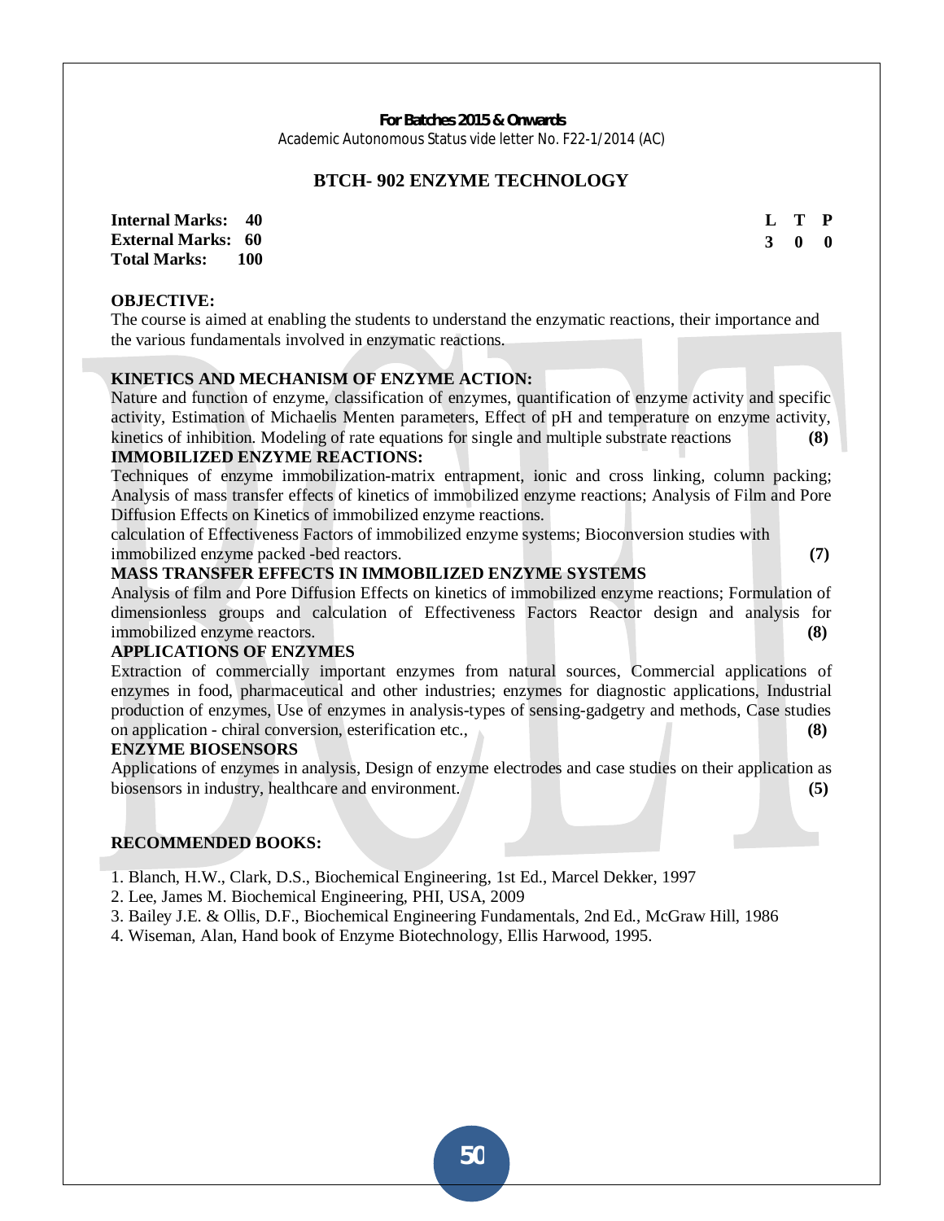**For Batches 2015 & Onwards**
Academic Autonomous Status vide letter No. F22-1/2014 (AC)

# BTCH- 902 ENZYME TECHNOLOGY

**Internal Marks: 40**
**External Marks: 60**
**Total Marks: 100**

| L | T | P |
|---|---|---|
| 3 | 0 | 0 |

**OBJECTIVE:**
The course is aimed at enabling the students to understand the enzymatic reactions, their importance and the various fundamentals involved in enzymatic reactions.

**KINETICS AND MECHANISM OF ENZYME ACTION:**
Nature and function of enzyme, classification of enzymes, quantification of enzyme activity and specific activity, Estimation of Michaelis Menten parameters, Effect of pH and temperature on enzyme activity, kinetics of inhibition. Modeling of rate equations for single and multiple substrate reactions **(8)**

**IMMOBILIZED ENZYME REACTIONS:**
Techniques of enzyme immobilization-matrix entrapment, ionic and cross linking, column packing; Analysis of mass transfer effects of kinetics of immobilized enzyme reactions; Analysis of Film and Pore Diffusion Effects on Kinetics of immobilized enzyme reactions.
calculation of Effectiveness Factors of immobilized enzyme systems; Bioconversion studies with immobilized enzyme packed -bed reactors. **(7)**

**MASS TRANSFER EFFECTS IN IMMOBILIZED ENZYME SYSTEMS**
Analysis of film and Pore Diffusion Effects on kinetics of immobilized enzyme reactions; Formulation of dimensionless groups and calculation of Effectiveness Factors Reactor design and analysis for immobilized enzyme reactors. **(8)**

**APPLICATIONS OF ENZYMES**
Extraction of commercially important enzymes from natural sources, Commercial applications of enzymes in food, pharmaceutical and other industries; enzymes for diagnostic applications, Industrial production of enzymes, Use of enzymes in analysis-types of sensing-gadgetry and methods, Case studies on application - chiral conversion, esterification etc., **(8)**

**ENZYME BIOSENSORS**
Applications of enzymes in analysis, Design of enzyme electrodes and case studies on their application as biosensors in industry, healthcare and environment. **(5)**

**RECOMMENDED BOOKS:**

1. Blanch, H.W., Clark, D.S., Biochemical Engineering, 1st Ed., Marcel Dekker, 1997
2. Lee, James M. Biochemical Engineering, PHI, USA, 2009
3. Bailey J.E. & Ollis, D.F., Biochemical Engineering Fundamentals, 2nd Ed., McGraw Hill, 1986
4. Wiseman, Alan, Hand book of Enzyme Biotechnology, Ellis Harwood, 1995.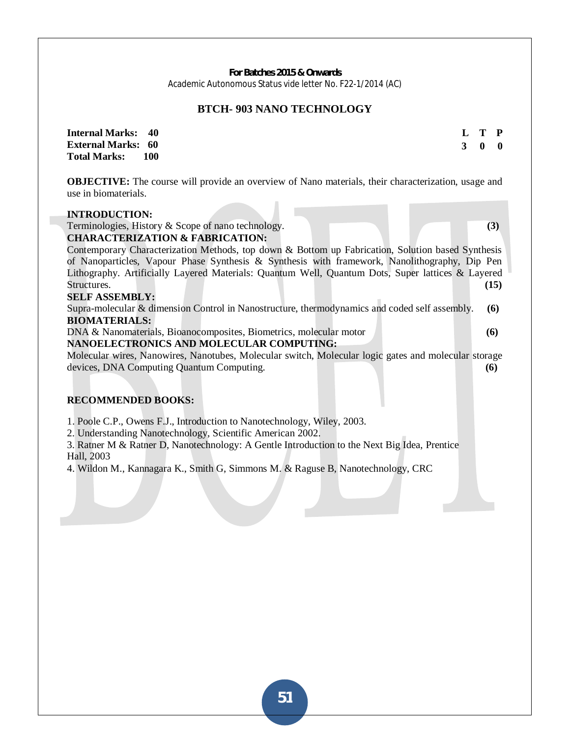**For Batches 2015 & Onwards**
Academic Autonomous Status vide letter No. F22-1/2014 (AC)

## BTCH- 903 NANO TECHNOLOGY

| | | L | T | P |
|---|---|---|---|---|
| **Internal Marks:** | **40** | **3** | **0** | **0** |
| **External Marks:** | **60** | | | |
| **Total Marks:** | **100** | | | |

**OBJECTIVE:** The course will provide an overview of Nano materials, their characterization, usage and use in biomaterials.

**INTRODUCTION:**
Terminologies, History & Scope of nano technology. **(3)**

**CHARACTERIZATION & FABRICATION:**
Contemporary Characterization Methods, top down & Bottom up Fabrication, Solution based Synthesis of Nanoparticles, Vapour Phase Synthesis & Synthesis with framework, Nanolithography, Dip Pen Lithography. Artificially Layered Materials: Quantum Well, Quantum Dots, Super lattices & Layered Structures. **(15)**

**SELF ASSEMBLY:**
Supra-molecular & dimension Control in Nanostructure, thermodynamics and coded self assembly. **(6)**

**BIOMATERIALS:**
DNA & Nanomaterials, Bioanocomposites, Biometrics, molecular motor **(6)**

**NANOELECTRONICS AND MOLECULAR COMPUTING:**
Molecular wires, Nanowires, Nanotubes, Molecular switch, Molecular logic gates and molecular storage devices, DNA Computing Quantum Computing. **(6)**

**RECOMMENDED BOOKS:**

1. Poole C.P., Owens F.J., Introduction to Nanotechnology, Wiley, 2003.
2. Understanding Nanotechnology, Scientific American 2002.
3. Ratner M & Ratner D, Nanotechnology: A Gentle Introduction to the Next Big Idea, Prentice Hall, 2003
4. Wildon M., Kannagara K., Smith G, Simmons M. & Raguse B, Nanotechnology, CRC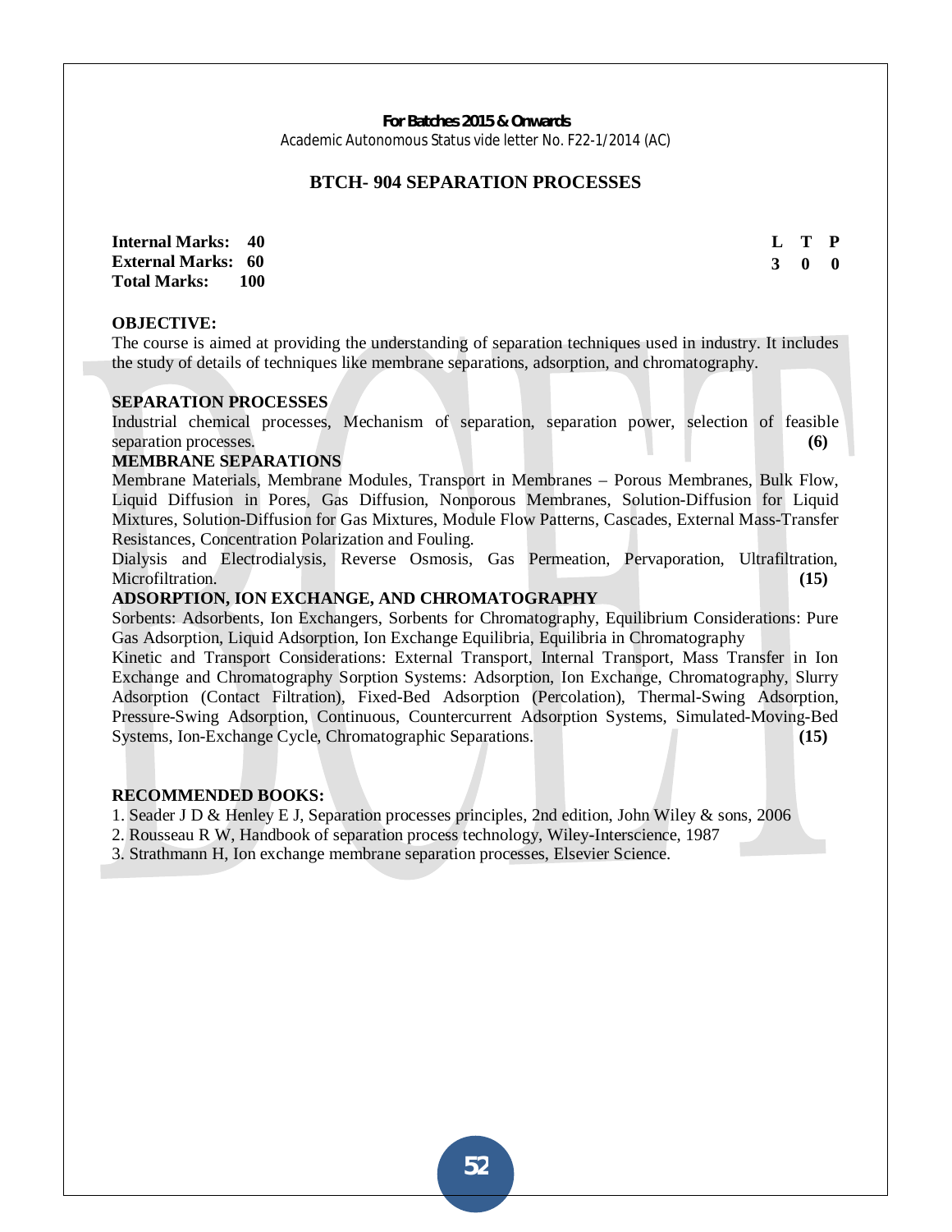**For Batches 2015 & Onwards**
Academic Autonomous Status vide letter No. F22-1/2014 (AC)

## BTCH- 904 SEPARATION PROCESSES

**Internal Marks: 40**
**External Marks: 60**
**Total Marks: 100**

| L | T | P |
|---|---|---|
| 3 | 0 | 0 |

**OBJECTIVE:**
The course is aimed at providing the understanding of separation techniques used in industry. It includes the study of details of techniques like membrane separations, adsorption, and chromatography.

**SEPARATION PROCESSES**
Industrial chemical processes, Mechanism of separation, separation power, selection of feasible separation processes. **(6)**

**MEMBRANE SEPARATIONS**
Membrane Materials, Membrane Modules, Transport in Membranes – Porous Membranes, Bulk Flow, Liquid Diffusion in Pores, Gas Diffusion, Nonporous Membranes, Solution-Diffusion for Liquid Mixtures, Solution-Diffusion for Gas Mixtures, Module Flow Patterns, Cascades, External Mass-Transfer Resistances, Concentration Polarization and Fouling.
Dialysis and Electrodialysis, Reverse Osmosis, Gas Permeation, Pervaporation, Ultrafiltration, Microfiltration. **(15)**

**ADSORPTION, ION EXCHANGE, AND CHROMATOGRAPHY**
Sorbents: Adsorbents, Ion Exchangers, Sorbents for Chromatography, Equilibrium Considerations: Pure Gas Adsorption, Liquid Adsorption, Ion Exchange Equilibria, Equilibria in Chromatography
Kinetic and Transport Considerations: External Transport, Internal Transport, Mass Transfer in Ion Exchange and Chromatography Sorption Systems: Adsorption, Ion Exchange, Chromatography, Slurry Adsorption (Contact Filtration), Fixed-Bed Adsorption (Percolation), Thermal-Swing Adsorption, Pressure-Swing Adsorption, Continuous, Countercurrent Adsorption Systems, Simulated-Moving-Bed Systems, Ion-Exchange Cycle, Chromatographic Separations. **(15)**

**RECOMMENDED BOOKS:**
1. Seader J D & Henley E J, Separation processes principles, 2nd edition, John Wiley & sons, 2006
2. Rousseau R W, Handbook of separation process technology, Wiley-Interscience, 1987
3. Strathmann H, Ion exchange membrane separation processes, Elsevier Science.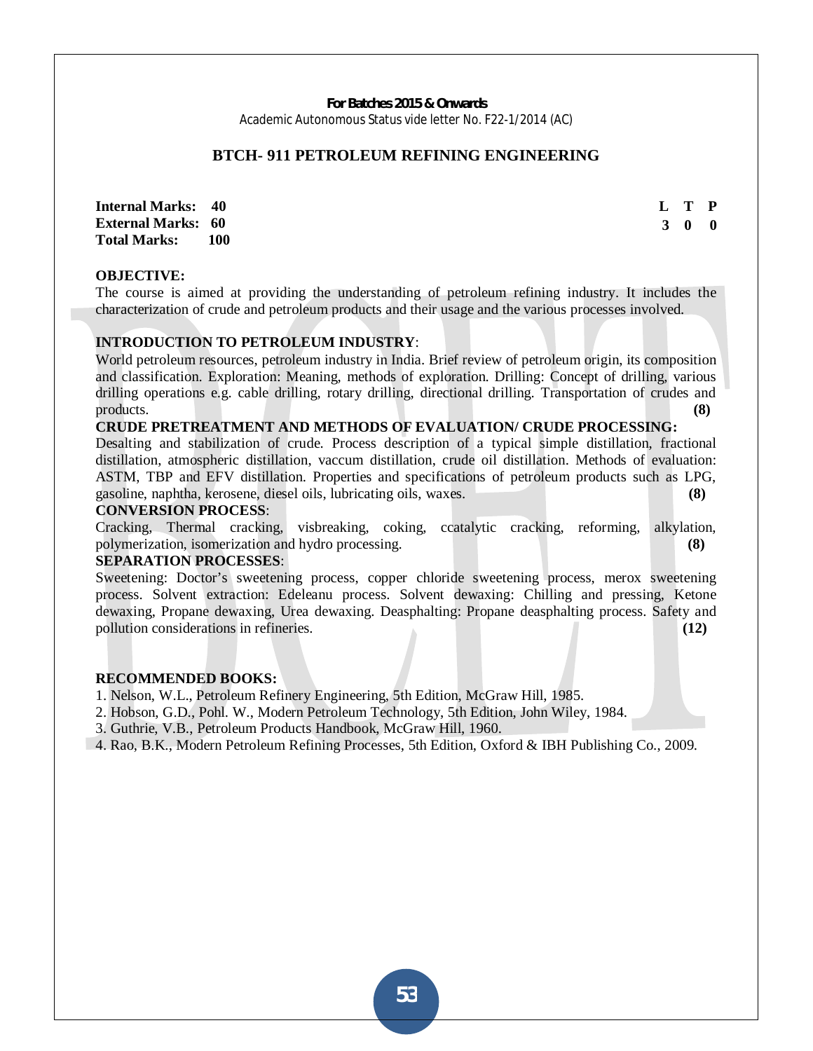**For Batches 2015 & Onwards**
Academic Autonomous Status vide letter No. F22-1/2014 (AC)

## BTCH- 911 PETROLEUM REFINING ENGINEERING

**Internal Marks: 40**
**External Marks: 60**
**Total Marks: 100**

| L | T | P |
|---|---|---|
| 3 | 0 | 0 |

**OBJECTIVE:**
The course is aimed at providing the understanding of petroleum refining industry. It includes the characterization of crude and petroleum products and their usage and the various processes involved.

**INTRODUCTION TO PETROLEUM INDUSTRY**:
World petroleum resources, petroleum industry in India. Brief review of petroleum origin, its composition and classification. Exploration: Meaning, methods of exploration. Drilling: Concept of drilling, various drilling operations e.g. cable drilling, rotary drilling, directional drilling. Transportation of crudes and products. **(8)**

**CRUDE PRETREATMENT AND METHODS OF EVALUATION/ CRUDE PROCESSING:**
Desalting and stabilization of crude. Process description of a typical simple distillation, fractional distillation, atmospheric distillation, vaccum distillation, crude oil distillation. Methods of evaluation: ASTM, TBP and EFV distillation. Properties and specifications of petroleum products such as LPG, gasoline, naphtha, kerosene, diesel oils, lubricating oils, waxes. **(8)**

**CONVERSION PROCESS**:
Cracking, Thermal cracking, visbreaking, coking, ccatalytic cracking, reforming, alkylation, polymerization, isomerization and hydro processing. **(8)**

**SEPARATION PROCESSES**:
Sweetening: Doctor's sweetening process, copper chloride sweetening process, merox sweetening process. Solvent extraction: Edeleanu process. Solvent dewaxing: Chilling and pressing, Ketone dewaxing, Propane dewaxing, Urea dewaxing. Deasphalting: Propane deasphalting process. Safety and pollution considerations in refineries. **(12)**

**RECOMMENDED BOOKS:**
1. Nelson, W.L., Petroleum Refinery Engineering, 5th Edition, McGraw Hill, 1985.
2. Hobson, G.D., Pohl. W., Modern Petroleum Technology, 5th Edition, John Wiley, 1984.
3. Guthrie, V.B., Petroleum Products Handbook, McGraw Hill, 1960.
4. Rao, B.K., Modern Petroleum Refining Processes, 5th Edition, Oxford & IBH Publishing Co., 2009.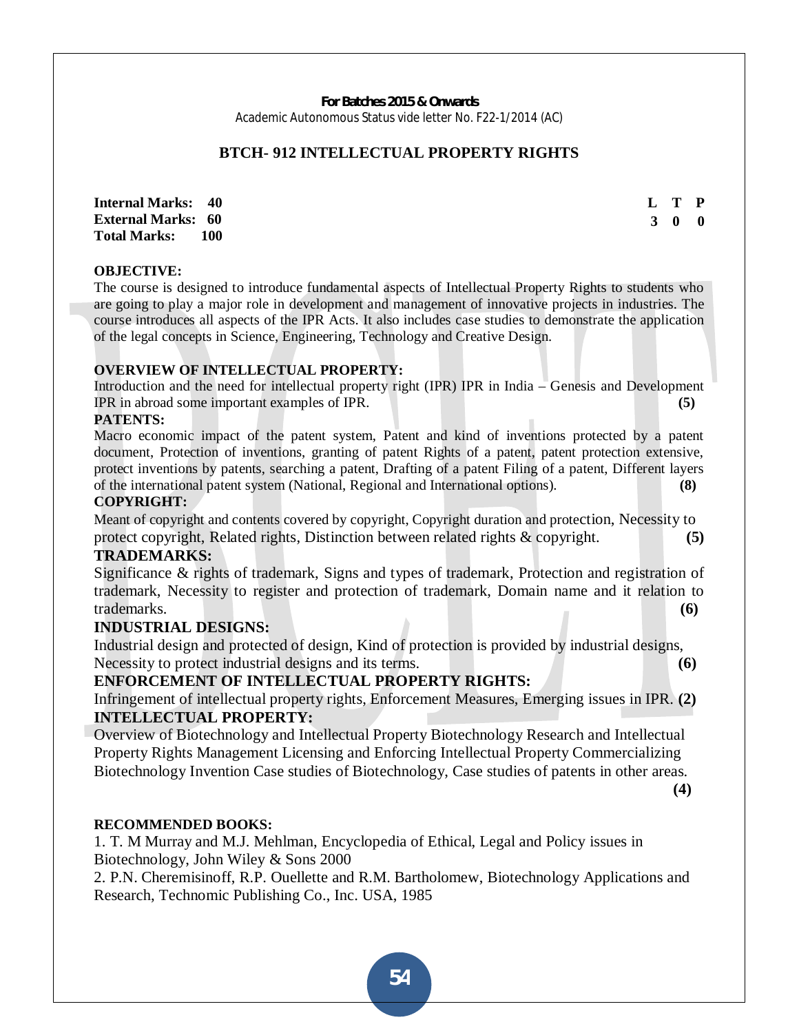**For Batches 2015 & Onwards**
Academic Autonomous Status vide letter No. F22-1/2014 (AC)

## BTCH- 912 INTELLECTUAL PROPERTY RIGHTS

**Internal Marks: 40**
**External Marks: 60**
**Total Marks: 100**

| L | T | P |
|---|---|---|
| 3 | 0 | 0 |

**OBJECTIVE:**

The course is designed to introduce fundamental aspects of Intellectual Property Rights to students who are going to play a major role in development and management of innovative projects in industries. The course introduces all aspects of the IPR Acts. It also includes case studies to demonstrate the application of the legal concepts in Science, Engineering, Technology and Creative Design.

**OVERVIEW OF INTELLECTUAL PROPERTY:**

Introduction and the need for intellectual property right (IPR) IPR in India – Genesis and Development IPR in abroad some important examples of IPR. **(5)**

**PATENTS:**

Macro economic impact of the patent system, Patent and kind of inventions protected by a patent document, Protection of inventions, granting of patent Rights of a patent, patent protection extensive, protect inventions by patents, searching a patent, Drafting of a patent Filing of a patent, Different layers of the international patent system (National, Regional and International options). **(8)**

**COPYRIGHT:**

Meant of copyright and contents covered by copyright, Copyright duration and protection, Necessity to protect copyright, Related rights, Distinction between related rights & copyright. **(5)**

**TRADEMARKS:**

Significance & rights of trademark, Signs and types of trademark, Protection and registration of trademark, Necessity to register and protection of trademark, Domain name and it relation to trademarks. **(6)**

**INDUSTRIAL DESIGNS:**

Industrial design and protected of design, Kind of protection is provided by industrial designs, Necessity to protect industrial designs and its terms. **(6)**

**ENFORCEMENT OF INTELLECTUAL PROPERTY RIGHTS:**

Infringement of intellectual property rights, Enforcement Measures, Emerging issues in IPR. **(2)**

**INTELLECTUAL PROPERTY:**

Overview of Biotechnology and Intellectual Property Biotechnology Research and Intellectual Property Rights Management Licensing and Enforcing Intellectual Property Commercializing Biotechnology Invention Case studies of Biotechnology, Case studies of patents in other areas. **(4)**

**RECOMMENDED BOOKS:**

1. T. M Murray and M.J. Mehlman, Encyclopedia of Ethical, Legal and Policy issues in Biotechnology, John Wiley & Sons 2000
2. P.N. Cheremisinoff, R.P. Ouellette and R.M. Bartholomew, Biotechnology Applications and Research, Technomic Publishing Co., Inc. USA, 1985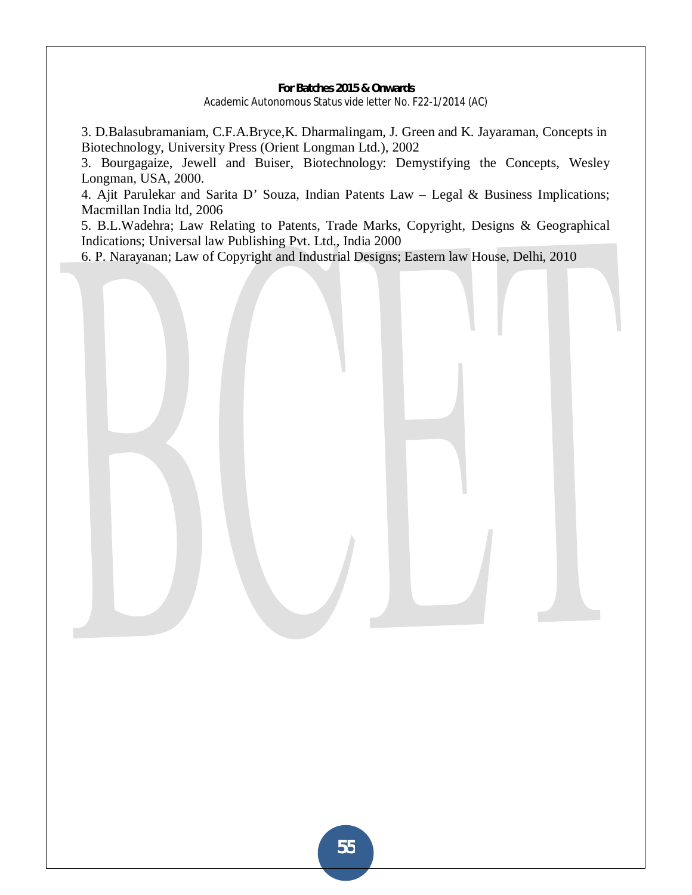3. D.Balasubramaniam, C.F.A.Bryce,K. Dharmalingam, J. Green and K. Jayaraman, Concepts in Biotechnology, University Press (Orient Longman Ltd.), 2002

3. Bourgagaize, Jewell and Buiser, Biotechnology: Demystifying the Concepts, Wesley Longman, USA, 2000.

4. Ajit Parulekar and Sarita D' Souza, Indian Patents Law – Legal & Business Implications; Macmillan India ltd, 2006

5. B.L.Wadehra; Law Relating to Patents, Trade Marks, Copyright, Designs & Geographical Indications; Universal law Publishing Pvt. Ltd., India 2000

6. P. Narayanan; Law of Copyright and Industrial Designs; Eastern law House, Delhi, 2010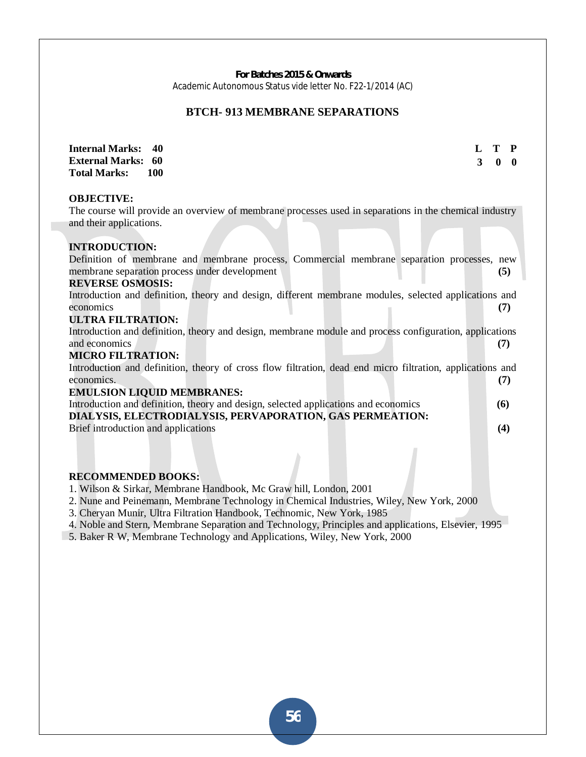**For Batches 2015 & Onwards**
Academic Autonomous Status vide letter No. F22-1/2014 (AC)

## BTCH- 913 MEMBRANE SEPARATIONS

**Internal Marks: 40**
**External Marks: 60**
**Total Marks: 100**

| L | T | P |
|---|---|---|
| 3 | 0 | 0 |

**OBJECTIVE:**
The course will provide an overview of membrane processes used in separations in the chemical industry and their applications.

**INTRODUCTION:**
Definition of membrane and membrane process, Commercial membrane separation processes, new membrane separation process under development **(5)**

**REVERSE OSMOSIS:**
Introduction and definition, theory and design, different membrane modules, selected applications and economics **(7)**

**ULTRA FILTRATION:**
Introduction and definition, theory and design, membrane module and process configuration, applications and economics **(7)**

**MICRO FILTRATION:**
Introduction and definition, theory of cross flow filtration, dead end micro filtration, applications and economics. **(7)**

**EMULSION LIQUID MEMBRANES:**
Introduction and definition, theory and design, selected applications and economics **(6)**

**DIALYSIS, ELECTRODIALYSIS, PERVAPORATION, GAS PERMEATION:**
Brief introduction and applications **(4)**

**RECOMMENDED BOOKS:**
1. Wilson & Sirkar, Membrane Handbook, Mc Graw hill, London, 2001
2. Nune and Peinemann, Membrane Technology in Chemical Industries, Wiley, New York, 2000
3. Cheryan Munir, Ultra Filtration Handbook, Technomic, New York, 1985
4. Noble and Stern, Membrane Separation and Technology, Principles and applications, Elsevier, 1995
5. Baker R W, Membrane Technology and Applications, Wiley, New York, 2000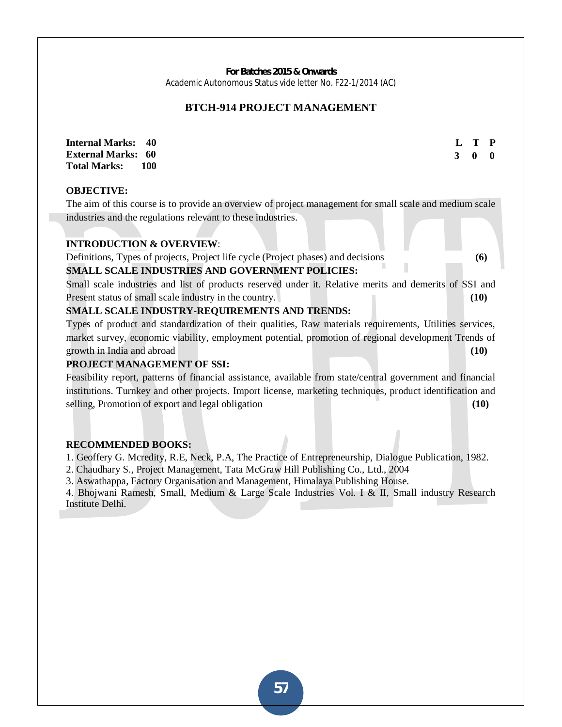**For Batches 2015 & Onwards**
Academic Autonomous Status vide letter No. F22-1/2014 (AC)

## BTCH-914 PROJECT MANAGEMENT

| | | L | T | P |
|---|---|---|---|---|
| **Internal Marks:** | **40** | **3** | **0** | **0** |
| **External Marks:** | **60** | | | |
| **Total Marks:** | **100** | | | |

**OBJECTIVE:**

The aim of this course is to provide an overview of project management for small scale and medium scale industries and the regulations relevant to these industries.

**INTRODUCTION & OVERVIEW**:

Definitions, Types of projects, Project life cycle (Project phases) and decisions **(6)**

**SMALL SCALE INDUSTRIES AND GOVERNMENT POLICIES:**

Small scale industries and list of products reserved under it. Relative merits and demerits of SSI and Present status of small scale industry in the country. **(10)**

**SMALL SCALE INDUSTRY-REQUIREMENTS AND TRENDS:**

Types of product and standardization of their qualities, Raw materials requirements, Utilities services, market survey, economic viability, employment potential, promotion of regional development Trends of growth in India and abroad **(10)**

**PROJECT MANAGEMENT OF SSI:**

Feasibility report, patterns of financial assistance, available from state/central government and financial institutions. Turnkey and other projects. Import license, marketing techniques, product identification and selling, Promotion of export and legal obligation **(10)**

**RECOMMENDED BOOKS:**

1. Geoffery G. Mcredity, R.E, Neck, P.A, The Practice of Entrepreneurship, Dialogue Publication, 1982.
2. Chaudhary S., Project Management, Tata McGraw Hill Publishing Co., Ltd., 2004
3. Aswathappa, Factory Organisation and Management, Himalaya Publishing House.
4. Bhojwani Ramesh, Small, Medium & Large Scale Industries Vol. I & II, Small industry Research Institute Delhi.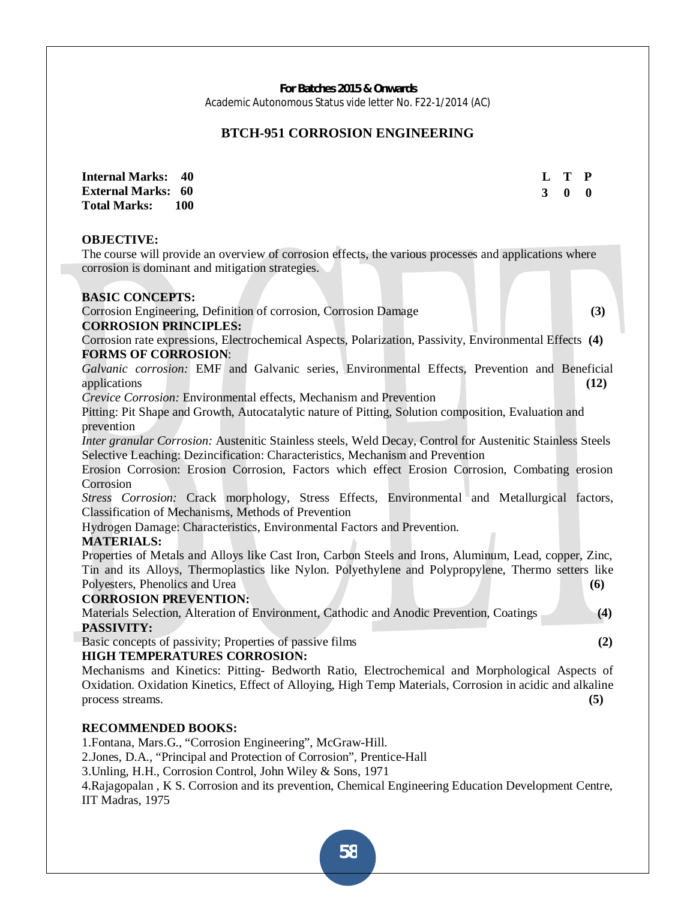**For Batches 2015 & Onwards**

Academic Autonomous Status vide letter No. F22-1/2014 (AC)

## BTCH-951 CORROSION ENGINEERING

**Internal Marks: 40**
**External Marks: 60**
**Total Marks: 100**

| L | T | P |
|---|---|---|
| 3 | 0 | 0 |

**OBJECTIVE:**

The course will provide an overview of corrosion effects, the various processes and applications where corrosion is dominant and mitigation strategies.

**BASIC CONCEPTS:**

Corrosion Engineering, Definition of corrosion, Corrosion Damage **(3)**

**CORROSION PRINCIPLES:**

Corrosion rate expressions, Electrochemical Aspects, Polarization, Passivity, Environmental Effects **(4)**

**FORMS OF CORROSION**:

*Galvanic corrosion:* EMF and Galvanic series, Environmental Effects, Prevention and Beneficial applications **(12)**

*Crevice Corrosion:* Environmental effects, Mechanism and Prevention

Pitting: Pit Shape and Growth, Autocatalytic nature of Pitting, Solution composition, Evaluation and prevention

*Inter granular Corrosion:* Austenitic Stainless steels, Weld Decay, Control for Austenitic Stainless Steels

Selective Leaching: Dezincification: Characteristics, Mechanism and Prevention

Erosion Corrosion: Erosion Corrosion, Factors which effect Erosion Corrosion, Combating erosion Corrosion

*Stress Corrosion:* Crack morphology, Stress Effects, Environmental and Metallurgical factors, Classification of Mechanisms, Methods of Prevention

Hydrogen Damage: Characteristics, Environmental Factors and Prevention.

**MATERIALS:**

Properties of Metals and Alloys like Cast Iron, Carbon Steels and Irons, Aluminum, Lead, copper, Zinc, Tin and its Alloys, Thermoplastics like Nylon. Polyethylene and Polypropylene, Thermo setters like Polyesters, Phenolics and Urea **(6)**

**CORROSION PREVENTION:**

Materials Selection, Alteration of Environment, Cathodic and Anodic Prevention, Coatings **(4)**

**PASSIVITY:**

Basic concepts of passivity; Properties of passive films **(2)**

**HIGH TEMPERATURES CORROSION:**

Mechanisms and Kinetics: Pitting- Bedworth Ratio, Electrochemical and Morphological Aspects of Oxidation. Oxidation Kinetics, Effect of Alloying, High Temp Materials, Corrosion in acidic and alkaline process streams. **(5)**

**RECOMMENDED BOOKS:**

1. Fontana, Mars.G., "Corrosion Engineering", McGraw-Hill.
2. Jones, D.A., "Principal and Protection of Corrosion", Prentice-Hall
3. Unling, H.H., Corrosion Control, John Wiley & Sons, 1971
4. Rajagopalan , K S. Corrosion and its prevention, Chemical Engineering Education Development Centre, IIT Madras, 1975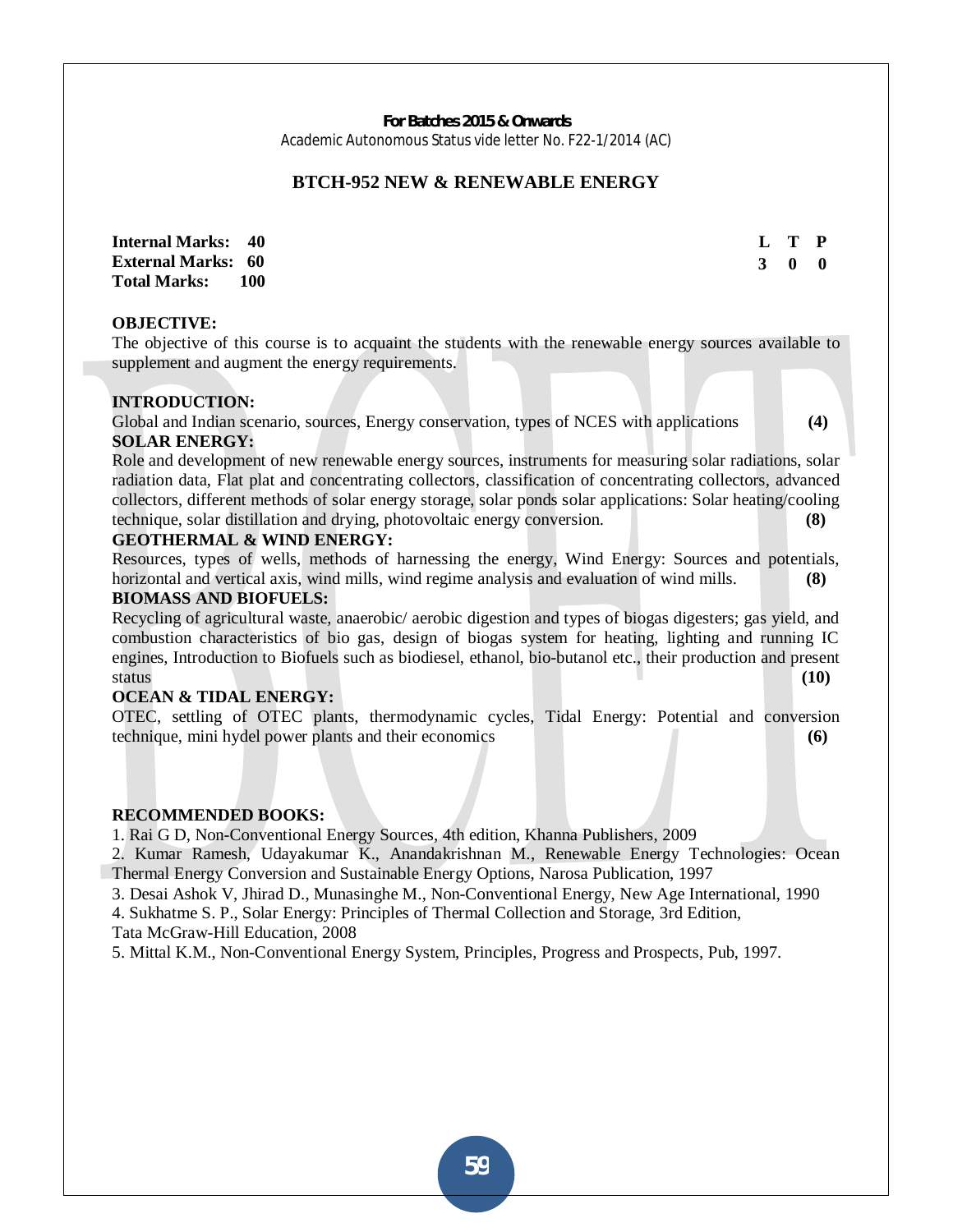**For Batches 2015 & Onwards**
Academic Autonomous Status vide letter No. F22-1/2014 (AC)

## BTCH-952 NEW & RENEWABLE ENERGY

| | | | |
|---|---|---|---|
| **Internal Marks: 40** | **L** | **T** | **P** |
| **External Marks: 60** | **3** | **0** | **0** |
| **Total Marks: 100** | | | |

**OBJECTIVE:**
The objective of this course is to acquaint the students with the renewable energy sources available to supplement and augment the energy requirements.

**INTRODUCTION:**
Global and Indian scenario, sources, Energy conservation, types of NCES with applications **(4)**

**SOLAR ENERGY:**
Role and development of new renewable energy sources, instruments for measuring solar radiations, solar radiation data, Flat plat and concentrating collectors, classification of concentrating collectors, advanced collectors, different methods of solar energy storage, solar ponds solar applications: Solar heating/cooling technique, solar distillation and drying, photovoltaic energy conversion. **(8)**

**GEOTHERMAL & WIND ENERGY:**
Resources, types of wells, methods of harnessing the energy, Wind Energy: Sources and potentials, horizontal and vertical axis, wind mills, wind regime analysis and evaluation of wind mills. **(8)**

**BIOMASS AND BIOFUELS:**
Recycling of agricultural waste, anaerobic/ aerobic digestion and types of biogas digesters; gas yield, and combustion characteristics of bio gas, design of biogas system for heating, lighting and running IC engines, Introduction to Biofuels such as biodiesel, ethanol, bio-butanol etc., their production and present status **(10)**

**OCEAN & TIDAL ENERGY:**
OTEC, settling of OTEC plants, thermodynamic cycles, Tidal Energy: Potential and conversion technique, mini hydel power plants and their economics **(6)**

**RECOMMENDED BOOKS:**

1. Rai G D, Non-Conventional Energy Sources, 4th edition, Khanna Publishers, 2009
2. Kumar Ramesh, Udayakumar K., Anandakrishnan M., Renewable Energy Technologies: Ocean Thermal Energy Conversion and Sustainable Energy Options, Narosa Publication, 1997
3. Desai Ashok V, Jhirad D., Munasinghe M., Non-Conventional Energy, New Age International, 1990
4. Sukhatme S. P., Solar Energy: Principles of Thermal Collection and Storage, 3rd Edition, Tata McGraw-Hill Education, 2008
5. Mittal K.M., Non-Conventional Energy System, Principles, Progress and Prospects, Pub, 1997.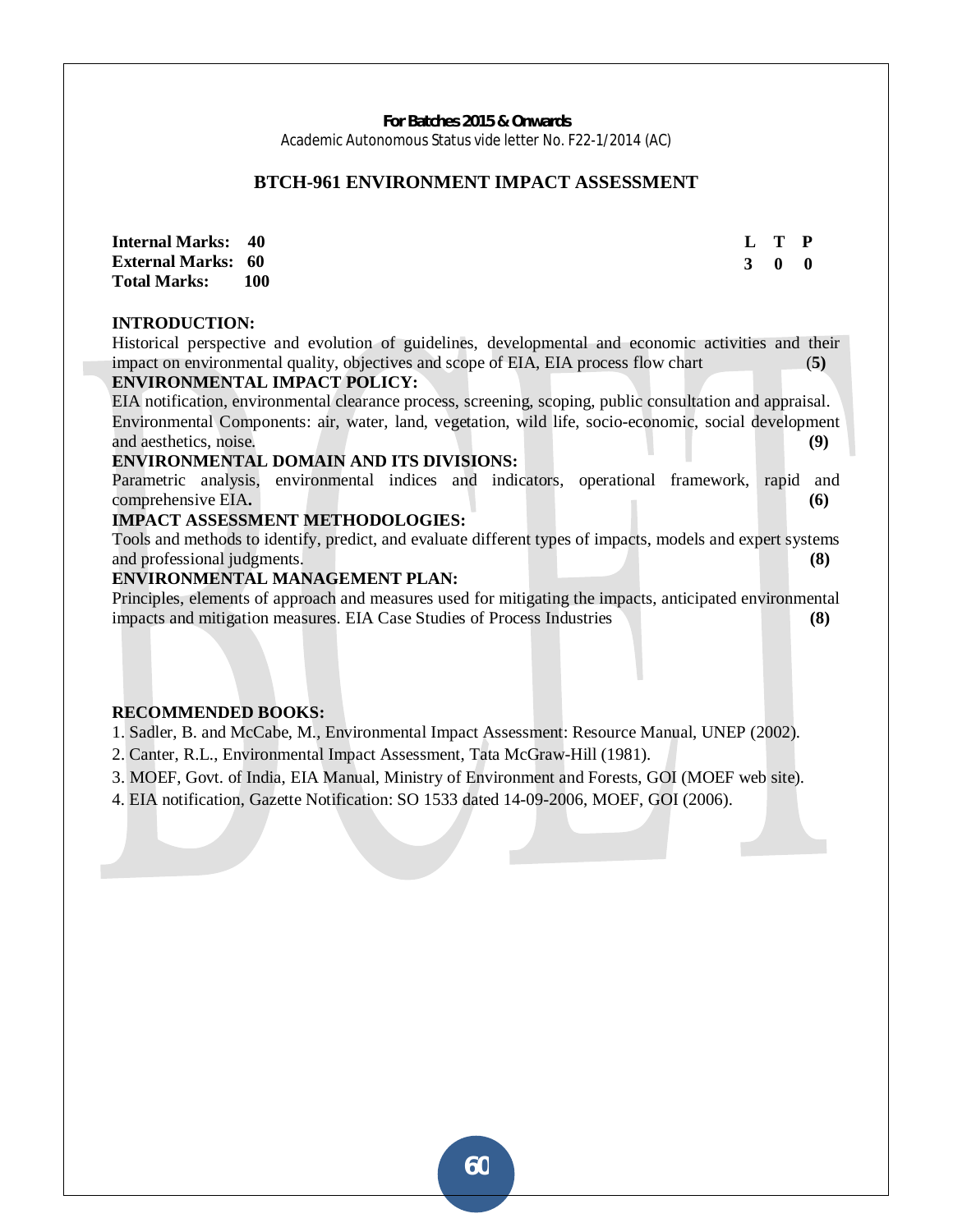**For Batches 2015 & Onwards**

Academic Autonomous Status vide letter No. F22-1/2014 (AC)

## BTCH-961 ENVIRONMENT IMPACT ASSESSMENT

| | | L | T | P |
|---|---|---|---|---|
| **Internal Marks:** | **40** | **3** | **0** | **0** |
| **External Marks:** | **60** | | | |
| **Total Marks:** | **100** | | | |

**INTRODUCTION:**

Historical perspective and evolution of guidelines, developmental and economic activities and their impact on environmental quality, objectives and scope of EIA, EIA process flow chart **(5)**

**ENVIRONMENTAL IMPACT POLICY:**

EIA notification, environmental clearance process, screening, scoping, public consultation and appraisal. Environmental Components: air, water, land, vegetation, wild life, socio-economic, social development and aesthetics, noise. **(9)**

**ENVIRONMENTAL DOMAIN AND ITS DIVISIONS:**

Parametric analysis, environmental indices and indicators, operational framework, rapid and comprehensive EIA. **(6)**

**IMPACT ASSESSMENT METHODOLOGIES:**

Tools and methods to identify, predict, and evaluate different types of impacts, models and expert systems and professional judgments. **(8)**

**ENVIRONMENTAL MANAGEMENT PLAN:**

Principles, elements of approach and measures used for mitigating the impacts, anticipated environmental impacts and mitigation measures. EIA Case Studies of Process Industries **(8)**

**RECOMMENDED BOOKS:**

1. Sadler, B. and McCabe, M., Environmental Impact Assessment: Resource Manual, UNEP (2002).
2. Canter, R.L., Environmental Impact Assessment, Tata McGraw-Hill (1981).
3. MOEF, Govt. of India, EIA Manual, Ministry of Environment and Forests, GOI (MOEF web site).
4. EIA notification, Gazette Notification: SO 1533 dated 14-09-2006, MOEF, GOI (2006).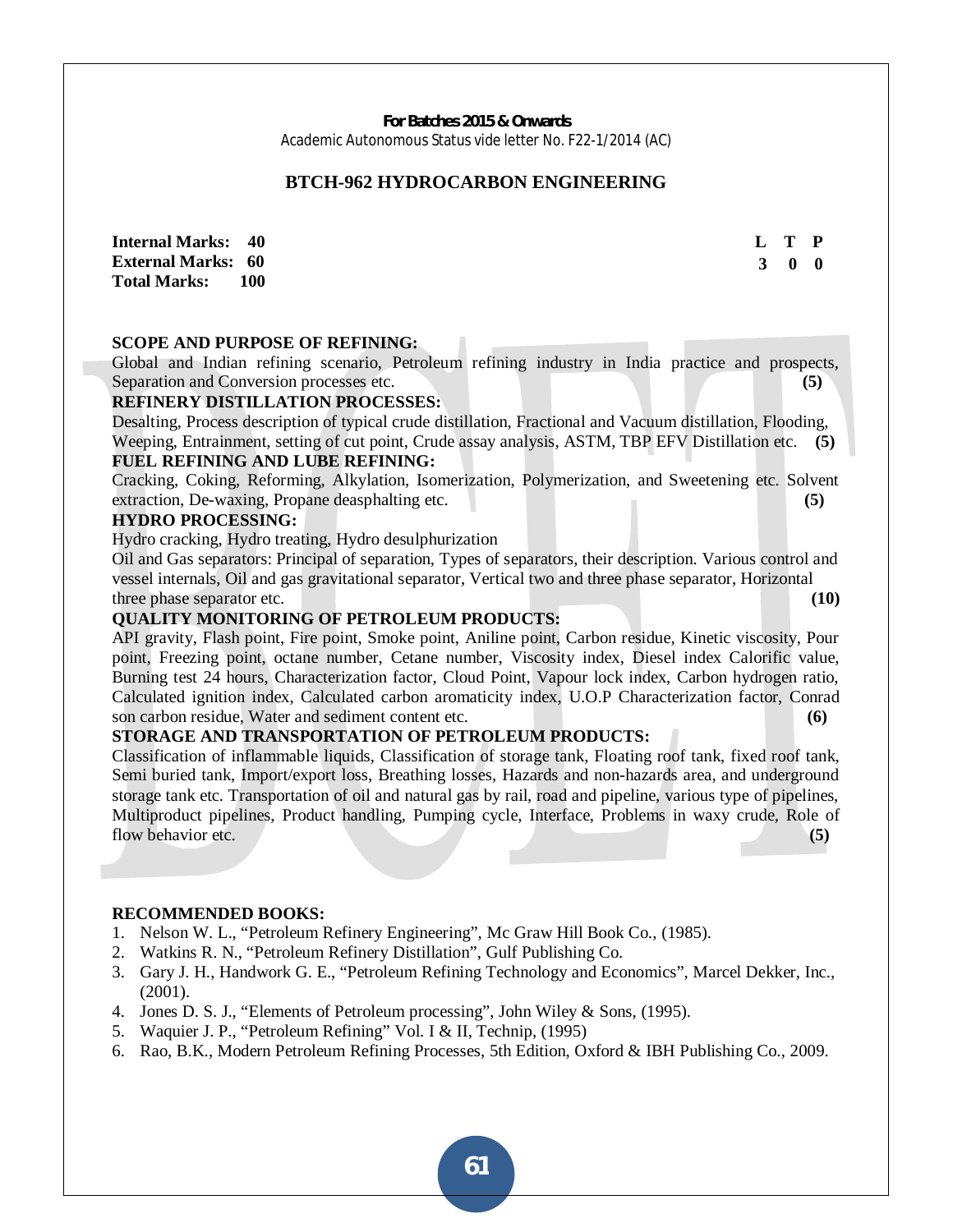**For Batches 2015 & Onwards**
Academic Autonomous Status vide letter No. F22-1/2014 (AC)

## BTCH-962 HYDROCARBON ENGINEERING

| | | | |
|---|---|---|---|
| **Internal Marks: 40** | **L** | **T** | **P** |
| **External Marks: 60** | **3** | **0** | **0** |
| **Total Marks: 100** | | | |

**SCOPE AND PURPOSE OF REFINING:**
Global and Indian refining scenario, Petroleum refining industry in India practice and prospects, Separation and Conversion processes etc. **(5)**

**REFINERY DISTILLATION PROCESSES:**
Desalting, Process description of typical crude distillation, Fractional and Vacuum distillation, Flooding, Weeping, Entrainment, setting of cut point, Crude assay analysis, ASTM, TBP EFV Distillation etc. **(5)**

**FUEL REFINING AND LUBE REFINING:**
Cracking, Coking, Reforming, Alkylation, Isomerization, Polymerization, and Sweetening etc. Solvent extraction, De-waxing, Propane deasphalting etc. **(5)**

**HYDRO PROCESSING:**
Hydro cracking, Hydro treating, Hydro desulphurization
Oil and Gas separators: Principal of separation, Types of separators, their description. Various control and vessel internals, Oil and gas gravitational separator, Vertical two and three phase separator, Horizontal three phase separator etc. **(10)**

**QUALITY MONITORING OF PETROLEUM PRODUCTS:**
API gravity, Flash point, Fire point, Smoke point, Aniline point, Carbon residue, Kinetic viscosity, Pour point, Freezing point, octane number, Cetane number, Viscosity index, Diesel index Calorific value, Burning test 24 hours, Characterization factor, Cloud Point, Vapour lock index, Carbon hydrogen ratio, Calculated ignition index, Calculated carbon aromaticity index, U.O.P Characterization factor, Conrad son carbon residue, Water and sediment content etc. **(6)**

**STORAGE AND TRANSPORTATION OF PETROLEUM PRODUCTS:**
Classification of inflammable liquids, Classification of storage tank, Floating roof tank, fixed roof tank, Semi buried tank, Import/export loss, Breathing losses, Hazards and non-hazards area, and underground storage tank etc. Transportation of oil and natural gas by rail, road and pipeline, various type of pipelines, Multiproduct pipelines, Product handling, Pumping cycle, Interface, Problems in waxy crude, Role of flow behavior etc. **(5)**

**RECOMMENDED BOOKS:**

1. Nelson W. L., "Petroleum Refinery Engineering", Mc Graw Hill Book Co., (1985).
2. Watkins R. N., "Petroleum Refinery Distillation", Gulf Publishing Co.
3. Gary J. H., Handwork G. E., "Petroleum Refining Technology and Economics", Marcel Dekker, Inc., (2001).
4. Jones D. S. J., "Elements of Petroleum processing", John Wiley & Sons, (1995).
5. Waquier J. P., "Petroleum Refining" Vol. I & II, Technip, (1995)
6. Rao, B.K., Modern Petroleum Refining Processes, 5th Edition, Oxford & IBH Publishing Co., 2009.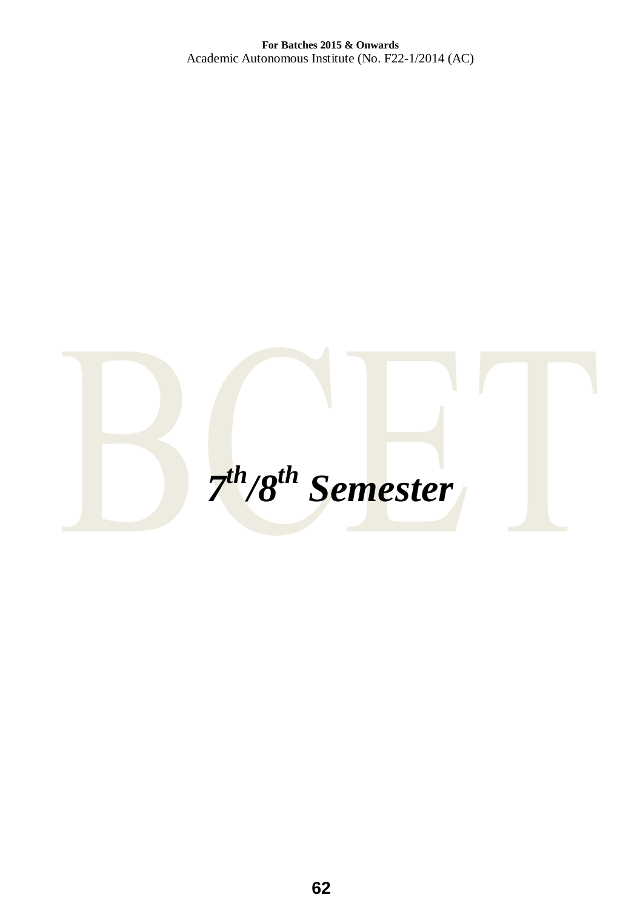# *$7^{th}$/$8^{th}$ Semester*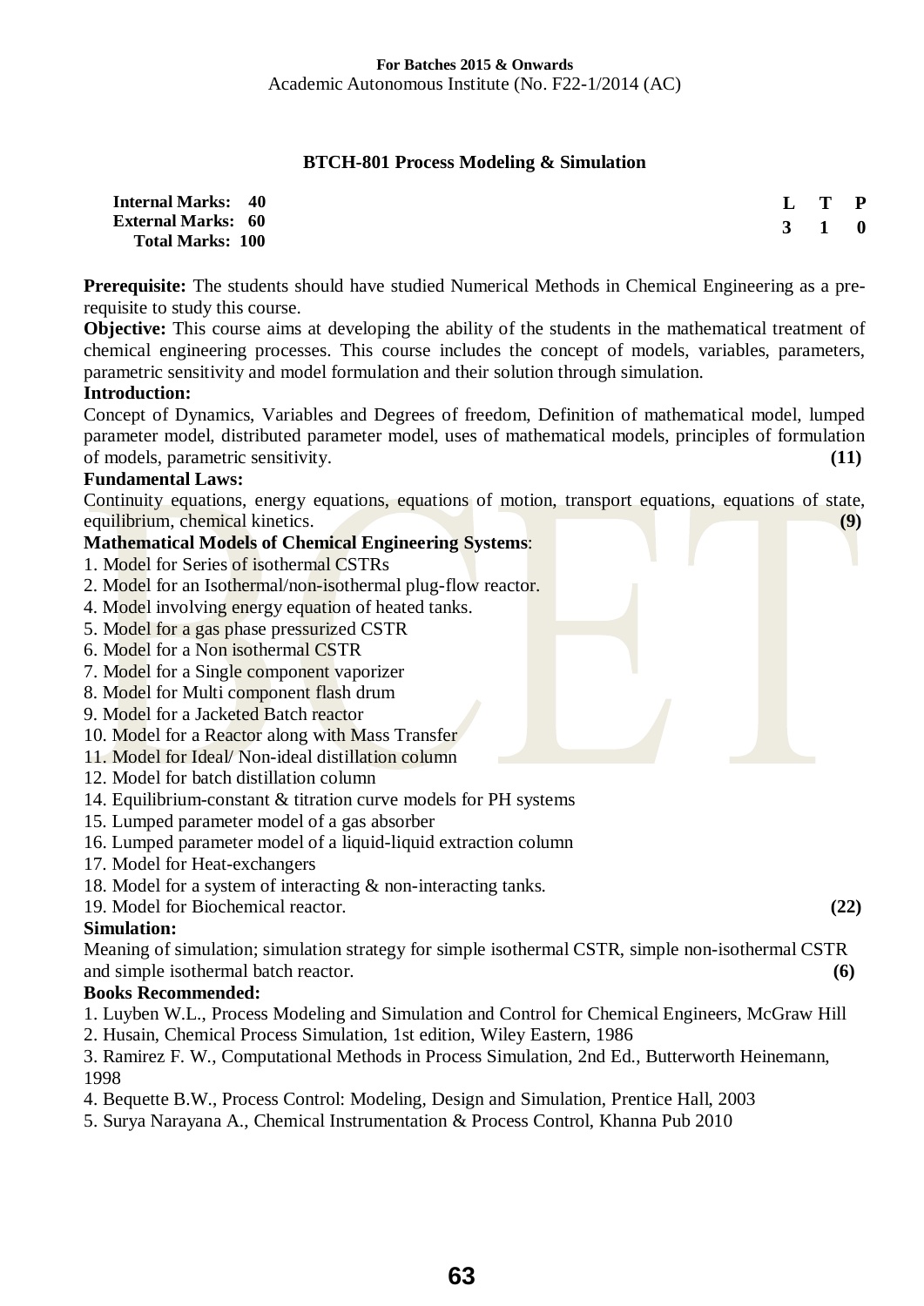For Batches 2015 & Onwards
Academic Autonomous Institute (No. F22-1/2014 (AC)

### BTCH-801 Process Modeling & Simulation

| | | | |
|---|---|---|---|
| **Internal Marks: 40** | **L** | **T** | **P** |
| **External Marks: 60** | **3** | **1** | **0** |
| **Total Marks: 100** | | | |

**Prerequisite:** The students should have studied Numerical Methods in Chemical Engineering as a pre-requisite to study this course.

**Objective:** This course aims at developing the ability of the students in the mathematical treatment of chemical engineering processes. This course includes the concept of models, variables, parameters, parametric sensitivity and model formulation and their solution through simulation.

**Introduction:**

Concept of Dynamics, Variables and Degrees of freedom, Definition of mathematical model, lumped parameter model, distributed parameter model, uses of mathematical models, principles of formulation of models, parametric sensitivity. **(11)**

**Fundamental Laws:**

Continuity equations, energy equations, equations of motion, transport equations, equations of state, equilibrium, chemical kinetics. **(9)**

**Mathematical Models of Chemical Engineering Systems**:

1. Model for Series of isothermal CSTRs
2. Model for an Isothermal/non-isothermal plug-flow reactor.
4. Model involving energy equation of heated tanks.
5. Model for a gas phase pressurized CSTR
6. Model for a Non isothermal CSTR
7. Model for a Single component vaporizer
8. Model for Multi component flash drum
9. Model for a Jacketed Batch reactor
10. Model for a Reactor along with Mass Transfer
11. Model for Ideal/ Non-ideal distillation column
12. Model for batch distillation column
14. Equilibrium-constant & titration curve models for PH systems
15. Lumped parameter model of a gas absorber
16. Lumped parameter model of a liquid-liquid extraction column
17. Model for Heat-exchangers
18. Model for a system of interacting & non-interacting tanks.
19. Model for Biochemical reactor. **(22)**

**Simulation:**

Meaning of simulation; simulation strategy for simple isothermal CSTR, simple non-isothermal CSTR and simple isothermal batch reactor. **(6)**

**Books Recommended:**

1. Luyben W.L., Process Modeling and Simulation and Control for Chemical Engineers, McGraw Hill
2. Husain, Chemical Process Simulation, 1st edition, Wiley Eastern, 1986
3. Ramirez F. W., Computational Methods in Process Simulation, 2nd Ed., Butterworth Heinemann, 1998
4. Bequette B.W., Process Control: Modeling, Design and Simulation, Prentice Hall, 2003
5. Surya Narayana A., Chemical Instrumentation & Process Control, Khanna Pub 2010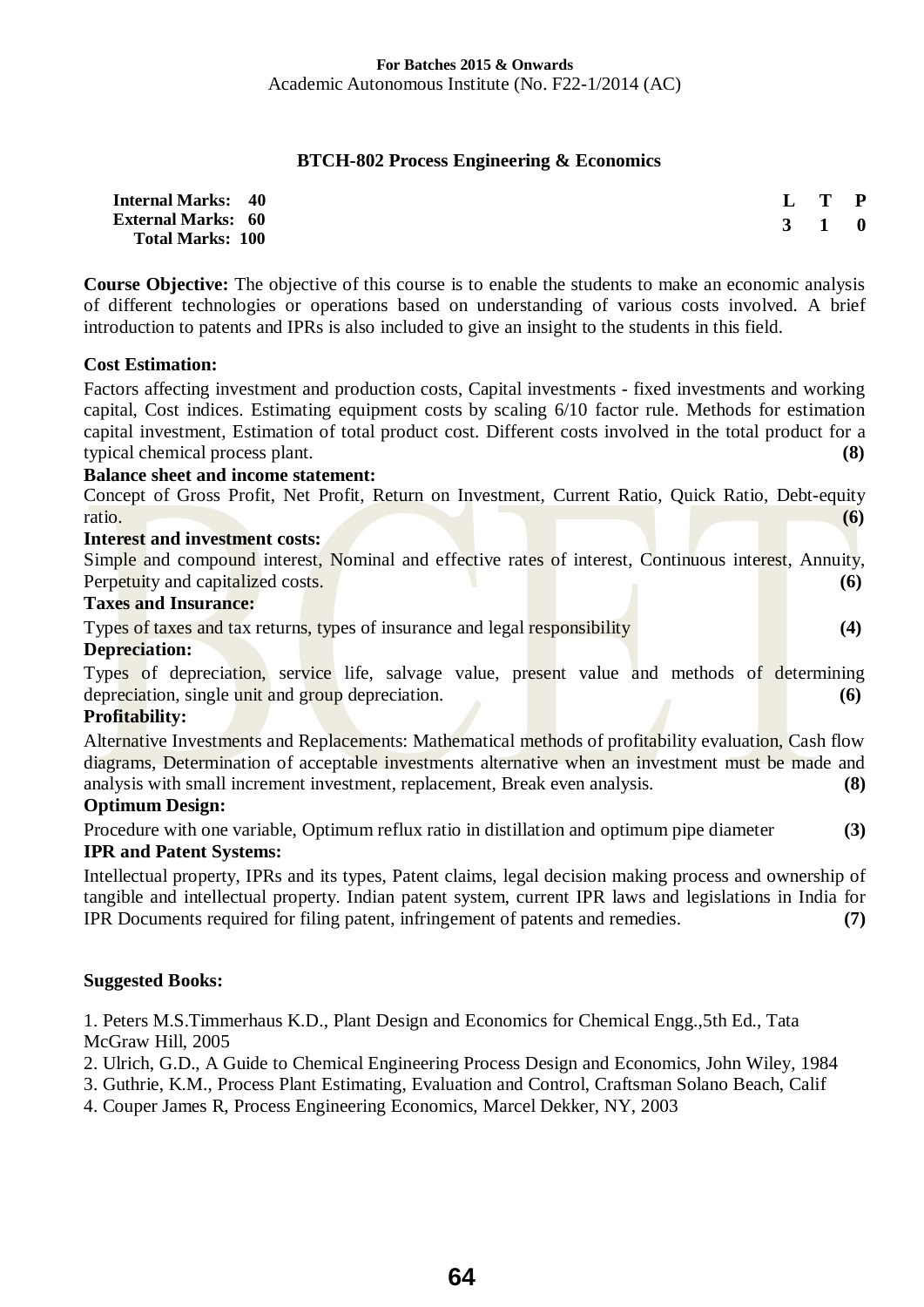**For Batches 2015 & Onwards**
Academic Autonomous Institute (No. F22-1/2014 (AC)

## BTCH-802 Process Engineering & Economics

| | | | |
|---|---|---|---|
| **Internal Marks: 40** | **L** | **T** | **P** |
| **External Marks: 60** | **3** | **1** | **0** |
| **Total Marks: 100** | | | |

**Course Objective:** The objective of this course is to enable the students to make an economic analysis of different technologies or operations based on understanding of various costs involved. A brief introduction to patents and IPRs is also included to give an insight to the students in this field.

**Cost Estimation:**

Factors affecting investment and production costs, Capital investments - fixed investments and working capital, Cost indices. Estimating equipment costs by scaling 6/10 factor rule. Methods for estimation capital investment, Estimation of total product cost. Different costs involved in the total product for a typical chemical process plant. **(8)**

**Balance sheet and income statement:**

Concept of Gross Profit, Net Profit, Return on Investment, Current Ratio, Quick Ratio, Debt-equity ratio. **(6)**

**Interest and investment costs:**

Simple and compound interest, Nominal and effective rates of interest, Continuous interest, Annuity, Perpetuity and capitalized costs. **(6)**

**Taxes and Insurance:**

Types of taxes and tax returns, types of insurance and legal responsibility **(4)**

**Depreciation:**

Types of depreciation, service life, salvage value, present value and methods of determining depreciation, single unit and group depreciation. **(6)**

**Profitability:**

Alternative Investments and Replacements: Mathematical methods of profitability evaluation, Cash flow diagrams, Determination of acceptable investments alternative when an investment must be made and analysis with small increment investment, replacement, Break even analysis. **(8)**

**Optimum Design:**

Procedure with one variable, Optimum reflux ratio in distillation and optimum pipe diameter **(3)**

**IPR and Patent Systems:**

Intellectual property, IPRs and its types, Patent claims, legal decision making process and ownership of tangible and intellectual property. Indian patent system, current IPR laws and legislations in India for IPR Documents required for filing patent, infringement of patents and remedies. **(7)**

**Suggested Books:**

1. Peters M.S.Timmerhaus K.D., Plant Design and Economics for Chemical Engg.,5th Ed., Tata McGraw Hill, 2005
2. Ulrich, G.D., A Guide to Chemical Engineering Process Design and Economics, John Wiley, 1984
3. Guthrie, K.M., Process Plant Estimating, Evaluation and Control, Craftsman Solano Beach, Calif
4. Couper James R, Process Engineering Economics, Marcel Dekker, NY, 2003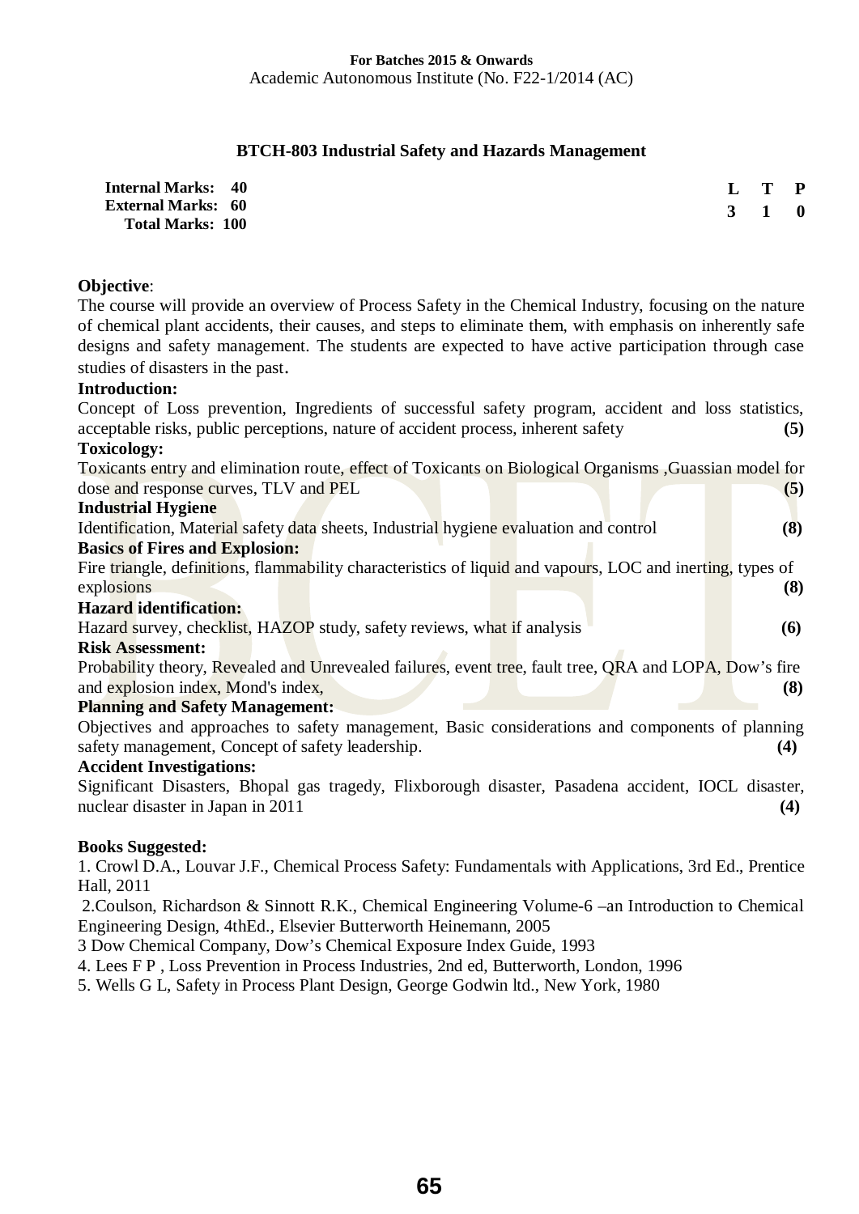**For Batches 2015 & Onwards**
Academic Autonomous Institute (No. F22-1/2014 (AC)

## BTCH-803 Industrial Safety and Hazards Management

| | | L | T | P |
|---|---|---|---|---|
| **Internal Marks:** | **40** | **3** | **1** | **0** |
| **External Marks:** | **60** | | | |
| **Total Marks:** | **100** | | | |

**Objective**:
The course will provide an overview of Process Safety in the Chemical Industry, focusing on the nature of chemical plant accidents, their causes, and steps to eliminate them, with emphasis on inherently safe designs and safety management. The students are expected to have active participation through case studies of disasters in the past.

**Introduction:**
Concept of Loss prevention, Ingredients of successful safety program, accident and loss statistics, acceptable risks, public perceptions, nature of accident process, inherent safety **(5)**

**Toxicology:**
Toxicants entry and elimination route, effect of Toxicants on Biological Organisms ,Guassian model for dose and response curves, TLV and PEL **(5)**

**Industrial Hygiene**
Identification, Material safety data sheets, Industrial hygiene evaluation and control **(8)**

**Basics of Fires and Explosion:**
Fire triangle, definitions, flammability characteristics of liquid and vapours, LOC and inerting, types of explosions **(8)**

**Hazard identification:**
Hazard survey, checklist, HAZOP study, safety reviews, what if analysis **(6)**

**Risk Assessment:**
Probability theory, Revealed and Unrevealed failures, event tree, fault tree, QRA and LOPA, Dow's fire and explosion index, Mond's index, **(8)**

**Planning and Safety Management:**
Objectives and approaches to safety management, Basic considerations and components of planning safety management, Concept of safety leadership. **(4)**

**Accident Investigations:**
Significant Disasters, Bhopal gas tragedy, Flixborough disaster, Pasadena accident, IOCL disaster, nuclear disaster in Japan in 2011 **(4)**

**Books Suggested:**

1. Crowl D.A., Louvar J.F., Chemical Process Safety: Fundamentals with Applications, 3rd Ed., Prentice Hall, 2011
2. Coulson, Richardson & Sinnott R.K., Chemical Engineering Volume-6 –an Introduction to Chemical Engineering Design, 4thEd., Elsevier Butterworth Heinemann, 2005
3. Dow Chemical Company, Dow's Chemical Exposure Index Guide, 1993
4. Lees F P , Loss Prevention in Process Industries, 2nd ed, Butterworth, London, 1996
5. Wells G L, Safety in Process Plant Design, George Godwin ltd., New York, 1980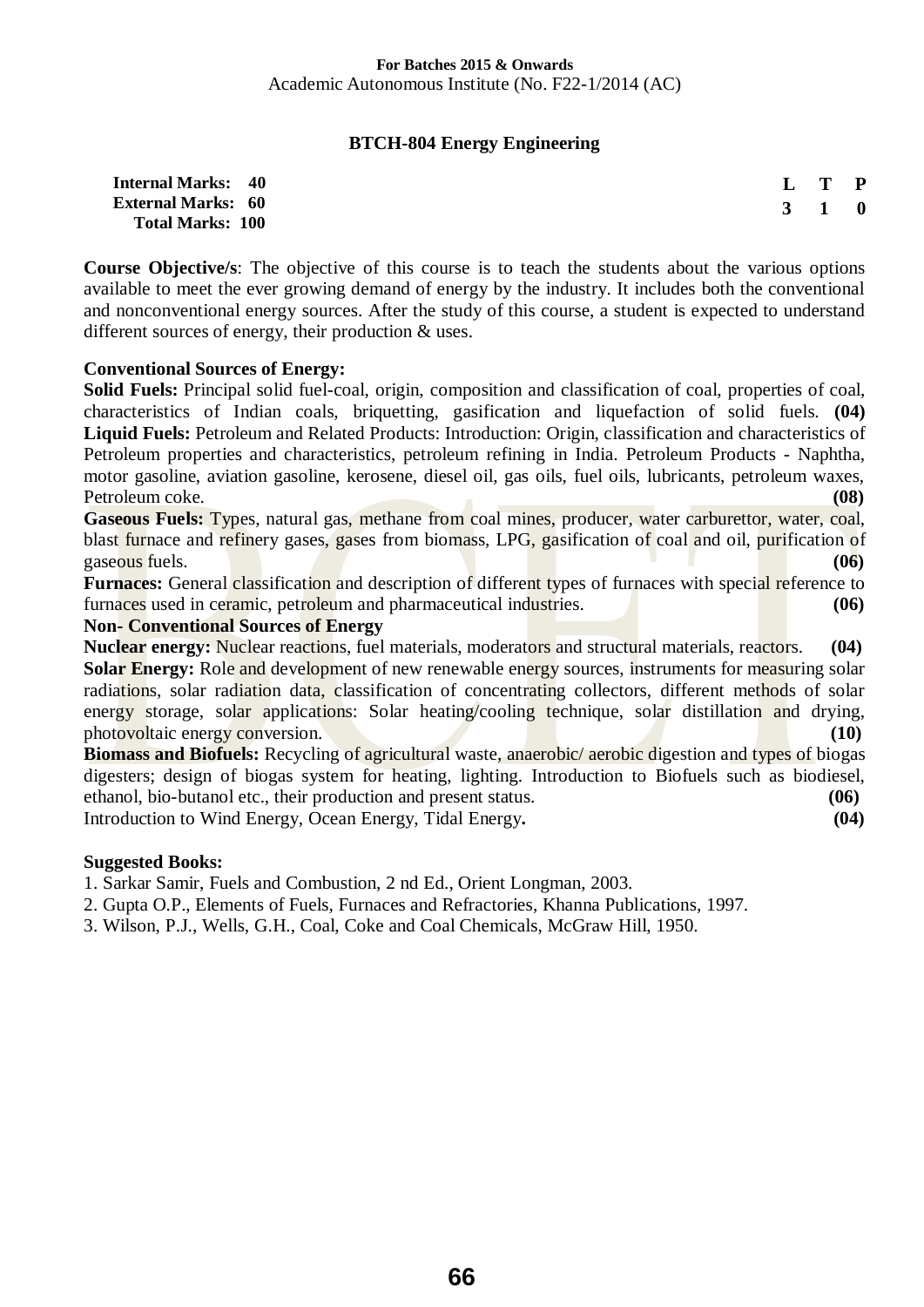**For Batches 2015 & Onwards**
Academic Autonomous Institute (No. F22-1/2014 (AC)

## BTCH-804 Energy Engineering

| | | | |
|---|---|---|---|
| **Internal Marks: 40** | **L** | **T** | **P** |
| **External Marks: 60** | **3** | **1** | **0** |
| **Total Marks: 100** | | | |

**Course Objective/s**: The objective of this course is to teach the students about the various options available to meet the ever growing demand of energy by the industry. It includes both the conventional and nonconventional energy sources. After the study of this course, a student is expected to understand different sources of energy, their production & uses.

**Conventional Sources of Energy:**

**Solid Fuels:** Principal solid fuel-coal, origin, composition and classification of coal, properties of coal, characteristics of Indian coals, briquetting, gasification and liquefaction of solid fuels. **(04)**

**Liquid Fuels:** Petroleum and Related Products: Introduction: Origin, classification and characteristics of Petroleum properties and characteristics, petroleum refining in India. Petroleum Products - Naphtha, motor gasoline, aviation gasoline, kerosene, diesel oil, gas oils, fuel oils, lubricants, petroleum waxes, Petroleum coke. **(08)**

**Gaseous Fuels:** Types, natural gas, methane from coal mines, producer, water carburettor, water, coal, blast furnace and refinery gases, gases from biomass, LPG, gasification of coal and oil, purification of gaseous fuels. **(06)**

**Furnaces:** General classification and description of different types of furnaces with special reference to furnaces used in ceramic, petroleum and pharmaceutical industries. **(06)**

**Non- Conventional Sources of Energy**

**Nuclear energy:** Nuclear reactions, fuel materials, moderators and structural materials, reactors. **(04)**

**Solar Energy:** Role and development of new renewable energy sources, instruments for measuring solar radiations, solar radiation data, classification of concentrating collectors, different methods of solar energy storage, solar applications: Solar heating/cooling technique, solar distillation and drying, photovoltaic energy conversion. **(10)**

**Biomass and Biofuels:** Recycling of agricultural waste, anaerobic/ aerobic digestion and types of biogas digesters; design of biogas system for heating, lighting. Introduction to Biofuels such as biodiesel, ethanol, bio-butanol etc., their production and present status. **(06)**

Introduction to Wind Energy, Ocean Energy, Tidal Energy**.** **(04)**

**Suggested Books:**

1. Sarkar Samir, Fuels and Combustion, 2 nd Ed., Orient Longman, 2003.
2. Gupta O.P., Elements of Fuels, Furnaces and Refractories, Khanna Publications, 1997.
3. Wilson, P.J., Wells, G.H., Coal, Coke and Coal Chemicals, McGraw Hill, 1950.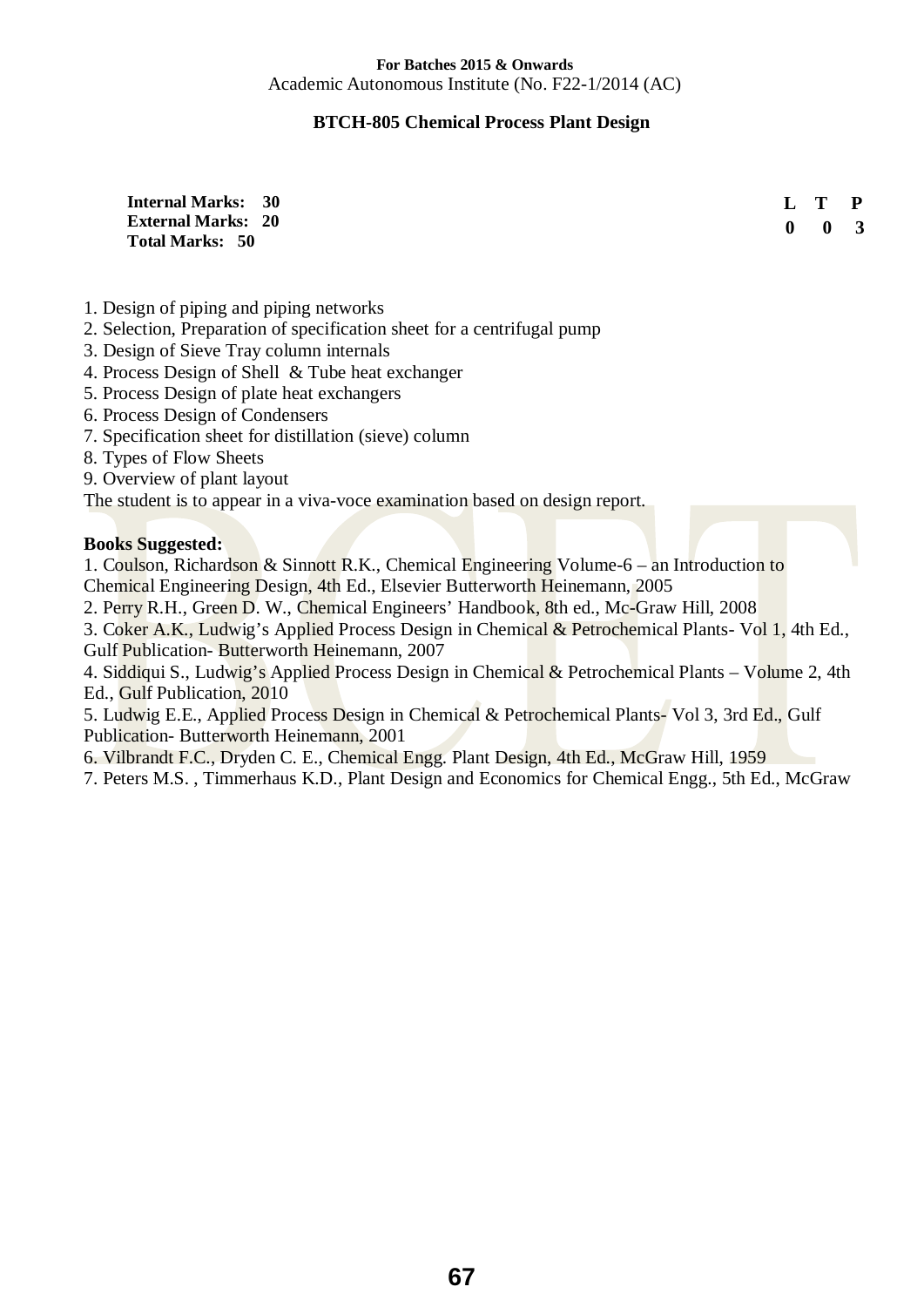**For Batches 2015 & Onwards**
Academic Autonomous Institute (No. F22-1/2014 (AC)

## BTCH-805 Chemical Process Plant Design

**Internal Marks: 30**
**External Marks: 20**
**Total Marks: 50**

| L | T | P |
|---|---|---|
| 0 | 0 | 3 |

1. Design of piping and piping networks
2. Selection, Preparation of specification sheet for a centrifugal pump
3. Design of Sieve Tray column internals
4. Process Design of Shell & Tube heat exchanger
5. Process Design of plate heat exchangers
6. Process Design of Condensers
7. Specification sheet for distillation (sieve) column
8. Types of Flow Sheets
9. Overview of plant layout

The student is to appear in a viva-voce examination based on design report.

**Books Suggested:**

1. Coulson, Richardson & Sinnott R.K., Chemical Engineering Volume-6 – an Introduction to Chemical Engineering Design, 4th Ed., Elsevier Butterworth Heinemann, 2005
2. Perry R.H., Green D. W., Chemical Engineers' Handbook, 8th ed., Mc-Graw Hill, 2008
3. Coker A.K., Ludwig's Applied Process Design in Chemical & Petrochemical Plants- Vol 1, 4th Ed., Gulf Publication- Butterworth Heinemann, 2007
4. Siddiqui S., Ludwig's Applied Process Design in Chemical & Petrochemical Plants – Volume 2, 4th Ed., Gulf Publication, 2010
5. Ludwig E.E., Applied Process Design in Chemical & Petrochemical Plants- Vol 3, 3rd Ed., Gulf Publication- Butterworth Heinemann, 2001
6. Vilbrandt F.C., Dryden C. E., Chemical Engg. Plant Design, 4th Ed., McGraw Hill, 1959
7. Peters M.S. , Timmerhaus K.D., Plant Design and Economics for Chemical Engg., 5th Ed., McGraw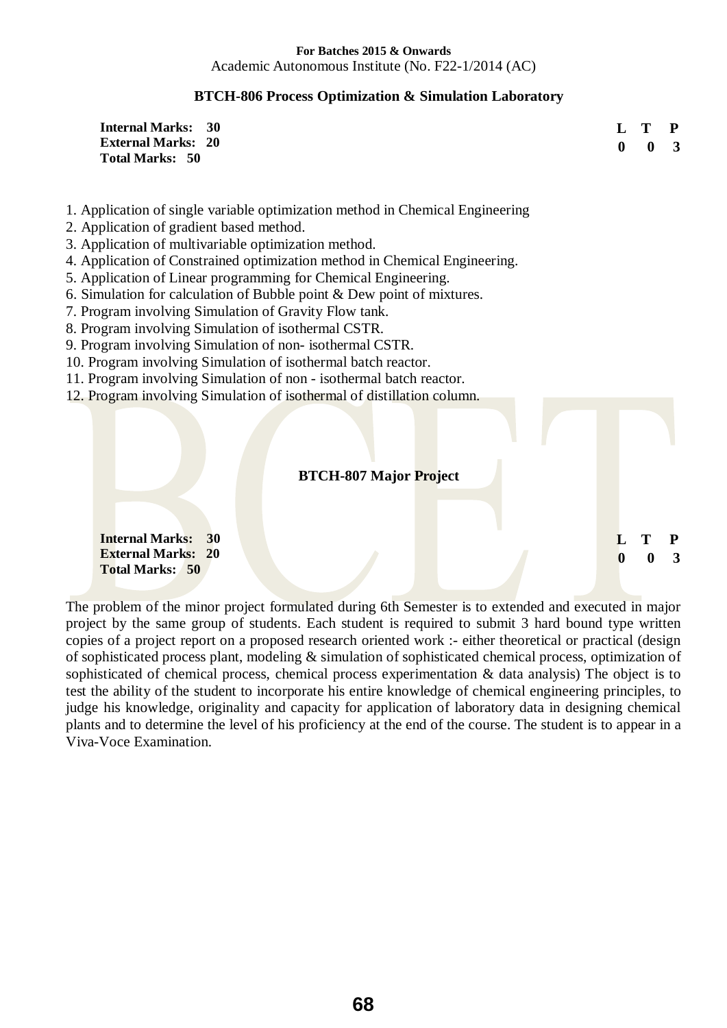**For Batches 2015 & Onwards**
Academic Autonomous Institute (No. F22-1/2014 (AC)

## BTCH-806 Process Optimization & Simulation Laboratory

**Internal Marks: 30**
**External Marks: 20**
**Total Marks: 50**

| L | T | P |
|---|---|---|
| 0 | 0 | 3 |

1. Application of single variable optimization method in Chemical Engineering
2. Application of gradient based method.
3. Application of multivariable optimization method.
4. Application of Constrained optimization method in Chemical Engineering.
5. Application of Linear programming for Chemical Engineering.
6. Simulation for calculation of Bubble point & Dew point of mixtures.
7. Program involving Simulation of Gravity Flow tank.
8. Program involving Simulation of isothermal CSTR.
9. Program involving Simulation of non- isothermal CSTR.
10. Program involving Simulation of isothermal batch reactor.
11. Program involving Simulation of non - isothermal batch reactor.
12. Program involving Simulation of isothermal of distillation column.

## BTCH-807 Major Project

**Internal Marks: 30**
**External Marks: 20**
**Total Marks: 50**

| L | T | P |
|---|---|---|
| 0 | 0 | 3 |

The problem of the minor project formulated during 6th Semester is to extended and executed in major project by the same group of students. Each student is required to submit 3 hard bound type written copies of a project report on a proposed research oriented work :- either theoretical or practical (design of sophisticated process plant, modeling & simulation of sophisticated chemical process, optimization of sophisticated of chemical process, chemical process experimentation & data analysis) The object is to test the ability of the student to incorporate his entire knowledge of chemical engineering principles, to judge his knowledge, originality and capacity for application of laboratory data in designing chemical plants and to determine the level of his proficiency at the end of the course. The student is to appear in a Viva-Voce Examination.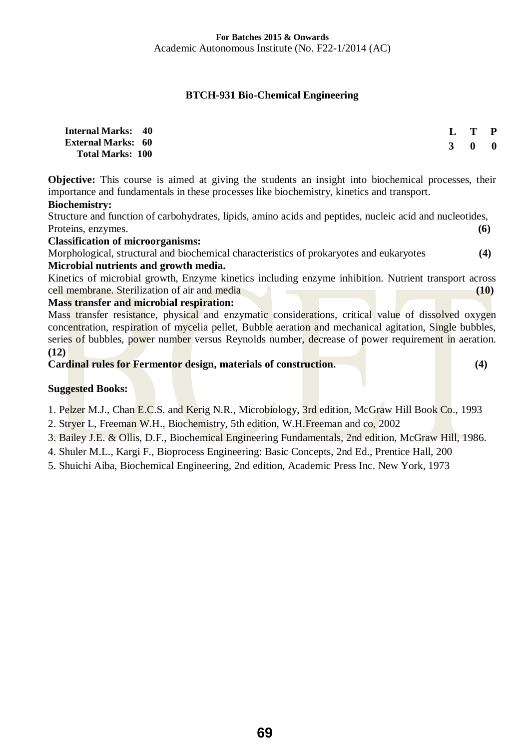## BTCH-931 Bio-Chemical Engineering

| | | L | T | P |
|---|---|---|---|---|
| **Internal Marks:** | **40** | **3** | **0** | **0** |
| **External Marks:** | **60** | | | |
| **Total Marks:** | **100** | | | |

**Objective:** This course is aimed at giving the students an insight into biochemical processes, their importance and fundamentals in these processes like biochemistry, kinetics and transport.

**Biochemistry:**

Structure and function of carbohydrates, lipids, amino acids and peptides, nucleic acid and nucleotides, Proteins, enzymes. **(6)**

**Classification of microorganisms:**

Morphological, structural and biochemical characteristics of prokaryotes and eukaryotes **(4)**

**Microbial nutrients and growth media.**

Kinetics of microbial growth, Enzyme kinetics including enzyme inhibition. Nutrient transport across cell membrane. Sterilization of air and media **(10)**

**Mass transfer and microbial respiration:**

Mass transfer resistance, physical and enzymatic considerations, critical value of dissolved oxygen concentration, respiration of mycelia pellet, Bubble aeration and mechanical agitation, Single bubbles, series of bubbles, power number versus Reynolds number, decrease of power requirement in aeration. **(12)**

**Cardinal rules for Fermentor design, materials of construction. (4)**

**Suggested Books:**

1. Pelzer M.J., Chan E.C.S. and Kerig N.R., Microbiology, 3rd edition, McGraw Hill Book Co., 1993
2. Stryer L, Freeman W.H., Biochemistry, 5th edition, W.H.Freeman and co, 2002
3. Bailey J.E. & Ollis, D.F., Biochemical Engineering Fundamentals, 2nd edition, McGraw Hill, 1986.
4. Shuler M.L., Kargi F., Bioprocess Engineering: Basic Concepts, 2nd Ed., Prentice Hall, 200
5. Shuichi Aiba, Biochemical Engineering, 2nd edition, Academic Press Inc. New York, 1973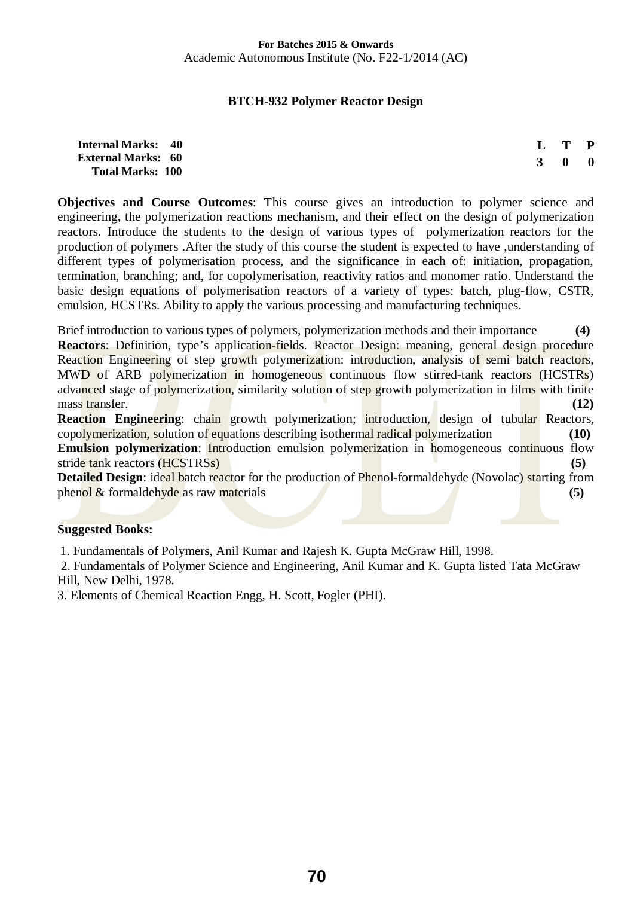**For Batches 2015 & Onwards**
Academic Autonomous Institute (No. F22-1/2014 (AC)

## BTCH-932 Polymer Reactor Design

| | |
|---|---|
| **Internal Marks: 40** | **L T P** |
| **External Marks: 60** | **3 0 0** |
| **Total Marks: 100** | |

**Objectives and Course Outcomes**: This course gives an introduction to polymer science and engineering, the polymerization reactions mechanism, and their effect on the design of polymerization reactors. Introduce the students to the design of various types of polymerization reactors for the production of polymers .After the study of this course the student is expected to have ,understanding of different types of polymerisation process, and the significance in each of: initiation, propagation, termination, branching; and, for copolymerisation, reactivity ratios and monomer ratio. Understand the basic design equations of polymerisation reactors of a variety of types: batch, plug-flow, CSTR, emulsion, HCSTRs. Ability to apply the various processing and manufacturing techniques.

Brief introduction to various types of polymers, polymerization methods and their importance **(4)**

**Reactors**: Definition, type's application-fields. Reactor Design: meaning, general design procedure Reaction Engineering of step growth polymerization: introduction, analysis of semi batch reactors, MWD of ARB polymerization in homogeneous continuous flow stirred-tank reactors (HCSTRs) advanced stage of polymerization, similarity solution of step growth polymerization in films with finite mass transfer. **(12)**

**Reaction Engineering**: chain growth polymerization; introduction, design of tubular Reactors, copolymerization, solution of equations describing isothermal radical polymerization **(10)**

**Emulsion polymerization**: Introduction emulsion polymerization in homogeneous continuous flow stride tank reactors (HCSTRSs) **(5)**

**Detailed Design**: ideal batch reactor for the production of Phenol-formaldehyde (Novolac) starting from phenol & formaldehyde as raw materials **(5)**

**Suggested Books:**

1. Fundamentals of Polymers, Anil Kumar and Rajesh K. Gupta McGraw Hill, 1998.
2. Fundamentals of Polymer Science and Engineering, Anil Kumar and K. Gupta listed Tata McGraw Hill, New Delhi, 1978.
3. Elements of Chemical Reaction Engg, H. Scott, Fogler (PHI).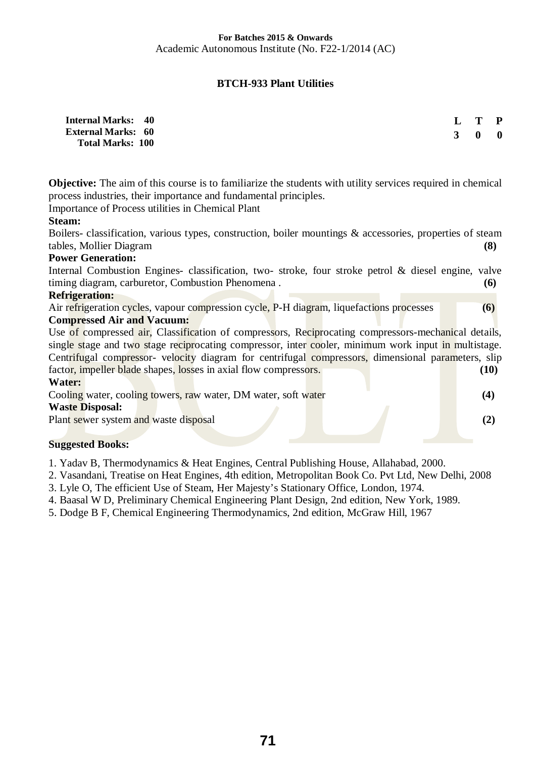**For Batches 2015 & Onwards**
Academic Autonomous Institute (No. F22-1/2014 (AC)

## BTCH-933 Plant Utilities

| | | L | T | P |
|---|---|---|---|---|
| **Internal Marks:** | **40** | **3** | **0** | **0** |
| **External Marks:** | **60** | | | |
| **Total Marks:** | **100** | | | |

**Objective:** The aim of this course is to familiarize the students with utility services required in chemical process industries, their importance and fundamental principles.

Importance of Process utilities in Chemical Plant

**Steam:**

Boilers- classification, various types, construction, boiler mountings & accessories, properties of steam tables, Mollier Diagram **(8)**

**Power Generation:**

Internal Combustion Engines- classification, two- stroke, four stroke petrol & diesel engine, valve timing diagram, carburetor, Combustion Phenomena . **(6)**

**Refrigeration:**

Air refrigeration cycles, vapour compression cycle, P-H diagram, liquefactions processes **(6)**

**Compressed Air and Vacuum:**

Use of compressed air, Classification of compressors, Reciprocating compressors-mechanical details, single stage and two stage reciprocating compressor, inter cooler, minimum work input in multistage. Centrifugal compressor- velocity diagram for centrifugal compressors, dimensional parameters, slip factor, impeller blade shapes, losses in axial flow compressors. **(10)**

**Water:**

Cooling water, cooling towers, raw water, DM water, soft water **(4)**

**Waste Disposal:**

Plant sewer system and waste disposal **(2)**

**Suggested Books:**

1. Yadav B, Thermodynamics & Heat Engines, Central Publishing House, Allahabad, 2000.
2. Vasandani, Treatise on Heat Engines, 4th edition, Metropolitan Book Co. Pvt Ltd, New Delhi, 2008
3. Lyle O, The efficient Use of Steam, Her Majesty's Stationary Office, London, 1974.
4. Baasal W D, Preliminary Chemical Engineering Plant Design, 2nd edition, New York, 1989.
5. Dodge B F, Chemical Engineering Thermodynamics, 2nd edition, McGraw Hill, 1967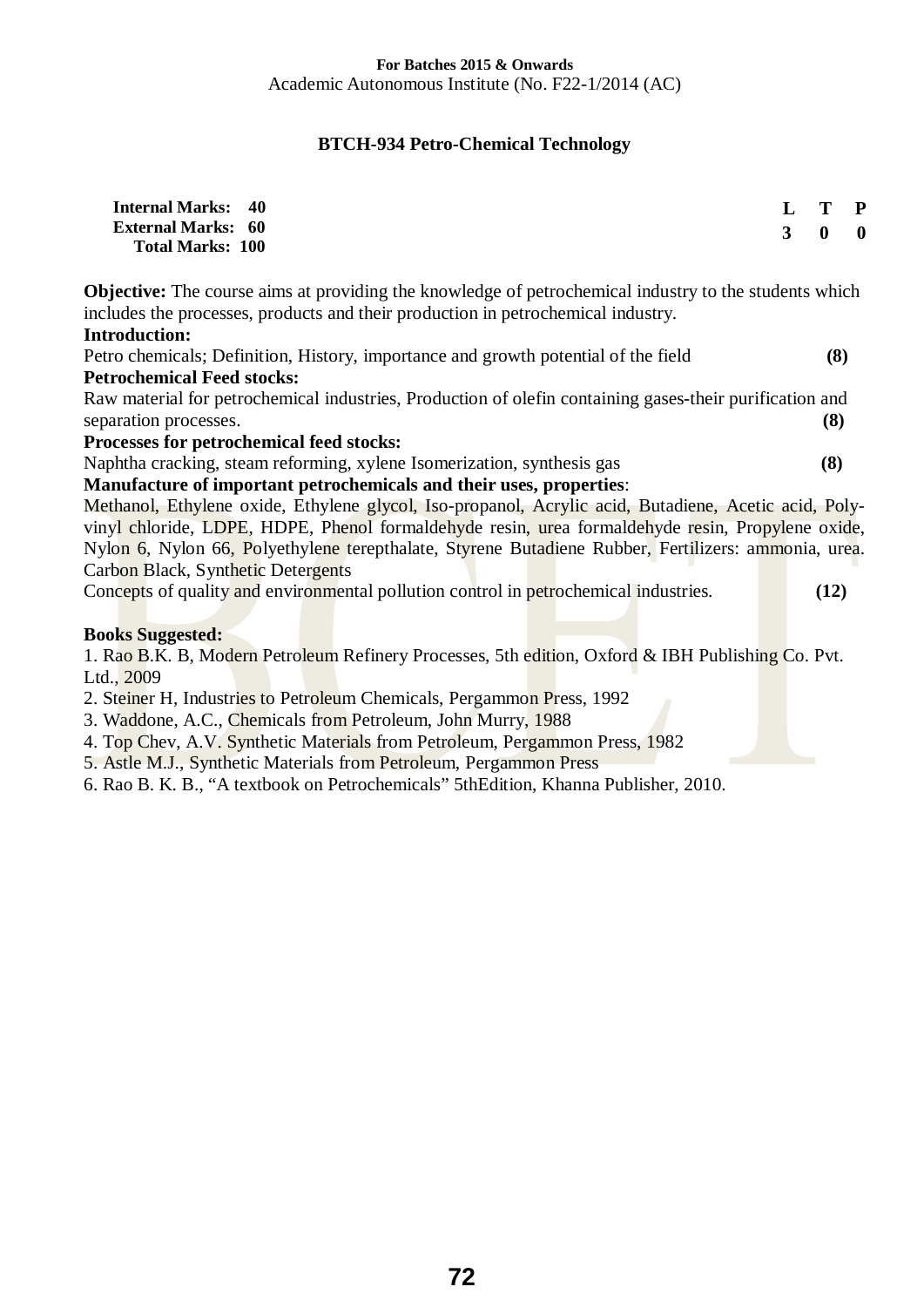**For Batches 2015 & Onwards**
Academic Autonomous Institute (No. F22-1/2014 (AC)

## BTCH-934 Petro-Chemical Technology

| | L | T | P |
|---|---|---|---|
| **Internal Marks: 40** | **3** | **0** | **0** |
| **External Marks: 60** | | | |
| **Total Marks: 100** | | | |

**Objective:** The course aims at providing the knowledge of petrochemical industry to the students which includes the processes, products and their production in petrochemical industry.

**Introduction:**
Petro chemicals; Definition, History, importance and growth potential of the field **(8)**

**Petrochemical Feed stocks:**
Raw material for petrochemical industries, Production of olefin containing gases-their purification and separation processes. **(8)**

**Processes for petrochemical feed stocks:**
Naphtha cracking, steam reforming, xylene Isomerization, synthesis gas **(8)**

**Manufacture of important petrochemicals and their uses, properties**:
Methanol, Ethylene oxide, Ethylene glycol, Iso-propanol, Acrylic acid, Butadiene, Acetic acid, Poly-vinyl chloride, LDPE, HDPE, Phenol formaldehyde resin, urea formaldehyde resin, Propylene oxide, Nylon 6, Nylon 66, Polyethylene terepthalate, Styrene Butadiene Rubber, Fertilizers: ammonia, urea. Carbon Black, Synthetic Detergents
Concepts of quality and environmental pollution control in petrochemical industries. **(12)**

**Books Suggested:**

1. Rao B.K. B, Modern Petroleum Refinery Processes, 5th edition, Oxford & IBH Publishing Co. Pvt. Ltd., 2009
2. Steiner H, Industries to Petroleum Chemicals, Pergammon Press, 1992
3. Waddone, A.C., Chemicals from Petroleum, John Murry, 1988
4. Top Chev, A.V. Synthetic Materials from Petroleum, Pergammon Press, 1982
5. Astle M.J., Synthetic Materials from Petroleum, Pergammon Press
6. Rao B. K. B., "A textbook on Petrochemicals" 5thEdition, Khanna Publisher, 2010.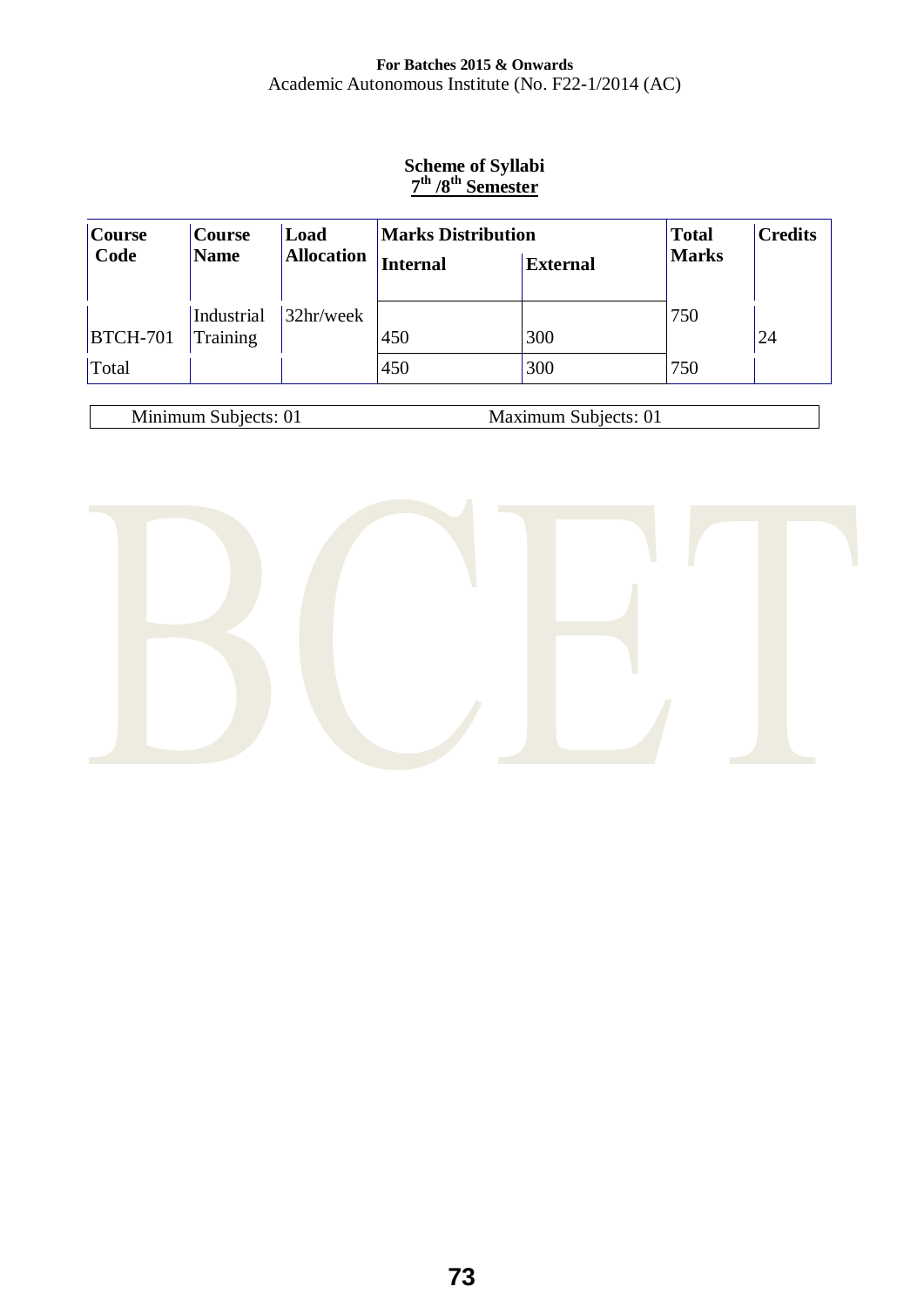**For Batches 2015 & Onwards**
Academic Autonomous Institute (No. F22-1/2014 (AC)

## Scheme of Syllabi
## 7th /8th Semester

| Course Code | Course Name | Load Allocation | Marks Distribution | | Total Marks | Credits |
|---|---|---|---|---|---|---|
| | | | Internal | External | | |
| BTCH-701 | Industrial Training | 32hr/week | 450 | 300 | 750 | 24 |
| Total | | | 450 | 300 | 750 | |

| | |
|---|---|
| Minimum Subjects: 01 | Maximum Subjects: 01 |